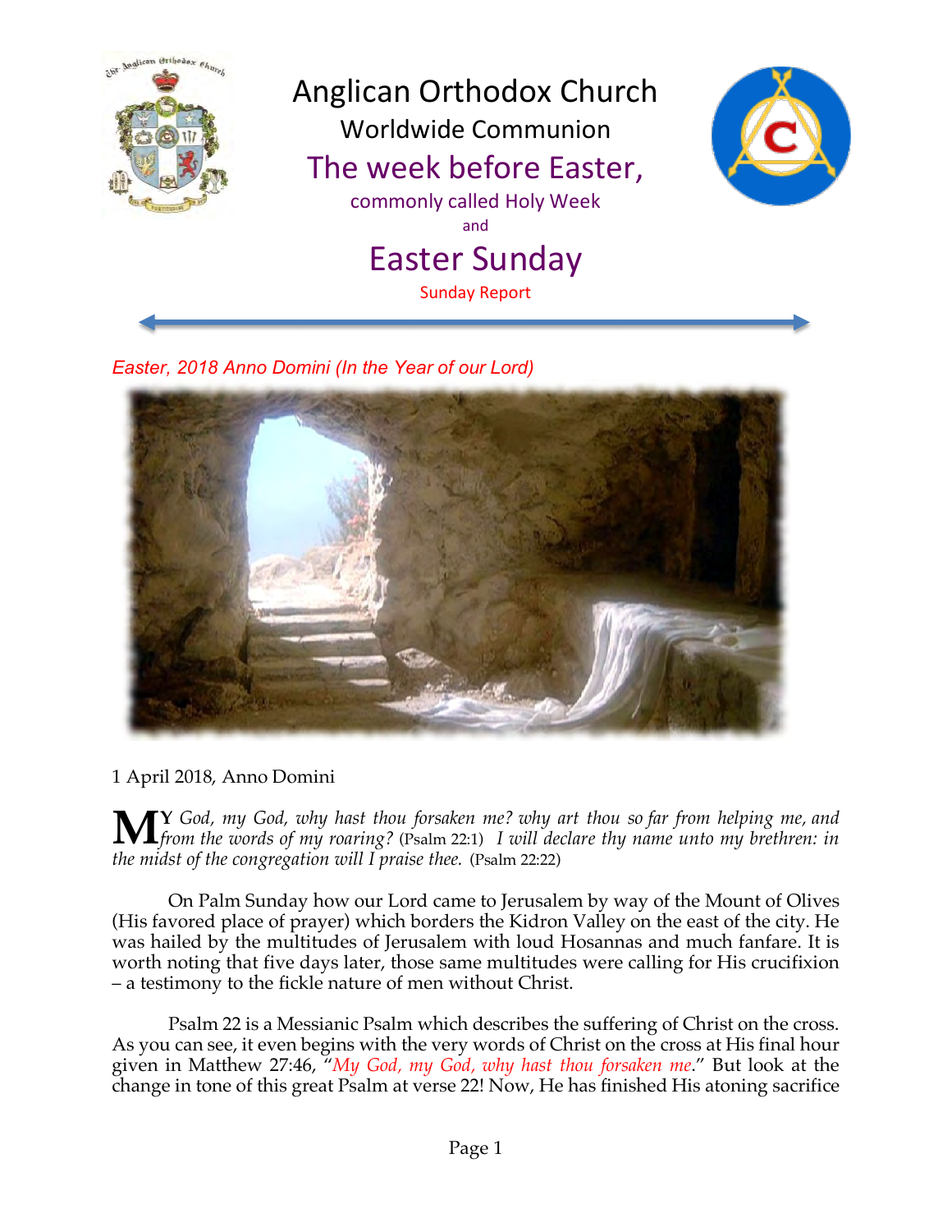# Anglican Orthodox Church

## Worldwide Communion

## The week before Easter,

commonly called Holy Week

and

## Easter Sunday

Sunday Report

*Easter, 2018 Anno Domini (In the Year of our Lord)*

1 April 2018, Anno Domini

**MY** *God, my God, why hast thou forsaken me? why art thou so far from helping me, and from the words of my roaring?* (Psalm 22:1) *I will declare thy name unto my brethren: in the midst of the congregation will I praise thee.* (Psalm 22:22)

On Palm Sunday how our Lord came to Jerusalem by way of the Mount of Olives (His favored place of prayer) which borders the Kidron Valley on the east of the city. He was hailed by the multitudes of Jerusalem with loud Hosannas and much fanfare. It is worth noting that five days later, those same multitudes were calling for His crucifixion – a testimony to the fickle nature of men without Christ.

Psalm 22 is a Messianic Psalm which describes the suffering of Christ on the cross. As you can see, it even begins with the very words of Christ on the cross at His final hour given in Matthew 27:46, "*My God, my God, why hast thou forsaken me*." But look at the change in tone of this great Psalm at verse 22! Now, He has finished His atoning sacrifice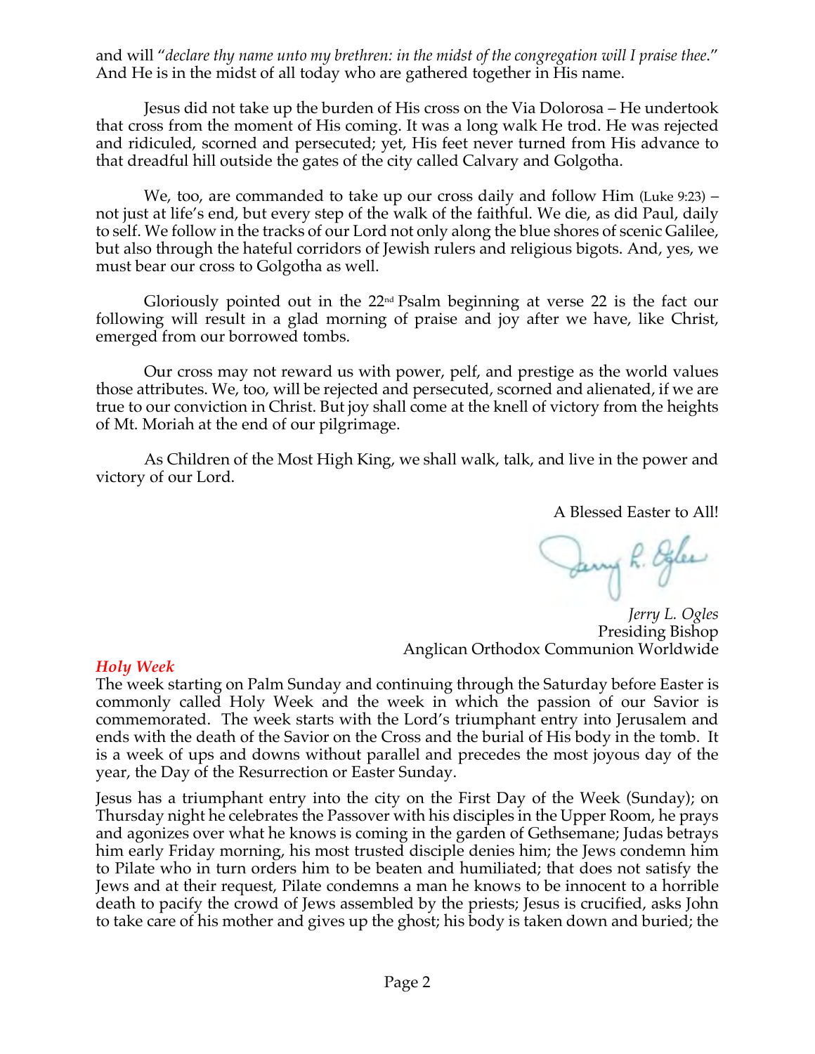and will "*declare thy name unto my brethren: in the midst of the congregation will I praise thee*." And He is in the midst of all today who are gathered together in His name.

Jesus did not take up the burden of His cross on the Via Dolorosa – He undertook that cross from the moment of His coming. It was a long walk He trod. He was rejected and ridiculed, scorned and persecuted; yet, His feet never turned from His advance to that dreadful hill outside the gates of the city called Calvary and Golgotha.

We, too, are commanded to take up our cross daily and follow Him (Luke 9:23) – not just at life's end, but every step of the walk of the faithful. We die, as did Paul, daily to self. We follow in the tracks of our Lord not only along the blue shores of scenic Galilee, but also through the hateful corridors of Jewish rulers and religious bigots. And, yes, we must bear our cross to Golgotha as well.

Gloriously pointed out in the 22nd Psalm beginning at verse 22 is the fact our following will result in a glad morning of praise and joy after we have, like Christ, emerged from our borrowed tombs.

Our cross may not reward us with power, pelf, and prestige as the world values those attributes. We, too, will be rejected and persecuted, scorned and alienated, if we are true to our conviction in Christ. But joy shall come at the knell of victory from the heights of Mt. Moriah at the end of our pilgrimage.

As Children of the Most High King, we shall walk, talk, and live in the power and victory of our Lord.

A Blessed Easter to All!

*Jerry L. Ogles*
Presiding Bishop
Anglican Orthodox Communion Worldwide

### *Holy Week*

The week starting on Palm Sunday and continuing through the Saturday before Easter is commonly called Holy Week and the week in which the passion of our Savior is commemorated. The week starts with the Lord's triumphant entry into Jerusalem and ends with the death of the Savior on the Cross and the burial of His body in the tomb. It is a week of ups and downs without parallel and precedes the most joyous day of the year, the Day of the Resurrection or Easter Sunday.

Jesus has a triumphant entry into the city on the First Day of the Week (Sunday); on Thursday night he celebrates the Passover with his disciples in the Upper Room, he prays and agonizes over what he knows is coming in the garden of Gethsemane; Judas betrays him early Friday morning, his most trusted disciple denies him; the Jews condemn him to Pilate who in turn orders him to be beaten and humiliated; that does not satisfy the Jews and at their request, Pilate condemns a man he knows to be innocent to a horrible death to pacify the crowd of Jews assembled by the priests; Jesus is crucified, asks John to take care of his mother and gives up the ghost; his body is taken down and buried; the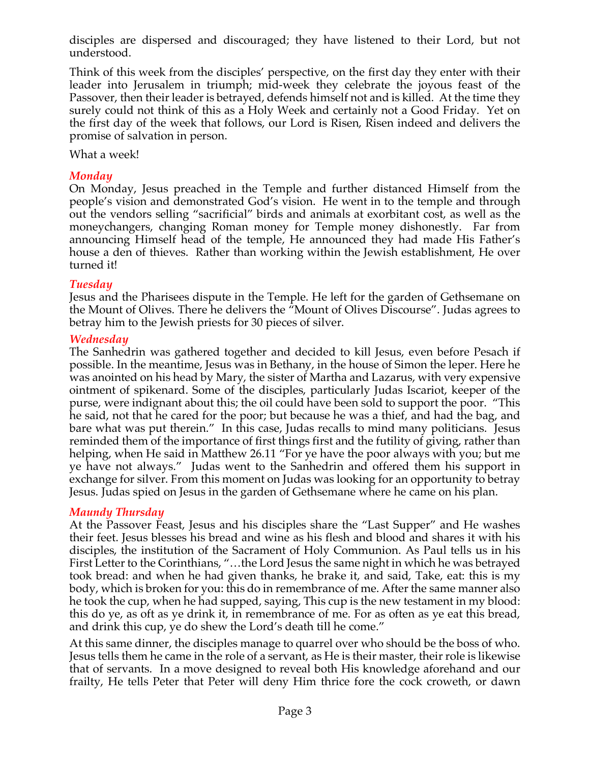disciples are dispersed and discouraged; they have listened to their Lord, but not understood.

Think of this week from the disciples' perspective, on the first day they enter with their leader into Jerusalem in triumph; mid-week they celebrate the joyous feast of the Passover, then their leader is betrayed, defends himself not and is killed. At the time they surely could not think of this as a Holy Week and certainly not a Good Friday. Yet on the first day of the week that follows, our Lord is Risen, Risen indeed and delivers the promise of salvation in person.

What a week!

### *Monday*

On Monday, Jesus preached in the Temple and further distanced Himself from the people's vision and demonstrated God's vision. He went in to the temple and through out the vendors selling "sacrificial" birds and animals at exorbitant cost, as well as the moneychangers, changing Roman money for Temple money dishonestly. Far from announcing Himself head of the temple, He announced they had made His Father's house a den of thieves. Rather than working within the Jewish establishment, He over turned it!

### *Tuesday*

Jesus and the Pharisees dispute in the Temple. He left for the garden of Gethsemane on the Mount of Olives. There he delivers the "Mount of Olives Discourse". Judas agrees to betray him to the Jewish priests for 30 pieces of silver.

### *Wednesday*

The Sanhedrin was gathered together and decided to kill Jesus, even before Pesach if possible. In the meantime, Jesus was in Bethany, in the house of Simon the leper. Here he was anointed on his head by Mary, the sister of Martha and Lazarus, with very expensive ointment of spikenard. Some of the disciples, particularly Judas Iscariot, keeper of the purse, were indignant about this; the oil could have been sold to support the poor. "This he said, not that he cared for the poor; but because he was a thief, and had the bag, and bare what was put therein." In this case, Judas recalls to mind many politicians. Jesus reminded them of the importance of first things first and the futility of giving, rather than helping, when He said in Matthew 26.11 "For ye have the poor always with you; but me ye have not always." Judas went to the Sanhedrin and offered them his support in exchange for silver. From this moment on Judas was looking for an opportunity to betray Jesus. Judas spied on Jesus in the garden of Gethsemane where he came on his plan.

### *Maundy Thursday*

At the Passover Feast, Jesus and his disciples share the "Last Supper" and He washes their feet. Jesus blesses his bread and wine as his flesh and blood and shares it with his disciples, the institution of the Sacrament of Holy Communion. As Paul tells us in his First Letter to the Corinthians, "…the Lord Jesus the same night in which he was betrayed took bread: and when he had given thanks, he brake it, and said, Take, eat: this is my body, which is broken for you: this do in remembrance of me. After the same manner also he took the cup, when he had supped, saying, This cup is the new testament in my blood: this do ye, as oft as ye drink it, in remembrance of me. For as often as ye eat this bread, and drink this cup, ye do shew the Lord's death till he come."

At this same dinner, the disciples manage to quarrel over who should be the boss of who. Jesus tells them he came in the role of a servant, as He is their master, their role is likewise that of servants. In a move designed to reveal both His knowledge aforehand and our frailty, He tells Peter that Peter will deny Him thrice fore the cock croweth, or dawn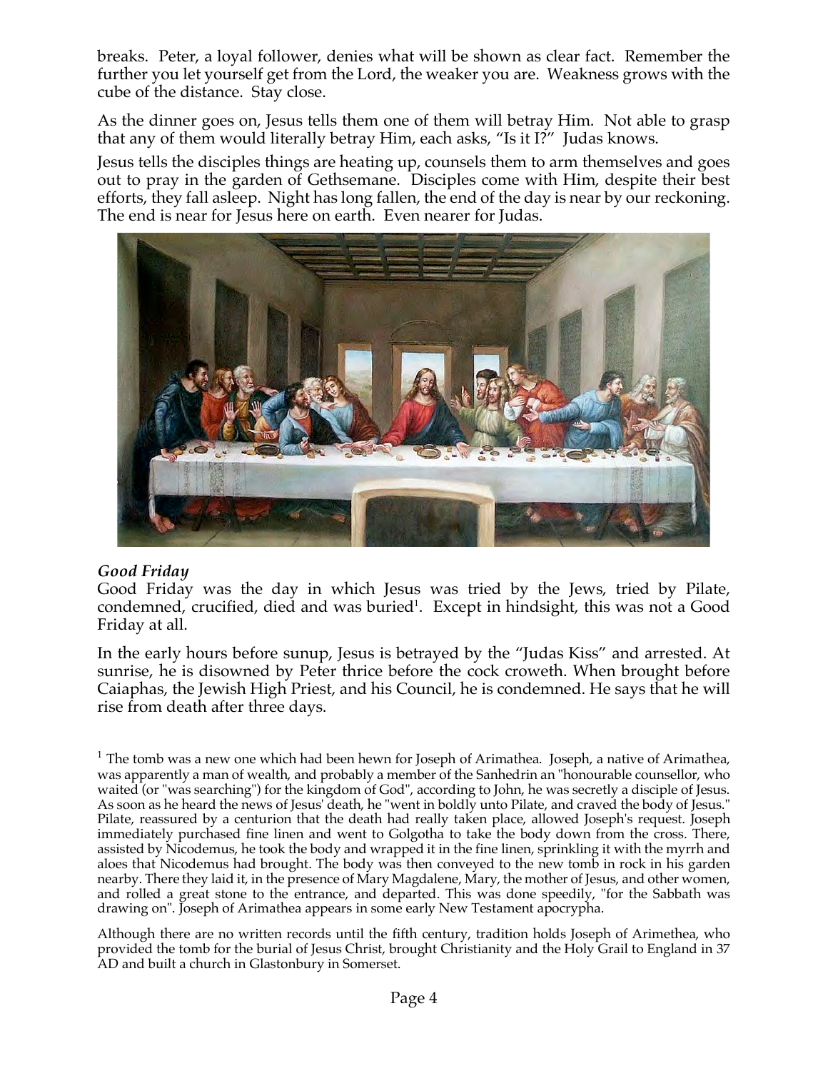breaks. Peter, a loyal follower, denies what will be shown as clear fact. Remember the further you let yourself get from the Lord, the weaker you are. Weakness grows with the cube of the distance. Stay close.

As the dinner goes on, Jesus tells them one of them will betray Him. Not able to grasp that any of them would literally betray Him, each asks, "Is it I?" Judas knows.

Jesus tells the disciples things are heating up, counsels them to arm themselves and goes out to pray in the garden of Gethsemane. Disciples come with Him, despite their best efforts, they fall asleep. Night has long fallen, the end of the day is near by our reckoning. The end is near for Jesus here on earth. Even nearer for Judas.

### *Good Friday*

Good Friday was the day in which Jesus was tried by the Jews, tried by Pilate, condemned, crucified, died and was buried[1]. Except in hindsight, this was not a Good Friday at all.

In the early hours before sunup, Jesus is betrayed by the "Judas Kiss" and arrested. At sunrise, he is disowned by Peter thrice before the cock croweth. When brought before Caiaphas, the Jewish High Priest, and his Council, he is condemned. He says that he will rise from death after three days.

[1] The tomb was a new one which had been hewn for Joseph of Arimathea. Joseph, a native of Arimathea, was apparently a man of wealth, and probably a member of the Sanhedrin an "honourable counsellor, who waited (or "was searching") for the kingdom of God", according to John, he was secretly a disciple of Jesus. As soon as he heard the news of Jesus' death, he "went in boldly unto Pilate, and craved the body of Jesus." Pilate, reassured by a centurion that the death had really taken place, allowed Joseph's request. Joseph immediately purchased fine linen and went to Golgotha to take the body down from the cross. There, assisted by Nicodemus, he took the body and wrapped it in the fine linen, sprinkling it with the myrrh and aloes that Nicodemus had brought. The body was then conveyed to the new tomb in rock in his garden nearby. There they laid it, in the presence of Mary Magdalene, Mary, the mother of Jesus, and other women, and rolled a great stone to the entrance, and departed. This was done speedily, "for the Sabbath was drawing on". Joseph of Arimathea appears in some early New Testament apocrypha.

Although there are no written records until the fifth century, tradition holds Joseph of Arimethea, who provided the tomb for the burial of Jesus Christ, brought Christianity and the Holy Grail to England in 37 AD and built a church in Glastonbury in Somerset.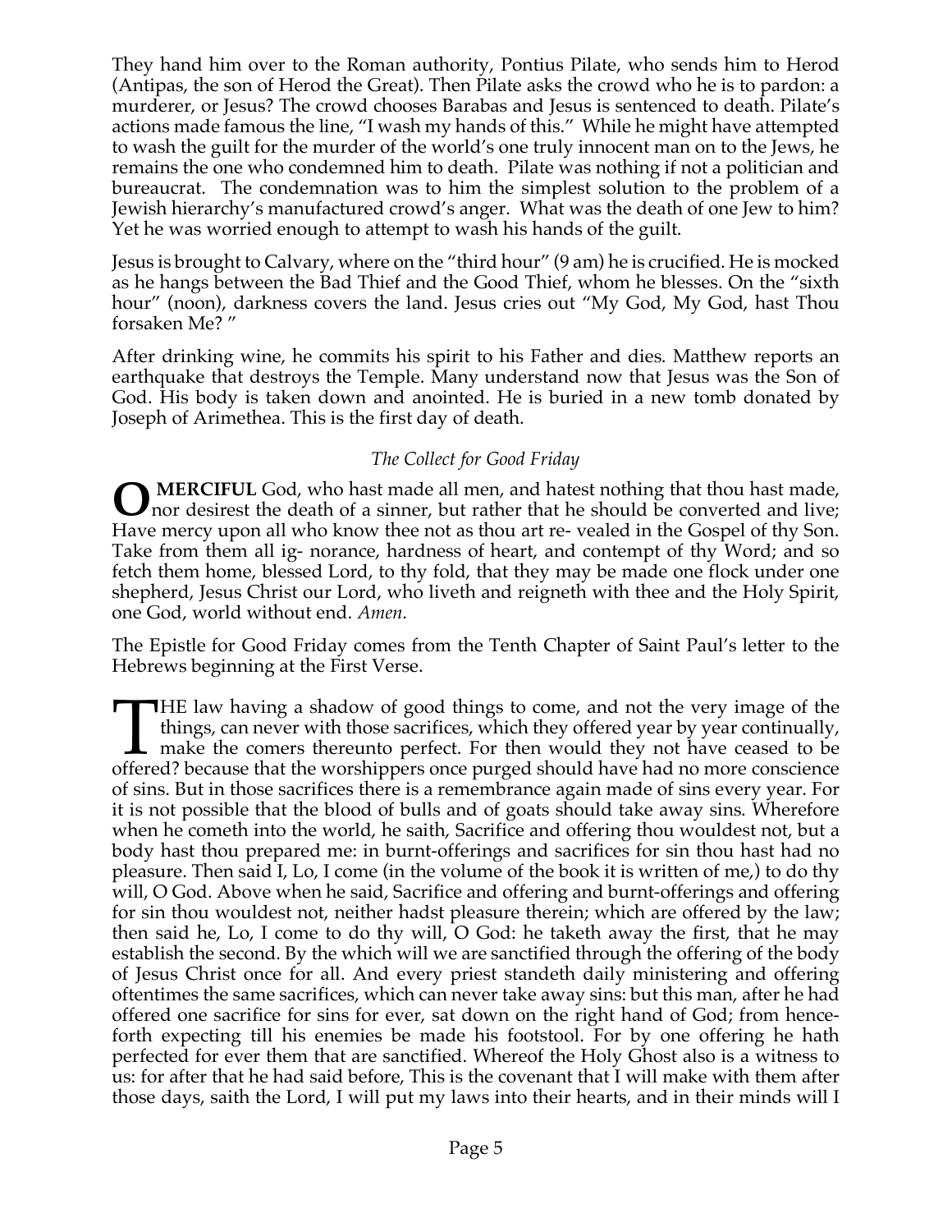They hand him over to the Roman authority, Pontius Pilate, who sends him to Herod (Antipas, the son of Herod the Great). Then Pilate asks the crowd who he is to pardon: a murderer, or Jesus? The crowd chooses Barabas and Jesus is sentenced to death. Pilate's actions made famous the line, "I wash my hands of this." While he might have attempted to wash the guilt for the murder of the world's one truly innocent man on to the Jews, he remains the one who condemned him to death. Pilate was nothing if not a politician and bureaucrat. The condemnation was to him the simplest solution to the problem of a Jewish hierarchy's manufactured crowd's anger. What was the death of one Jew to him? Yet he was worried enough to attempt to wash his hands of the guilt.

Jesus is brought to Calvary, where on the "third hour" (9 am) he is crucified. He is mocked as he hangs between the Bad Thief and the Good Thief, whom he blesses. On the "sixth hour" (noon), darkness covers the land. Jesus cries out "My God, My God, hast Thou forsaken Me? "

After drinking wine, he commits his spirit to his Father and dies. Matthew reports an earthquake that destroys the Temple. Many understand now that Jesus was the Son of God. His body is taken down and anointed. He is buried in a new tomb donated by Joseph of Arimethea. This is the first day of death.

*The Collect for Good Friday*

**O MERCIFUL** God, who hast made all men, and hatest nothing that thou hast made, nor desirest the death of a sinner, but rather that he should be converted and live; Have mercy upon all who know thee not as thou art re- vealed in the Gospel of thy Son. Take from them all ig- norance, hardness of heart, and contempt of thy Word; and so fetch them home, blessed Lord, to thy fold, that they may be made one flock under one shepherd, Jesus Christ our Lord, who liveth and reigneth with thee and the Holy Spirit, one God, world without end. *Amen*.

The Epistle for Good Friday comes from the Tenth Chapter of Saint Paul's letter to the Hebrews beginning at the First Verse.

THE law having a shadow of good things to come, and not the very image of the things, can never with those sacrifices, which they offered year by year continually, make the comers thereunto perfect. For then would they not have ceased to be offered? because that the worshippers once purged should have had no more conscience of sins. But in those sacrifices there is a remembrance again made of sins every year. For it is not possible that the blood of bulls and of goats should take away sins. Wherefore when he cometh into the world, he saith, Sacrifice and offering thou wouldest not, but a body hast thou prepared me: in burnt-offerings and sacrifices for sin thou hast had no pleasure. Then said I, Lo, I come (in the volume of the book it is written of me,) to do thy will, O God. Above when he said, Sacrifice and offering and burnt-offerings and offering for sin thou wouldest not, neither hadst pleasure therein; which are offered by the law; then said he, Lo, I come to do thy will, O God: he taketh away the first, that he may establish the second. By the which will we are sanctified through the offering of the body of Jesus Christ once for all. And every priest standeth daily ministering and offering oftentimes the same sacrifices, which can never take away sins: but this man, after he had offered one sacrifice for sins for ever, sat down on the right hand of God; from henceforth expecting till his enemies be made his footstool. For by one offering he hath perfected for ever them that are sanctified. Whereof the Holy Ghost also is a witness to us: for after that he had said before, This is the covenant that I will make with them after those days, saith the Lord, I will put my laws into their hearts, and in their minds will I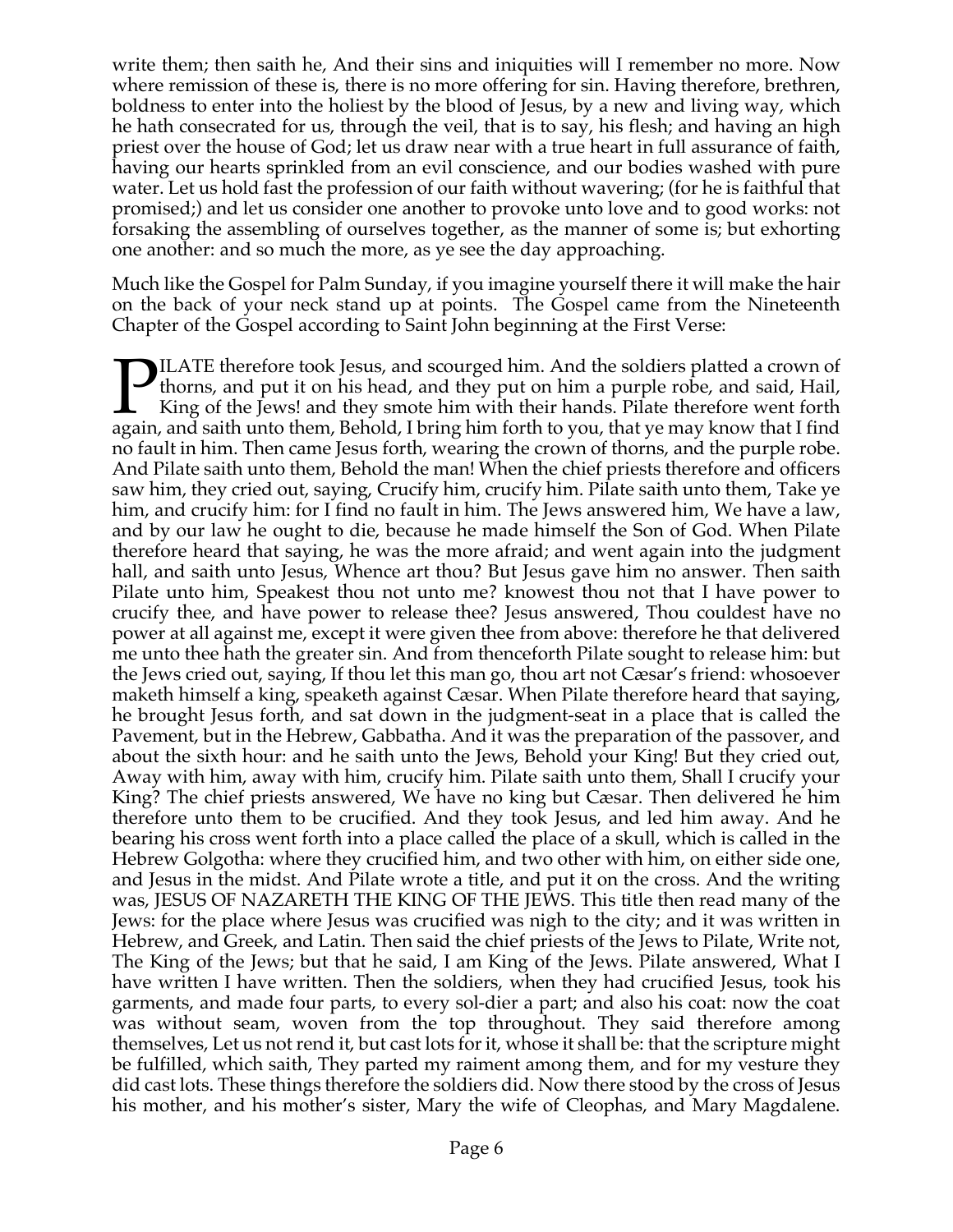write them; then saith he, And their sins and iniquities will I remember no more. Now where remission of these is, there is no more offering for sin. Having therefore, brethren, boldness to enter into the holiest by the blood of Jesus, by a new and living way, which he hath consecrated for us, through the veil, that is to say, his flesh; and having an high priest over the house of God; let us draw near with a true heart in full assurance of faith, having our hearts sprinkled from an evil conscience, and our bodies washed with pure water. Let us hold fast the profession of our faith without wavering; (for he is faithful that promised;) and let us consider one another to provoke unto love and to good works: not forsaking the assembling of ourselves together, as the manner of some is; but exhorting one another: and so much the more, as ye see the day approaching.

Much like the Gospel for Palm Sunday, if you imagine yourself there it will make the hair on the back of your neck stand up at points. The Gospel came from the Nineteenth Chapter of the Gospel according to Saint John beginning at the First Verse:

PILATE therefore took Jesus, and scourged him. And the soldiers platted a crown of thorns, and put it on his head, and they put on him a purple robe, and said, Hail, King of the Jews! and they smote him with their hands. Pilate therefore went forth again, and saith unto them, Behold, I bring him forth to you, that ye may know that I find no fault in him. Then came Jesus forth, wearing the crown of thorns, and the purple robe. And Pilate saith unto them, Behold the man! When the chief priests therefore and officers saw him, they cried out, saying, Crucify him, crucify him. Pilate saith unto them, Take ye him, and crucify him: for I find no fault in him. The Jews answered him, We have a law, and by our law he ought to die, because he made himself the Son of God. When Pilate therefore heard that saying, he was the more afraid; and went again into the judgment hall, and saith unto Jesus, Whence art thou? But Jesus gave him no answer. Then saith Pilate unto him, Speakest thou not unto me? knowest thou not that I have power to crucify thee, and have power to release thee? Jesus answered, Thou couldest have no power at all against me, except it were given thee from above: therefore he that delivered me unto thee hath the greater sin. And from thenceforth Pilate sought to release him: but the Jews cried out, saying, If thou let this man go, thou art not Cæsar's friend: whosoever maketh himself a king, speaketh against Cæsar. When Pilate therefore heard that saying, he brought Jesus forth, and sat down in the judgment-seat in a place that is called the Pavement, but in the Hebrew, Gabbatha. And it was the preparation of the passover, and about the sixth hour: and he saith unto the Jews, Behold your King! But they cried out, Away with him, away with him, crucify him. Pilate saith unto them, Shall I crucify your King? The chief priests answered, We have no king but Cæsar. Then delivered he him therefore unto them to be crucified. And they took Jesus, and led him away. And he bearing his cross went forth into a place called the place of a skull, which is called in the Hebrew Golgotha: where they crucified him, and two other with him, on either side one, and Jesus in the midst. And Pilate wrote a title, and put it on the cross. And the writing was, JESUS OF NAZARETH THE KING OF THE JEWS. This title then read many of the Jews: for the place where Jesus was crucified was nigh to the city; and it was written in Hebrew, and Greek, and Latin. Then said the chief priests of the Jews to Pilate, Write not, The King of the Jews; but that he said, I am King of the Jews. Pilate answered, What I have written I have written. Then the soldiers, when they had crucified Jesus, took his garments, and made four parts, to every sol-dier a part; and also his coat: now the coat was without seam, woven from the top throughout. They said therefore among themselves, Let us not rend it, but cast lots for it, whose it shall be: that the scripture might be fulfilled, which saith, They parted my raiment among them, and for my vesture they did cast lots. These things therefore the soldiers did. Now there stood by the cross of Jesus his mother, and his mother's sister, Mary the wife of Cleophas, and Mary Magdalene.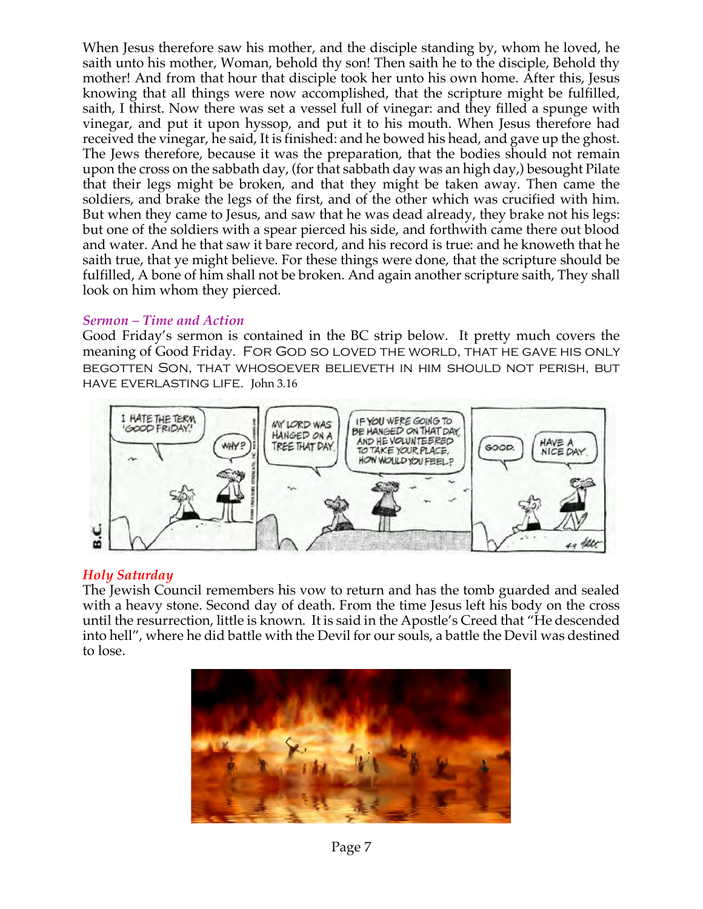When Jesus therefore saw his mother, and the disciple standing by, whom he loved, he saith unto his mother, Woman, behold thy son! Then saith he to the disciple, Behold thy mother! And from that hour that disciple took her unto his own home. After this, Jesus knowing that all things were now accomplished, that the scripture might be fulfilled, saith, I thirst. Now there was set a vessel full of vinegar: and they filled a spunge with vinegar, and put it upon hyssop, and put it to his mouth. When Jesus therefore had received the vinegar, he said, It is finished: and he bowed his head, and gave up the ghost. The Jews therefore, because it was the preparation, that the bodies should not remain upon the cross on the sabbath day, (for that sabbath day was an high day,) besought Pilate that their legs might be broken, and that they might be taken away. Then came the soldiers, and brake the legs of the first, and of the other which was crucified with him. But when they came to Jesus, and saw that he was dead already, they brake not his legs: but one of the soldiers with a spear pierced his side, and forthwith came there out blood and water. And he that saw it bare record, and his record is true: and he knoweth that he saith true, that ye might believe. For these things were done, that the scripture should be fulfilled, A bone of him shall not be broken. And again another scripture saith, They shall look on him whom they pierced.

### *Sermon – Time and Action*

Good Friday's sermon is contained in the BC strip below. It pretty much covers the meaning of Good Friday. FOR GOD SO LOVED THE WORLD, THAT HE GAVE HIS ONLY BEGOTTEN SON, THAT WHOSOEVER BELIEVETH IN HIM SHOULD NOT PERISH, BUT HAVE EVERLASTING LIFE. John 3.16

### *Holy Saturday*

The Jewish Council remembers his vow to return and has the tomb guarded and sealed with a heavy stone. Second day of death. From the time Jesus left his body on the cross until the resurrection, little is known. It is said in the Apostle's Creed that "He descended into hell", where he did battle with the Devil for our souls, a battle the Devil was destined to lose.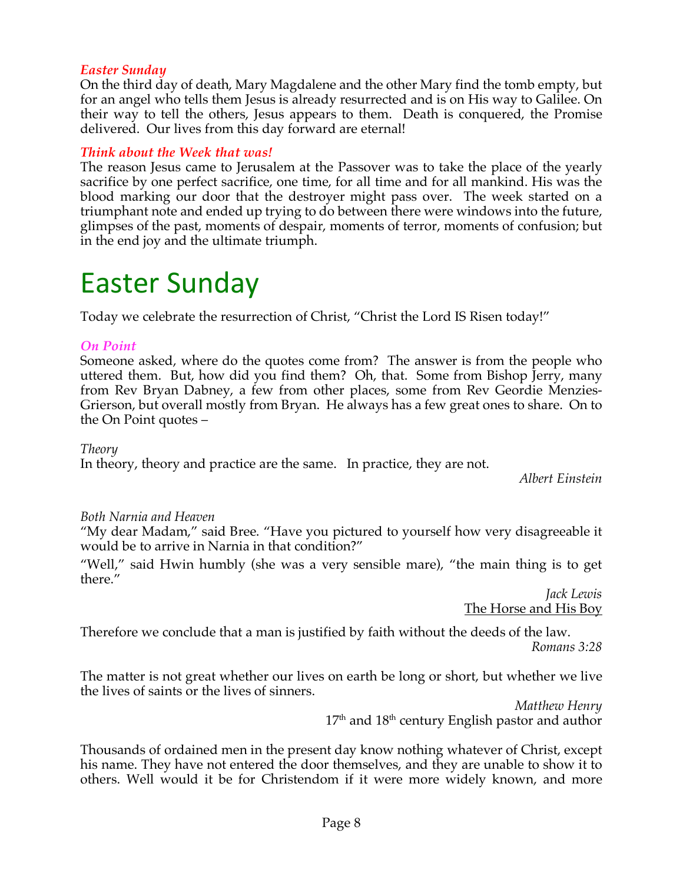### *Easter Sunday*

On the third day of death, Mary Magdalene and the other Mary find the tomb empty, but for an angel who tells them Jesus is already resurrected and is on His way to Galilee. On their way to tell the others, Jesus appears to them. Death is conquered, the Promise delivered. Our lives from this day forward are eternal!

### *Think about the Week that was!*

The reason Jesus came to Jerusalem at the Passover was to take the place of the yearly sacrifice by one perfect sacrifice, one time, for all time and for all mankind. His was the blood marking our door that the destroyer might pass over. The week started on a triumphant note and ended up trying to do between there were windows into the future, glimpses of the past, moments of despair, moments of terror, moments of confusion; but in the end joy and the ultimate triumph.

# Easter Sunday

Today we celebrate the resurrection of Christ, "Christ the Lord IS Risen today!"

### *On Point*

Someone asked, where do the quotes come from? The answer is from the people who uttered them. But, how did you find them? Oh, that. Some from Bishop Jerry, many from Rev Bryan Dabney, a few from other places, some from Rev Geordie Menzies-Grierson, but overall mostly from Bryan. He always has a few great ones to share. On to the On Point quotes –

*Theory*

In theory, theory and practice are the same. In practice, they are not.

*Albert Einstein*

*Both Narnia and Heaven*

"My dear Madam," said Bree. "Have you pictured to yourself how very disagreeable it would be to arrive in Narnia in that condition?"

"Well," said Hwin humbly (she was a very sensible mare), "the main thing is to get there."

*Jack Lewis*
The Horse and His Boy

Therefore we conclude that a man is justified by faith without the deeds of the law.

*Romans 3:28*

The matter is not great whether our lives on earth be long or short, but whether we live the lives of saints or the lives of sinners.

*Matthew Henry*
17th and 18th century English pastor and author

Thousands of ordained men in the present day know nothing whatever of Christ, except his name. They have not entered the door themselves, and they are unable to show it to others. Well would it be for Christendom if it were more widely known, and more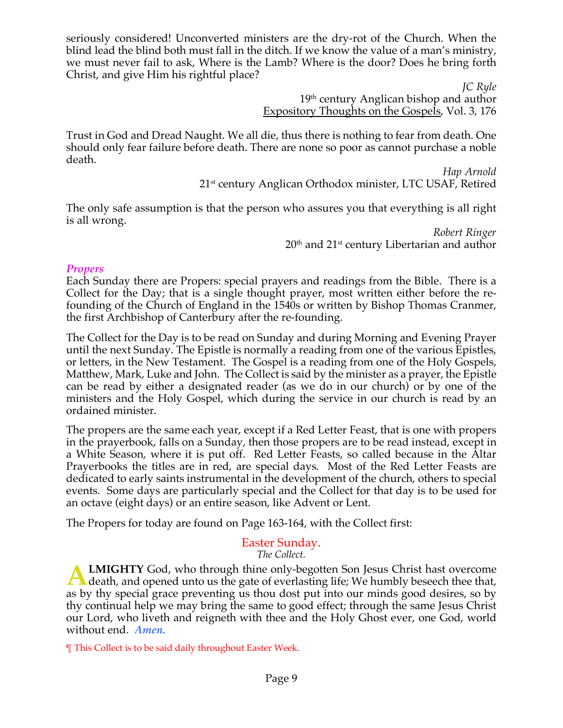seriously considered! Unconverted ministers are the dry-rot of the Church. When the blind lead the blind both must fall in the ditch. If we know the value of a man's ministry, we must never fail to ask, Where is the Lamb? Where is the door? Does he bring forth Christ, and give Him his rightful place?

*JC Ryle*
19th century Anglican bishop and author
Expository Thoughts on the Gospels, Vol. 3, 176

Trust in God and Dread Naught. We all die, thus there is nothing to fear from death. One should only fear failure before death. There are none so poor as cannot purchase a noble death.

*Hap Arnold*
21st century Anglican Orthodox minister, LTC USAF, Retired

The only safe assumption is that the person who assures you that everything is all right is all wrong.

*Robert Ringer*
20th and 21st century Libertarian and author

### *Propers*

Each Sunday there are Propers: special prayers and readings from the Bible. There is a Collect for the Day; that is a single thought prayer, most written either before the re-founding of the Church of England in the 1540s or written by Bishop Thomas Cranmer, the first Archbishop of Canterbury after the re-founding.

The Collect for the Day is to be read on Sunday and during Morning and Evening Prayer until the next Sunday. The Epistle is normally a reading from one of the various Epistles, or letters, in the New Testament. The Gospel is a reading from one of the Holy Gospels, Matthew, Mark, Luke and John. The Collect is said by the minister as a prayer, the Epistle can be read by either a designated reader (as we do in our church) or by one of the ministers and the Holy Gospel, which during the service in our church is read by an ordained minister.

The propers are the same each year, except if a Red Letter Feast, that is one with propers in the prayerbook, falls on a Sunday, then those propers are to be read instead, except in a White Season, where it is put off. Red Letter Feasts, so called because in the Altar Prayerbooks the titles are in red, are special days. Most of the Red Letter Feasts are dedicated to early saints instrumental in the development of the church, others to special events. Some days are particularly special and the Collect for that day is to be used for an octave (eight days) or an entire season, like Advent or Lent.

The Propers for today are found on Page 163-164, with the Collect first:

## Easter Sunday.

*The Collect.*

**ALMIGHTY** God, who through thine only-begotten Son Jesus Christ hast overcome death, and opened unto us the gate of everlasting life; We humbly beseech thee that, as by thy special grace preventing us thou dost put into our minds good desires, so by thy continual help we may bring the same to good effect; through the same Jesus Christ our Lord, who liveth and reigneth with thee and the Holy Ghost ever, one God, world without end. ***Amen.***

¶ This Collect is to be said daily throughout Easter Week.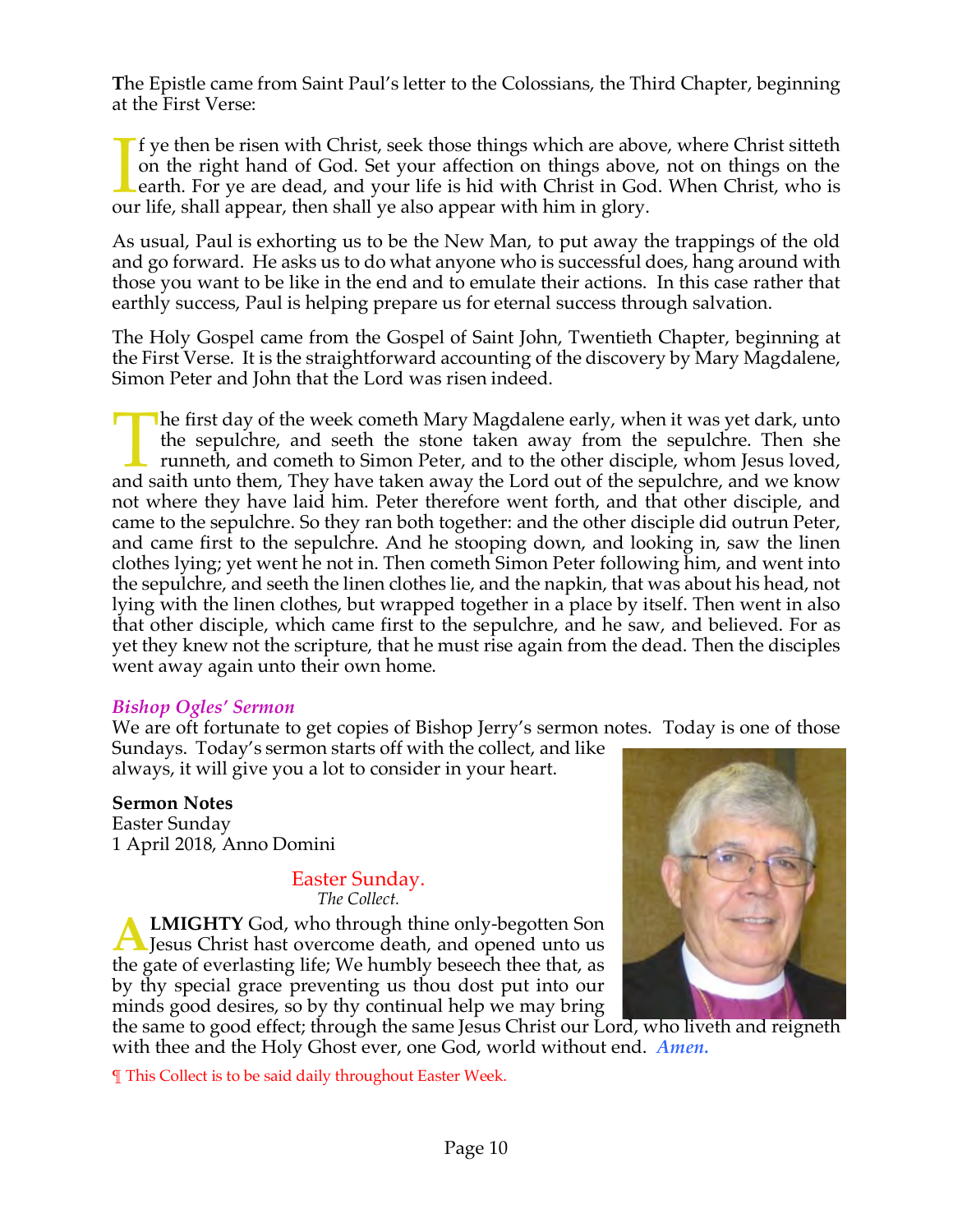The Epistle came from Saint Paul's letter to the Colossians, the Third Chapter, beginning at the First Verse:

If ye then be risen with Christ, seek those things which are above, where Christ sitteth on the right hand of God. Set your affection on things above, not on things on the earth. For ye are dead, and your life is hid with Christ in God. When Christ, who is our life, shall appear, then shall ye also appear with him in glory.

As usual, Paul is exhorting us to be the New Man, to put away the trappings of the old and go forward. He asks us to do what anyone who is successful does, hang around with those you want to be like in the end and to emulate their actions. In this case rather that earthly success, Paul is helping prepare us for eternal success through salvation.

The Holy Gospel came from the Gospel of Saint John, Twentieth Chapter, beginning at the First Verse. It is the straightforward accounting of the discovery by Mary Magdalene, Simon Peter and John that the Lord was risen indeed.

The first day of the week cometh Mary Magdalene early, when it was yet dark, unto the sepulchre, and seeth the stone taken away from the sepulchre. Then she runneth, and cometh to Simon Peter, and to the other disciple, whom Jesus loved, and saith unto them, They have taken away the Lord out of the sepulchre, and we know not where they have laid him. Peter therefore went forth, and that other disciple, and came to the sepulchre. So they ran both together: and the other disciple did outrun Peter, and came first to the sepulchre. And he stooping down, and looking in, saw the linen clothes lying; yet went he not in. Then cometh Simon Peter following him, and went into the sepulchre, and seeth the linen clothes lie, and the napkin, that was about his head, not lying with the linen clothes, but wrapped together in a place by itself. Then went in also that other disciple, which came first to the sepulchre, and he saw, and believed. For as yet they knew not the scripture, that he must rise again from the dead. Then the disciples went away again unto their own home.

### *Bishop Ogles' Sermon*

We are oft fortunate to get copies of Bishop Jerry's sermon notes. Today is one of those Sundays. Today's sermon starts off with the collect, and like always, it will give you a lot to consider in your heart.

**Sermon Notes**
Easter Sunday
1 April 2018, Anno Domini

Easter Sunday.
*The Collect.*

**ALMIGHTY** God, who through thine only-begotten Son Jesus Christ hast overcome death, and opened unto us the gate of everlasting life; We humbly beseech thee that, as by thy special grace preventing us thou dost put into our minds good desires, so by thy continual help we may bring the same to good effect; through the same Jesus Christ our Lord, who liveth and reigneth with thee and the Holy Ghost ever, one God, world without end. ***Amen.***

¶ This Collect is to be said daily throughout Easter Week.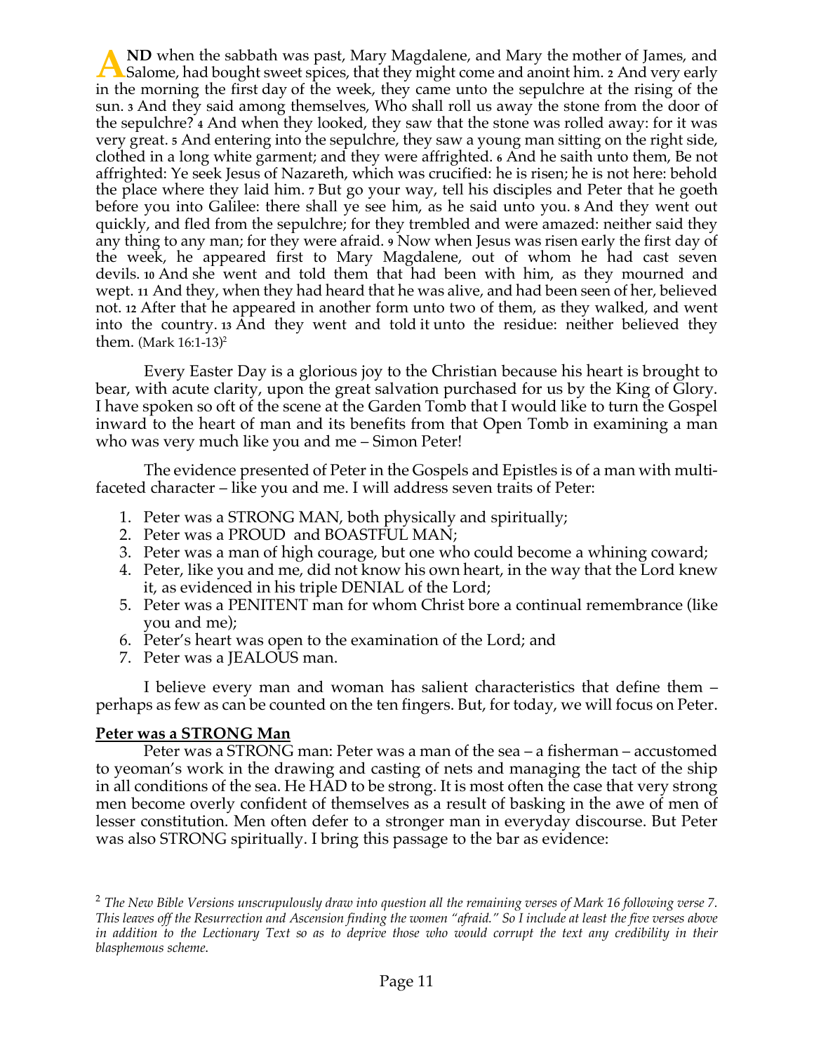**AND** when the sabbath was past, Mary Magdalene, and Mary the mother of James, and Salome, had bought sweet spices, that they might come and anoint him. **2** And very early in the morning the first day of the week, they came unto the sepulchre at the rising of the sun. **3** And they said among themselves, Who shall roll us away the stone from the door of the sepulchre? **4** And when they looked, they saw that the stone was rolled away: for it was very great. **5** And entering into the sepulchre, they saw a young man sitting on the right side, clothed in a long white garment; and they were affrighted. **6** And he saith unto them, Be not affrighted: Ye seek Jesus of Nazareth, which was crucified: he is risen; he is not here: behold the place where they laid him. **7** But go your way, tell his disciples and Peter that he goeth before you into Galilee: there shall ye see him, as he said unto you. **8** And they went out quickly, and fled from the sepulchre; for they trembled and were amazed: neither said they any thing to any man; for they were afraid. **9** Now when Jesus was risen early the first day of the week, he appeared first to Mary Magdalene, out of whom he had cast seven devils. **10** And she went and told them that had been with him, as they mourned and wept. **11** And they, when they had heard that he was alive, and had been seen of her, believed not. **12** After that he appeared in another form unto two of them, as they walked, and went into the country. **13** And they went and told it unto the residue: neither believed they them. (Mark 16:1-13)[2]

Every Easter Day is a glorious joy to the Christian because his heart is brought to bear, with acute clarity, upon the great salvation purchased for us by the King of Glory. I have spoken so oft of the scene at the Garden Tomb that I would like to turn the Gospel inward to the heart of man and its benefits from that Open Tomb in examining a man who was very much like you and me – Simon Peter!

The evidence presented of Peter in the Gospels and Epistles is of a man with multi-faceted character – like you and me. I will address seven traits of Peter:

1. Peter was a STRONG MAN, both physically and spiritually;
2. Peter was a PROUD and BOASTFUL MAN;
3. Peter was a man of high courage, but one who could become a whining coward;
4. Peter, like you and me, did not know his own heart, in the way that the Lord knew it, as evidenced in his triple DENIAL of the Lord;
5. Peter was a PENITENT man for whom Christ bore a continual remembrance (like you and me);
6. Peter's heart was open to the examination of the Lord; and
7. Peter was a JEALOUS man.

I believe every man and woman has salient characteristics that define them – perhaps as few as can be counted on the ten fingers. But, for today, we will focus on Peter.

**Peter was a STRONG Man**

Peter was a STRONG man: Peter was a man of the sea – a fisherman – accustomed to yeoman's work in the drawing and casting of nets and managing the tact of the ship in all conditions of the sea. He HAD to be strong. It is most often the case that very strong men become overly confident of themselves as a result of basking in the awe of men of lesser constitution. Men often defer to a stronger man in everyday discourse. But Peter was also STRONG spiritually. I bring this passage to the bar as evidence:

---

[2] *The New Bible Versions unscrupulously draw into question all the remaining verses of Mark 16 following verse 7. This leaves off the Resurrection and Ascension finding the women "afraid." So I include at least the five verses above in addition to the Lectionary Text so as to deprive those who would corrupt the text any credibility in their blasphemous scheme.*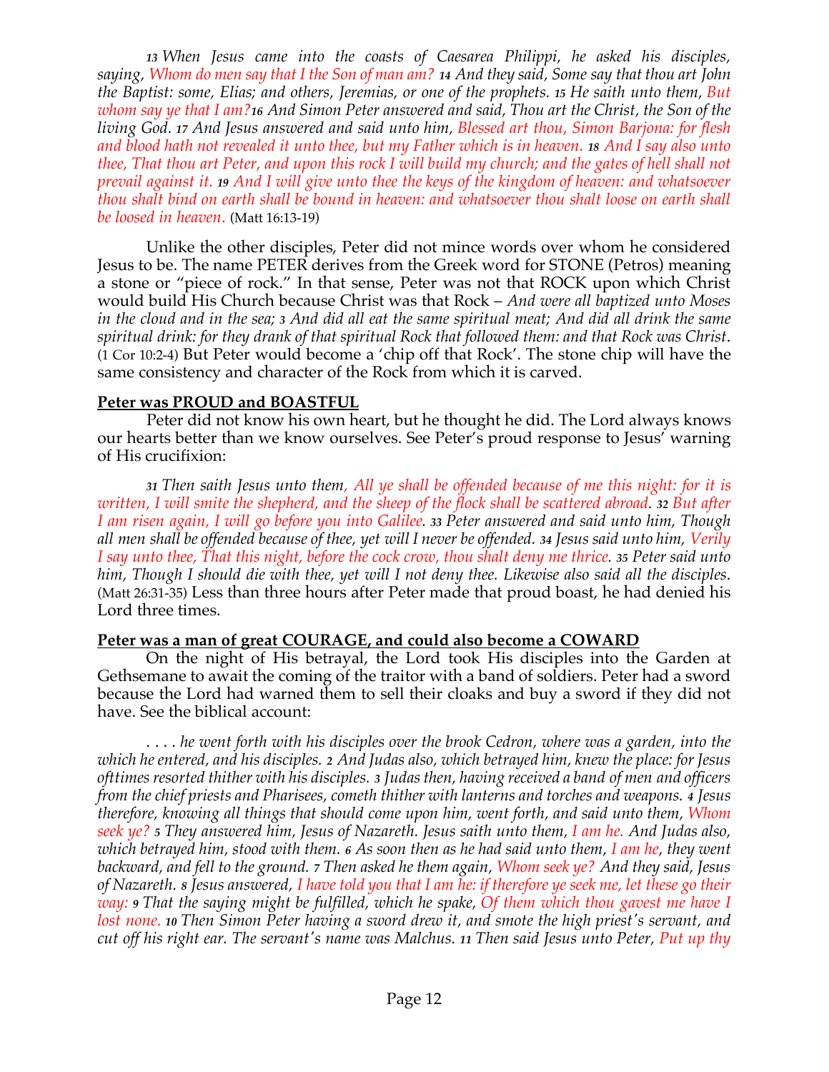*13 When Jesus came into the coasts of Caesarea Philippi, he asked his disciples, saying, Whom do men say that I the Son of man am? 14 And they said, Some say that thou art John the Baptist: some, Elias; and others, Jeremias, or one of the prophets. 15 He saith unto them, But whom say ye that I am?16 And Simon Peter answered and said, Thou art the Christ, the Son of the living God. 17 And Jesus answered and said unto him, Blessed art thou, Simon Barjona: for flesh and blood hath not revealed it unto thee, but my Father which is in heaven. 18 And I say also unto thee, That thou art Peter, and upon this rock I will build my church; and the gates of hell shall not prevail against it. 19 And I will give unto thee the keys of the kingdom of heaven: and whatsoever thou shalt bind on earth shall be bound in heaven: and whatsoever thou shalt loose on earth shall be loosed in heaven.* (Matt 16:13-19)

Unlike the other disciples, Peter did not mince words over whom he considered Jesus to be. The name PETER derives from the Greek word for STONE (Petros) meaning a stone or "piece of rock." In that sense, Peter was not that ROCK upon which Christ would build His Church because Christ was that Rock – *And were all baptized unto Moses in the cloud and in the sea; 3 And did all eat the same spiritual meat; And did all drink the same spiritual drink: for they drank of that spiritual Rock that followed them: and that Rock was Christ.* (1 Cor 10:2-4) But Peter would become a 'chip off that Rock'. The stone chip will have the same consistency and character of the Rock from which it is carved.

**Peter was PROUD and BOASTFUL**

Peter did not know his own heart, but he thought he did. The Lord always knows our hearts better than we know ourselves. See Peter's proud response to Jesus' warning of His crucifixion:

*31 Then saith Jesus unto them, All ye shall be offended because of me this night: for it is written, I will smite the shepherd, and the sheep of the flock shall be scattered abroad. 32 But after I am risen again, I will go before you into Galilee. 33 Peter answered and said unto him, Though all men shall be offended because of thee, yet will I never be offended. 34 Jesus said unto him, Verily I say unto thee, That this night, before the cock crow, thou shalt deny me thrice. 35 Peter said unto him, Though I should die with thee, yet will I not deny thee. Likewise also said all the disciples.* (Matt 26:31-35) Less than three hours after Peter made that proud boast, he had denied his Lord three times.

**Peter was a man of great COURAGE, and could also become a COWARD**

On the night of His betrayal, the Lord took His disciples into the Garden at Gethsemane to await the coming of the traitor with a band of soldiers. Peter had a sword because the Lord had warned them to sell their cloaks and buy a sword if they did not have. See the biblical account:

*. . . . he went forth with his disciples over the brook Cedron, where was a garden, into the which he entered, and his disciples. 2 And Judas also, which betrayed him, knew the place: for Jesus ofttimes resorted thither with his disciples. 3 Judas then, having received a band of men and officers from the chief priests and Pharisees, cometh thither with lanterns and torches and weapons. 4 Jesus therefore, knowing all things that should come upon him, went forth, and said unto them, Whom seek ye? 5 They answered him, Jesus of Nazareth. Jesus saith unto them, I am he. And Judas also, which betrayed him, stood with them. 6 As soon then as he had said unto them, I am he, they went backward, and fell to the ground. 7 Then asked he them again, Whom seek ye? And they said, Jesus of Nazareth. 8 Jesus answered, I have told you that I am he: if therefore ye seek me, let these go their way: 9 That the saying might be fulfilled, which he spake, Of them which thou gavest me have I lost none. 10 Then Simon Peter having a sword drew it, and smote the high priest's servant, and cut off his right ear. The servant's name was Malchus. 11 Then said Jesus unto Peter, Put up thy*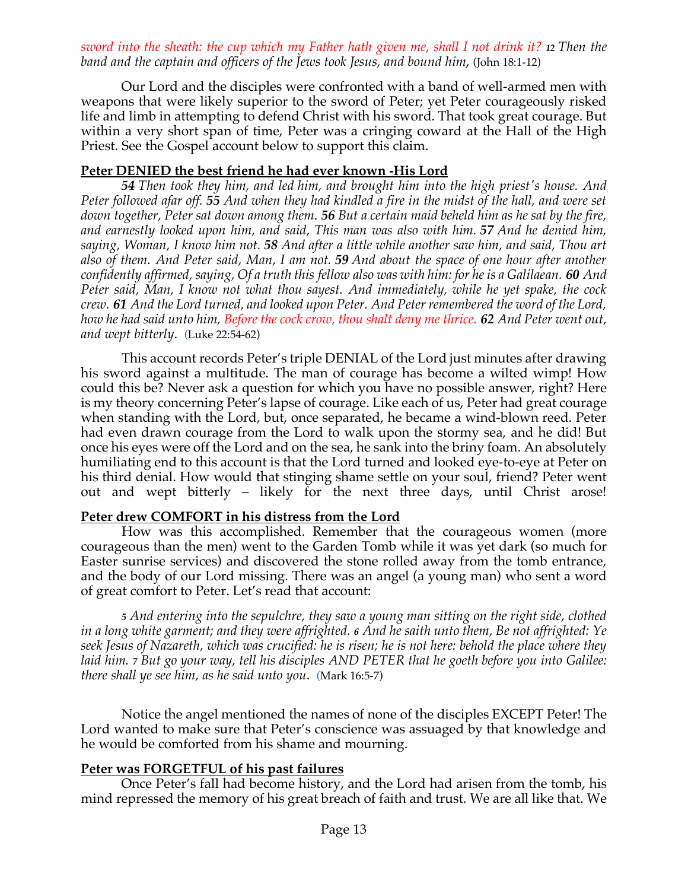*sword into the sheath: the cup which my Father hath given me, shall I not drink it? 12 Then the band and the captain and officers of the Jews took Jesus, and bound him,* (John 18:1-12)

Our Lord and the disciples were confronted with a band of well-armed men with weapons that were likely superior to the sword of Peter; yet Peter courageously risked life and limb in attempting to defend Christ with his sword. That took great courage. But within a very short span of time, Peter was a cringing coward at the Hall of the High Priest. See the Gospel account below to support this claim.

**Peter DENIED the best friend he had ever known -His Lord**

***54*** *Then took they him, and led him, and brought him into the high priest's house. And Peter followed afar off.* ***55*** *And when they had kindled a fire in the midst of the hall, and were set down together, Peter sat down among them.* ***56*** *But a certain maid beheld him as he sat by the fire, and earnestly looked upon him, and said, This man was also with him.* ***57*** *And he denied him, saying, Woman, I know him not.* ***58*** *And after a little while another saw him, and said, Thou art also of them. And Peter said, Man, I am not.* ***59*** *And about the space of one hour after another confidently affirmed, saying, Of a truth this fellow also was with him: for he is a Galilaean.* ***60*** *And Peter said, Man, I know not what thou sayest. And immediately, while he yet spake, the cock crew.* ***61*** *And the Lord turned, and looked upon Peter. And Peter remembered the word of the Lord, how he had said unto him, Before the cock crow, thou shalt deny me thrice.* ***62*** *And Peter went out, and wept bitterly.* (Luke 22:54-62)

This account records Peter's triple DENIAL of the Lord just minutes after drawing his sword against a multitude. The man of courage has become a wilted wimp! How could this be? Never ask a question for which you have no possible answer, right? Here is my theory concerning Peter's lapse of courage. Like each of us, Peter had great courage when standing with the Lord, but, once separated, he became a wind-blown reed. Peter had even drawn courage from the Lord to walk upon the stormy sea, and he did! But once his eyes were off the Lord and on the sea, he sank into the briny foam. An absolutely humiliating end to this account is that the Lord turned and looked eye-to-eye at Peter on his third denial. How would that stinging shame settle on your soul, friend? Peter went out and wept bitterly – likely for the next three days, until Christ arose!

**Peter drew COMFORT in his distress from the Lord**

How was this accomplished. Remember that the courageous women (more courageous than the men) went to the Garden Tomb while it was yet dark (so much for Easter sunrise services) and discovered the stone rolled away from the tomb entrance, and the body of our Lord missing. There was an angel (a young man) who sent a word of great comfort to Peter. Let's read that account:

*5 And entering into the sepulchre, they saw a young man sitting on the right side, clothed in a long white garment; and they were affrighted. 6 And he saith unto them, Be not affrighted: Ye seek Jesus of Nazareth, which was crucified: he is risen; he is not here: behold the place where they laid him. 7 But go your way, tell his disciples AND PETER that he goeth before you into Galilee: there shall ye see him, as he said unto you.* (Mark 16:5-7)

Notice the angel mentioned the names of none of the disciples EXCEPT Peter! The Lord wanted to make sure that Peter's conscience was assuaged by that knowledge and he would be comforted from his shame and mourning.

**Peter was FORGETFUL of his past failures**

Once Peter's fall had become history, and the Lord had arisen from the tomb, his mind repressed the memory of his great breach of faith and trust. We are all like that. We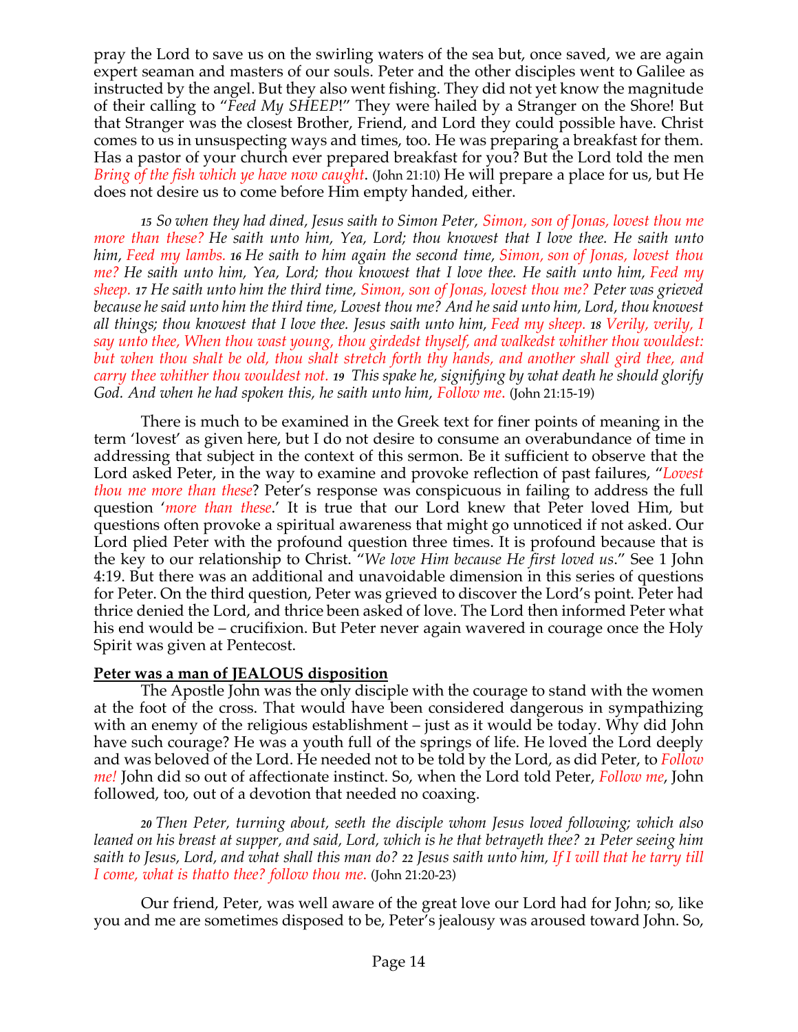pray the Lord to save us on the swirling waters of the sea but, once saved, we are again expert seaman and masters of our souls. Peter and the other disciples went to Galilee as instructed by the angel. But they also went fishing. They did not yet know the magnitude of their calling to "*Feed My SHEEP*!" They were hailed by a Stranger on the Shore! But that Stranger was the closest Brother, Friend, and Lord they could possible have. Christ comes to us in unsuspecting ways and times, too. He was preparing a breakfast for them. Has a pastor of your church ever prepared breakfast for you? But the Lord told the men *Bring of the fish which ye have now caught*. (John 21:10) He will prepare a place for us, but He does not desire us to come before Him empty handed, either.

> *15 So when they had dined, Jesus saith to Simon Peter, Simon, son of Jonas, lovest thou me more than these? He saith unto him, Yea, Lord; thou knowest that I love thee. He saith unto him, Feed my lambs. 16 He saith to him again the second time, Simon, son of Jonas, lovest thou me? He saith unto him, Yea, Lord; thou knowest that I love thee. He saith unto him, Feed my sheep. 17 He saith unto him the third time, Simon, son of Jonas, lovest thou me? Peter was grieved because he said unto him the third time, Lovest thou me? And he said unto him, Lord, thou knowest all things; thou knowest that I love thee. Jesus saith unto him, Feed my sheep. 18 Verily, verily, I say unto thee, When thou wast young, thou girdedst thyself, and walkedst whither thou wouldest: but when thou shalt be old, thou shalt stretch forth thy hands, and another shall gird thee, and carry thee whither thou wouldest not. 19 This spake he, signifying by what death he should glorify God. And when he had spoken this, he saith unto him, Follow me.* (John 21:15-19)

There is much to be examined in the Greek text for finer points of meaning in the term 'lovest' as given here, but I do not desire to consume an overabundance of time in addressing that subject in the context of this sermon. Be it sufficient to observe that the Lord asked Peter, in the way to examine and provoke reflection of past failures, "*Lovest thou me more than these*? Peter's response was conspicuous in failing to address the full question '*more than these*.' It is true that our Lord knew that Peter loved Him, but questions often provoke a spiritual awareness that might go unnoticed if not asked. Our Lord plied Peter with the profound question three times. It is profound because that is the key to our relationship to Christ. "*We love Him because He first loved us*." See 1 John 4:19. But there was an additional and unavoidable dimension in this series of questions for Peter. On the third question, Peter was grieved to discover the Lord's point. Peter had thrice denied the Lord, and thrice been asked of love. The Lord then informed Peter what his end would be – crucifixion. But Peter never again wavered in courage once the Holy Spirit was given at Pentecost.

**Peter was a man of JEALOUS disposition**

The Apostle John was the only disciple with the courage to stand with the women at the foot of the cross. That would have been considered dangerous in sympathizing with an enemy of the religious establishment – just as it would be today. Why did John have such courage? He was a youth full of the springs of life. He loved the Lord deeply and was beloved of the Lord. He needed not to be told by the Lord, as did Peter, to *Follow me!* John did so out of affectionate instinct. So, when the Lord told Peter, *Follow me*, John followed, too, out of a devotion that needed no coaxing.

> *20 Then Peter, turning about, seeth the disciple whom Jesus loved following; which also leaned on his breast at supper, and said, Lord, which is he that betrayeth thee? 21 Peter seeing him saith to Jesus, Lord, and what shall this man do? 22 Jesus saith unto him, If I will that he tarry till I come, what is thatto thee? follow thou me.* (John 21:20-23)

Our friend, Peter, was well aware of the great love our Lord had for John; so, like you and me are sometimes disposed to be, Peter's jealousy was aroused toward John. So,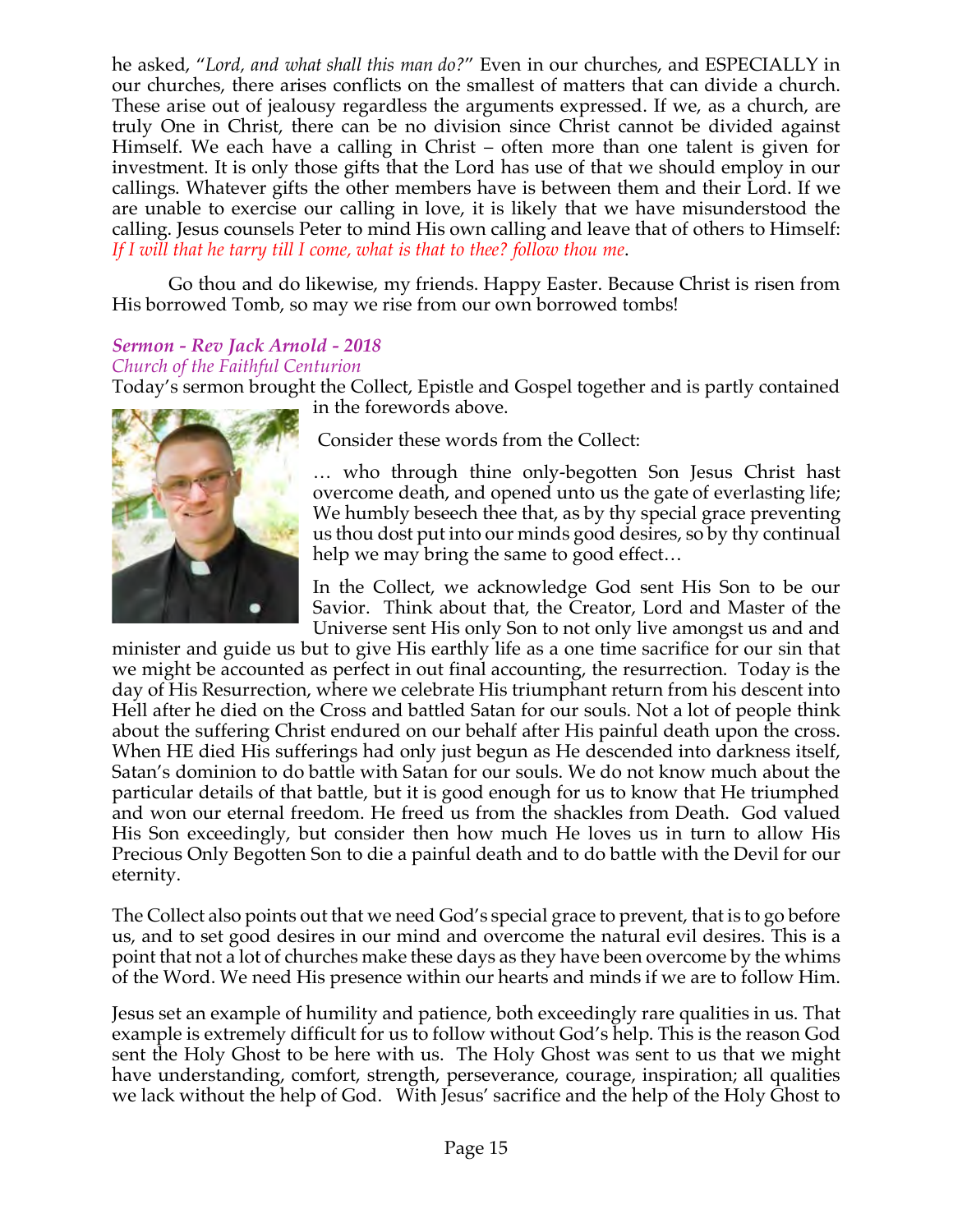he asked, "*Lord, and what shall this man do?*" Even in our churches, and ESPECIALLY in our churches, there arises conflicts on the smallest of matters that can divide a church. These arise out of jealousy regardless the arguments expressed. If we, as a church, are truly One in Christ, there can be no division since Christ cannot be divided against Himself. We each have a calling in Christ – often more than one talent is given for investment. It is only those gifts that the Lord has use of that we should employ in our callings. Whatever gifts the other members have is between them and their Lord. If we are unable to exercise our calling in love, it is likely that we have misunderstood the calling. Jesus counsels Peter to mind His own calling and leave that of others to Himself: *If I will that he tarry till I come, what is that to thee? follow thou me*.

Go thou and do likewise, my friends. Happy Easter. Because Christ is risen from His borrowed Tomb, so may we rise from our own borrowed tombs!

### *Sermon - Rev Jack Arnold - 2018*

*Church of the Faithful Centurion*

Today's sermon brought the Collect, Epistle and Gospel together and is partly contained in the forewords above.

Consider these words from the Collect:

… who through thine only-begotten Son Jesus Christ hast overcome death, and opened unto us the gate of everlasting life; We humbly beseech thee that, as by thy special grace preventing us thou dost put into our minds good desires, so by thy continual help we may bring the same to good effect…

In the Collect, we acknowledge God sent His Son to be our Savior. Think about that, the Creator, Lord and Master of the Universe sent His only Son to not only live amongst us and and minister and guide us but to give His earthly life as a one time sacrifice for our sin that we might be accounted as perfect in out final accounting, the resurrection. Today is the day of His Resurrection, where we celebrate His triumphant return from his descent into Hell after he died on the Cross and battled Satan for our souls. Not a lot of people think about the suffering Christ endured on our behalf after His painful death upon the cross. When HE died His sufferings had only just begun as He descended into darkness itself, Satan's dominion to do battle with Satan for our souls. We do not know much about the particular details of that battle, but it is good enough for us to know that He triumphed and won our eternal freedom. He freed us from the shackles from Death. God valued His Son exceedingly, but consider then how much He loves us in turn to allow His Precious Only Begotten Son to die a painful death and to do battle with the Devil for our eternity.

The Collect also points out that we need God's special grace to prevent, that is to go before us, and to set good desires in our mind and overcome the natural evil desires. This is a point that not a lot of churches make these days as they have been overcome by the whims of the Word. We need His presence within our hearts and minds if we are to follow Him.

Jesus set an example of humility and patience, both exceedingly rare qualities in us. That example is extremely difficult for us to follow without God's help. This is the reason God sent the Holy Ghost to be here with us. The Holy Ghost was sent to us that we might have understanding, comfort, strength, perseverance, courage, inspiration; all qualities we lack without the help of God. With Jesus' sacrifice and the help of the Holy Ghost to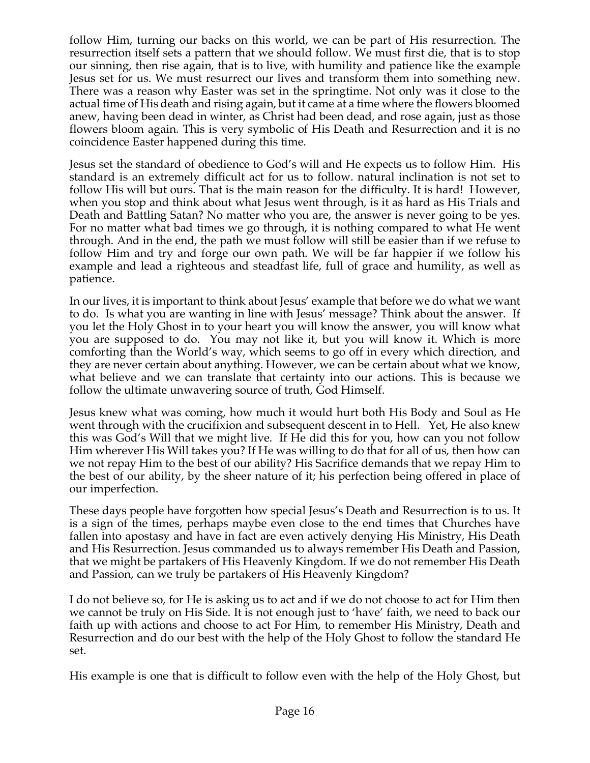follow Him, turning our backs on this world, we can be part of His resurrection. The resurrection itself sets a pattern that we should follow. We must first die, that is to stop our sinning, then rise again, that is to live, with humility and patience like the example Jesus set for us. We must resurrect our lives and transform them into something new. There was a reason why Easter was set in the springtime. Not only was it close to the actual time of His death and rising again, but it came at a time where the flowers bloomed anew, having been dead in winter, as Christ had been dead, and rose again, just as those flowers bloom again. This is very symbolic of His Death and Resurrection and it is no coincidence Easter happened during this time.

Jesus set the standard of obedience to God's will and He expects us to follow Him. His standard is an extremely difficult act for us to follow. natural inclination is not set to follow His will but ours. That is the main reason for the difficulty. It is hard! However, when you stop and think about what Jesus went through, is it as hard as His Trials and Death and Battling Satan? No matter who you are, the answer is never going to be yes. For no matter what bad times we go through, it is nothing compared to what He went through. And in the end, the path we must follow will still be easier than if we refuse to follow Him and try and forge our own path. We will be far happier if we follow his example and lead a righteous and steadfast life, full of grace and humility, as well as patience.

In our lives, it is important to think about Jesus' example that before we do what we want to do. Is what you are wanting in line with Jesus' message? Think about the answer. If you let the Holy Ghost in to your heart you will know the answer, you will know what you are supposed to do. You may not like it, but you will know it. Which is more comforting than the World's way, which seems to go off in every which direction, and they are never certain about anything. However, we can be certain about what we know, what believe and we can translate that certainty into our actions. This is because we follow the ultimate unwavering source of truth, God Himself.

Jesus knew what was coming, how much it would hurt both His Body and Soul as He went through with the crucifixion and subsequent descent in to Hell. Yet, He also knew this was God's Will that we might live. If He did this for you, how can you not follow Him wherever His Will takes you? If He was willing to do that for all of us, then how can we not repay Him to the best of our ability? His Sacrifice demands that we repay Him to the best of our ability, by the sheer nature of it; his perfection being offered in place of our imperfection.

These days people have forgotten how special Jesus's Death and Resurrection is to us. It is a sign of the times, perhaps maybe even close to the end times that Churches have fallen into apostasy and have in fact are even actively denying His Ministry, His Death and His Resurrection. Jesus commanded us to always remember His Death and Passion, that we might be partakers of His Heavenly Kingdom. If we do not remember His Death and Passion, can we truly be partakers of His Heavenly Kingdom?

I do not believe so, for He is asking us to act and if we do not choose to act for Him then we cannot be truly on His Side. It is not enough just to 'have' faith, we need to back our faith up with actions and choose to act For Him, to remember His Ministry, Death and Resurrection and do our best with the help of the Holy Ghost to follow the standard He set.

His example is one that is difficult to follow even with the help of the Holy Ghost, but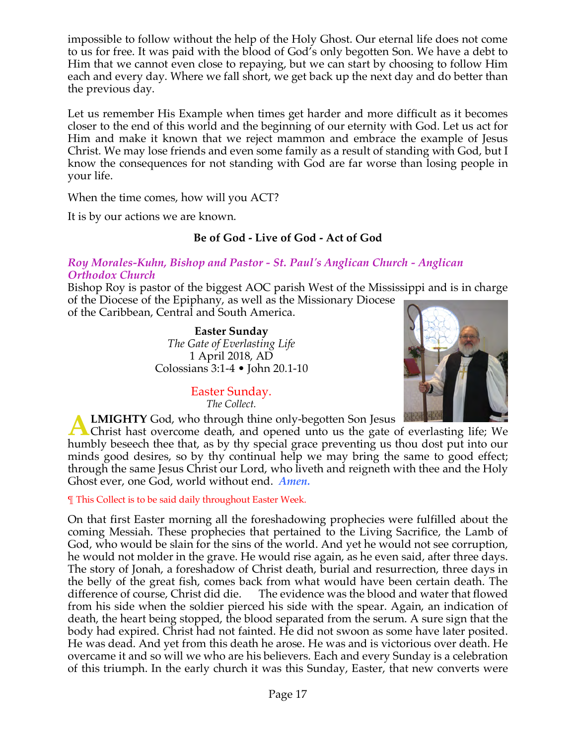impossible to follow without the help of the Holy Ghost. Our eternal life does not come to us for free. It was paid with the blood of God's only begotten Son. We have a debt to Him that we cannot even close to repaying, but we can start by choosing to follow Him each and every day. Where we fall short, we get back up the next day and do better than the previous day.

Let us remember His Example when times get harder and more difficult as it becomes closer to the end of this world and the beginning of our eternity with God. Let us act for Him and make it known that we reject mammon and embrace the example of Jesus Christ. We may lose friends and even some family as a result of standing with God, but I know the consequences for not standing with God are far worse than losing people in your life.

When the time comes, how will you ACT?

It is by our actions we are known.

**Be of God - Live of God - Act of God**

***Roy Morales-Kuhn, Bishop and Pastor - St. Paul's Anglican Church - Anglican Orthodox Church***

Bishop Roy is pastor of the biggest AOC parish West of the Mississippi and is in charge of the Diocese of the Epiphany, as well as the Missionary Diocese of the Caribbean, Central and South America.

**Easter Sunday**
*The Gate of Everlasting Life*
1 April 2018, AD
Colossians 3:1-4 • John 20.1-10

Easter Sunday.
*The Collect.*

**ALMIGHTY** God, who through thine only-begotten Son Jesus Christ hast overcome death, and opened unto us the gate of everlasting life; We humbly beseech thee that, as by thy special grace preventing us thou dost put into our minds good desires, so by thy continual help we may bring the same to good effect; through the same Jesus Christ our Lord, who liveth and reigneth with thee and the Holy Ghost ever, one God, world without end. ***Amen.***

¶ This Collect is to be said daily throughout Easter Week.

On that first Easter morning all the foreshadowing prophecies were fulfilled about the coming Messiah. These prophecies that pertained to the Living Sacrifice, the Lamb of God, who would be slain for the sins of the world. And yet he would not see corruption, he would not molder in the grave. He would rise again, as he even said, after three days. The story of Jonah, a foreshadow of Christ death, burial and resurrection, three days in the belly of the great fish, comes back from what would have been certain death. The difference of course, Christ did die. The evidence was the blood and water that flowed from his side when the soldier pierced his side with the spear. Again, an indication of death, the heart being stopped, the blood separated from the serum. A sure sign that the body had expired. Christ had not fainted. He did not swoon as some have later posited. He was dead. And yet from this death he arose. He was and is victorious over death. He overcame it and so will we who are his believers. Each and every Sunday is a celebration of this triumph. In the early church it was this Sunday, Easter, that new converts were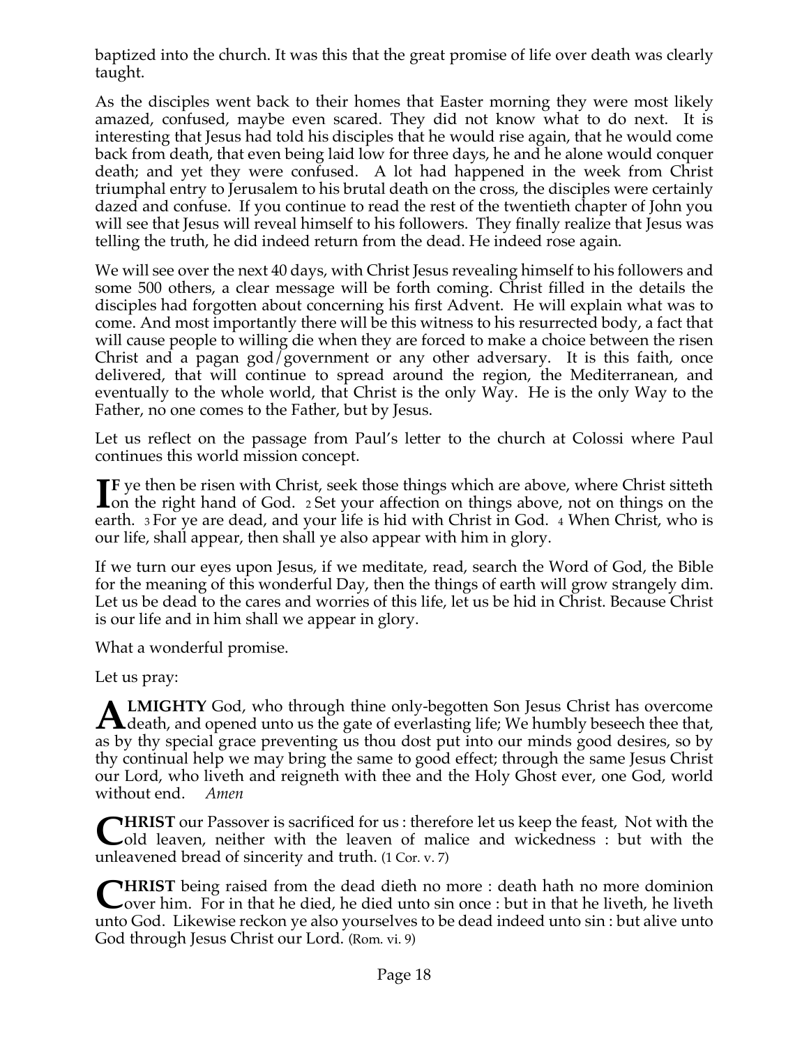baptized into the church. It was this that the great promise of life over death was clearly taught.

As the disciples went back to their homes that Easter morning they were most likely amazed, confused, maybe even scared. They did not know what to do next. It is interesting that Jesus had told his disciples that he would rise again, that he would come back from death, that even being laid low for three days, he and he alone would conquer death; and yet they were confused. A lot had happened in the week from Christ triumphal entry to Jerusalem to his brutal death on the cross, the disciples were certainly dazed and confuse. If you continue to read the rest of the twentieth chapter of John you will see that Jesus will reveal himself to his followers. They finally realize that Jesus was telling the truth, he did indeed return from the dead. He indeed rose again.

We will see over the next 40 days, with Christ Jesus revealing himself to his followers and some 500 others, a clear message will be forth coming. Christ filled in the details the disciples had forgotten about concerning his first Advent. He will explain what was to come. And most importantly there will be this witness to his resurrected body, a fact that will cause people to willing die when they are forced to make a choice between the risen Christ and a pagan god/government or any other adversary. It is this faith, once delivered, that will continue to spread around the region, the Mediterranean, and eventually to the whole world, that Christ is the only Way. He is the only Way to the Father, no one comes to the Father, but by Jesus.

Let us reflect on the passage from Paul's letter to the church at Colossi where Paul continues this world mission concept.

**IF** ye then be risen with Christ, seek those things which are above, where Christ sitteth on the right hand of God. 2 Set your affection on things above, not on things on the earth. 3 For ye are dead, and your life is hid with Christ in God. 4 When Christ, who is our life, shall appear, then shall ye also appear with him in glory.

If we turn our eyes upon Jesus, if we meditate, read, search the Word of God, the Bible for the meaning of this wonderful Day, then the things of earth will grow strangely dim. Let us be dead to the cares and worries of this life, let us be hid in Christ. Because Christ is our life and in him shall we appear in glory.

What a wonderful promise.

Let us pray:

**ALMIGHTY** God, who through thine only-begotten Son Jesus Christ has overcome death, and opened unto us the gate of everlasting life; We humbly beseech thee that, as by thy special grace preventing us thou dost put into our minds good desires, so by thy continual help we may bring the same to good effect; through the same Jesus Christ our Lord, who liveth and reigneth with thee and the Holy Ghost ever, one God, world without end. *Amen*

**CHRIST** our Passover is sacrificed for us : therefore let us keep the feast, Not with the old leaven, neither with the leaven of malice and wickedness : but with the unleavened bread of sincerity and truth. (1 Cor. v. 7)

**CHRIST** being raised from the dead dieth no more : death hath no more dominion over him. For in that he died, he died unto sin once : but in that he liveth, he liveth unto God. Likewise reckon ye also yourselves to be dead indeed unto sin : but alive unto God through Jesus Christ our Lord. (Rom. vi. 9)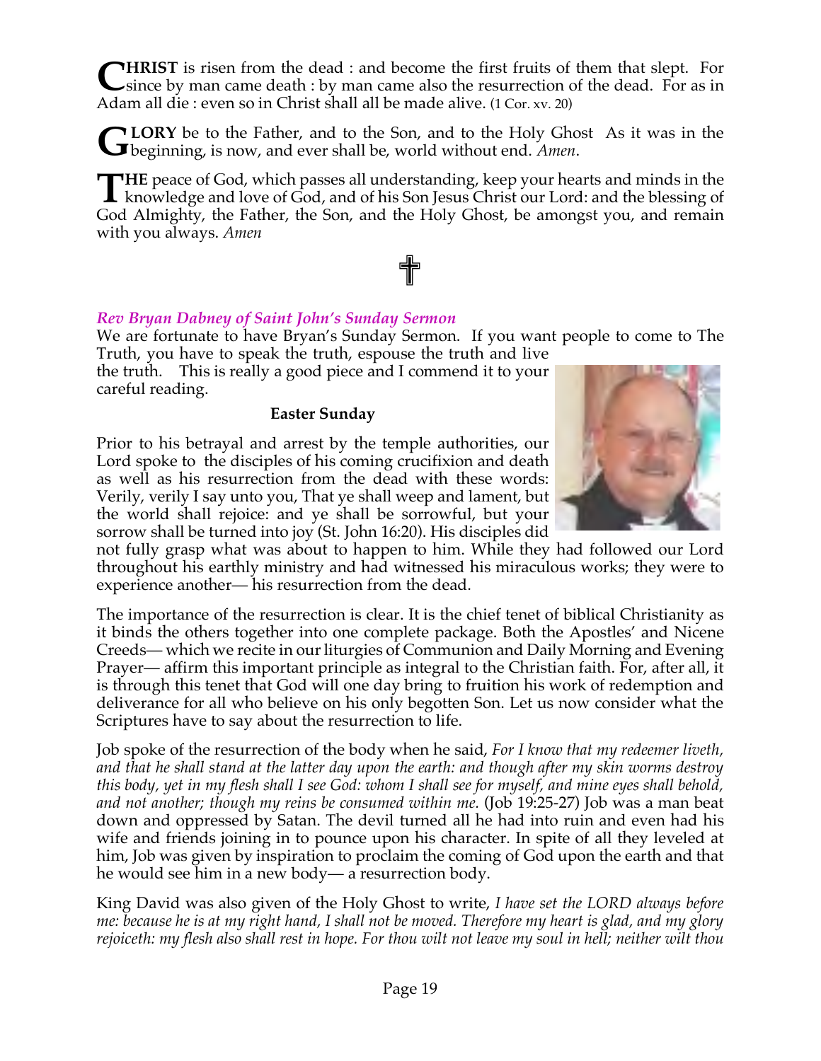**CHRIST** is risen from the dead : and become the first fruits of them that slept. For since by man came death : by man came also the resurrection of the dead. For as in Adam all die : even so in Christ shall all be made alive. (1 Cor. xv. 20)

**GLORY** be to the Father, and to the Son, and to the Holy Ghost As it was in the beginning, is now, and ever shall be, world without end. *Amen*.

**THE** peace of God, which passes all understanding, keep your hearts and minds in the knowledge and love of God, and of his Son Jesus Christ our Lord: and the blessing of God Almighty, the Father, the Son, and the Holy Ghost, be amongst you, and remain with you always. *Amen*

☦

***Rev Bryan Dabney of Saint John's Sunday Sermon***

We are fortunate to have Bryan's Sunday Sermon. If you want people to come to The Truth, you have to speak the truth, espouse the truth and live the truth. This is really a good piece and I commend it to your careful reading.

**Easter Sunday**

Prior to his betrayal and arrest by the temple authorities, our Lord spoke to the disciples of his coming crucifixion and death as well as his resurrection from the dead with these words: Verily, verily I say unto you, That ye shall weep and lament, but the world shall rejoice: and ye shall be sorrowful, but your sorrow shall be turned into joy (St. John 16:20). His disciples did not fully grasp what was about to happen to him. While they had followed our Lord throughout his earthly ministry and had witnessed his miraculous works; they were to experience another— his resurrection from the dead.

The importance of the resurrection is clear. It is the chief tenet of biblical Christianity as it binds the others together into one complete package. Both the Apostles' and Nicene Creeds— which we recite in our liturgies of Communion and Daily Morning and Evening Prayer— affirm this important principle as integral to the Christian faith. For, after all, it is through this tenet that God will one day bring to fruition his work of redemption and deliverance for all who believe on his only begotten Son. Let us now consider what the Scriptures have to say about the resurrection to life.

Job spoke of the resurrection of the body when he said, *For I know that my redeemer liveth, and that he shall stand at the latter day upon the earth: and though after my skin worms destroy this body, yet in my flesh shall I see God: whom I shall see for myself, and mine eyes shall behold, and not another; though my reins be consumed within me.* (Job 19:25-27) Job was a man beat down and oppressed by Satan. The devil turned all he had into ruin and even had his wife and friends joining in to pounce upon his character. In spite of all they leveled at him, Job was given by inspiration to proclaim the coming of God upon the earth and that he would see him in a new body— a resurrection body.

King David was also given of the Holy Ghost to write, *I have set the LORD always before me: because he is at my right hand, I shall not be moved. Therefore my heart is glad, and my glory rejoiceth: my flesh also shall rest in hope. For thou wilt not leave my soul in hell; neither wilt thou*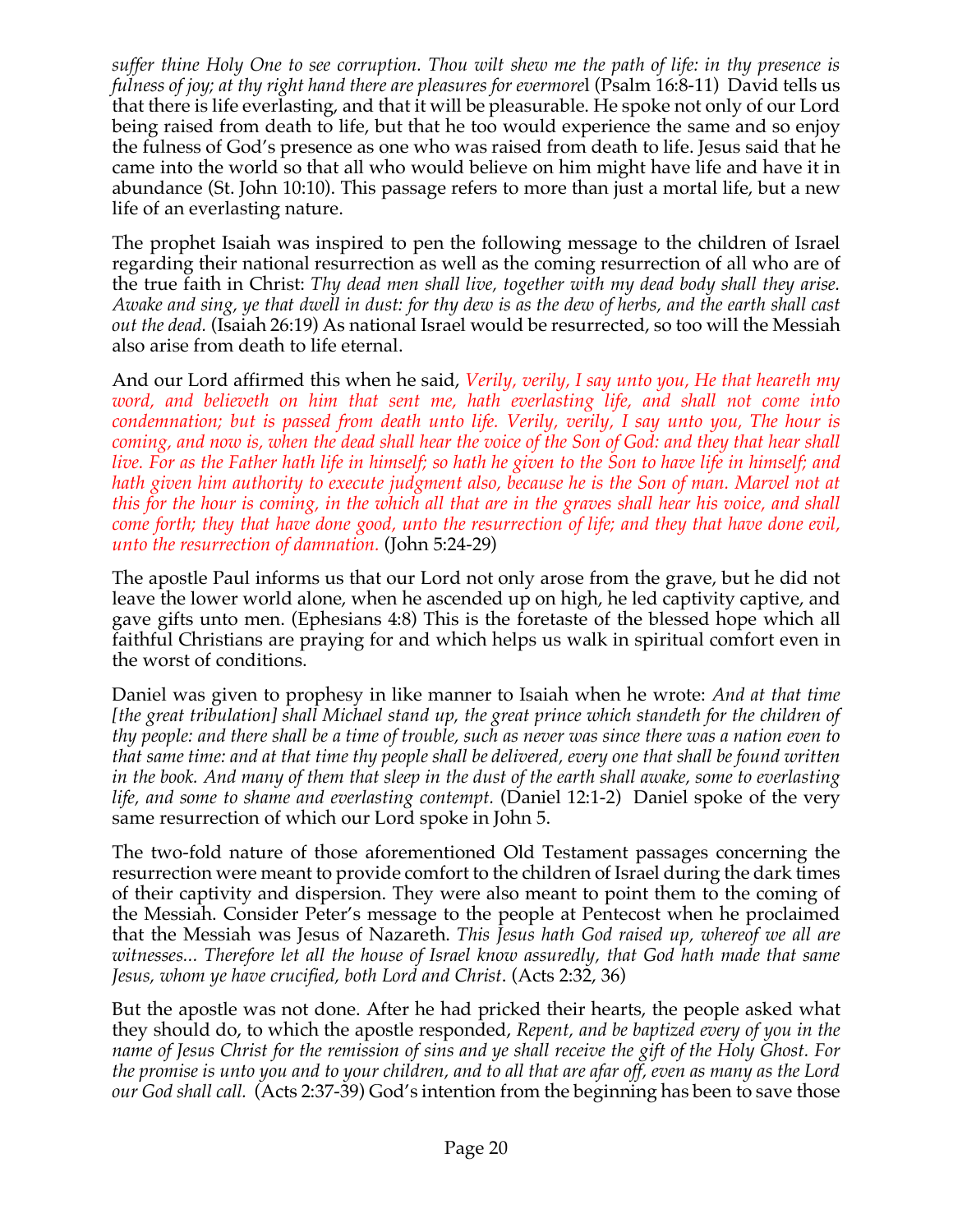*suffer thine Holy One to see corruption. Thou wilt shew me the path of life: in thy presence is fulness of joy; at thy right hand there are pleasures for evermore*l (Psalm 16:8-11) David tells us that there is life everlasting, and that it will be pleasurable. He spoke not only of our Lord being raised from death to life, but that he too would experience the same and so enjoy the fulness of God's presence as one who was raised from death to life. Jesus said that he came into the world so that all who would believe on him might have life and have it in abundance (St. John 10:10). This passage refers to more than just a mortal life, but a new life of an everlasting nature.

The prophet Isaiah was inspired to pen the following message to the children of Israel regarding their national resurrection as well as the coming resurrection of all who are of the true faith in Christ: *Thy dead men shall live, together with my dead body shall they arise. Awake and sing, ye that dwell in dust: for thy dew is as the dew of herbs, and the earth shall cast out the dead.* (Isaiah 26:19) As national Israel would be resurrected, so too will the Messiah also arise from death to life eternal.

And our Lord affirmed this when he said, *Verily, verily, I say unto you, He that heareth my word, and believeth on him that sent me, hath everlasting life, and shall not come into condemnation; but is passed from death unto life. Verily, verily, I say unto you, The hour is coming, and now is, when the dead shall hear the voice of the Son of God: and they that hear shall live. For as the Father hath life in himself; so hath he given to the Son to have life in himself; and hath given him authority to execute judgment also, because he is the Son of man. Marvel not at this for the hour is coming, in the which all that are in the graves shall hear his voice, and shall come forth; they that have done good, unto the resurrection of life; and they that have done evil, unto the resurrection of damnation.* (John 5:24-29)

The apostle Paul informs us that our Lord not only arose from the grave, but he did not leave the lower world alone, when he ascended up on high, he led captivity captive, and gave gifts unto men. (Ephesians 4:8) This is the foretaste of the blessed hope which all faithful Christians are praying for and which helps us walk in spiritual comfort even in the worst of conditions.

Daniel was given to prophesy in like manner to Isaiah when he wrote: *And at that time [the great tribulation] shall Michael stand up, the great prince which standeth for the children of thy people: and there shall be a time of trouble, such as never was since there was a nation even to that same time: and at that time thy people shall be delivered, every one that shall be found written in the book. And many of them that sleep in the dust of the earth shall awake, some to everlasting life, and some to shame and everlasting contempt.* (Daniel 12:1-2) Daniel spoke of the very same resurrection of which our Lord spoke in John 5.

The two-fold nature of those aforementioned Old Testament passages concerning the resurrection were meant to provide comfort to the children of Israel during the dark times of their captivity and dispersion. They were also meant to point them to the coming of the Messiah. Consider Peter's message to the people at Pentecost when he proclaimed that the Messiah was Jesus of Nazareth. *This Jesus hath God raised up, whereof we all are witnesses... Therefore let all the house of Israel know assuredly, that God hath made that same Jesus, whom ye have crucified, both Lord and Christ*. (Acts 2:32, 36)

But the apostle was not done. After he had pricked their hearts, the people asked what they should do, to which the apostle responded, *Repent, and be baptized every of you in the name of Jesus Christ for the remission of sins and ye shall receive the gift of the Holy Ghost. For the promise is unto you and to your children, and to all that are afar off, even as many as the Lord our God shall call.* (Acts 2:37-39) God's intention from the beginning has been to save those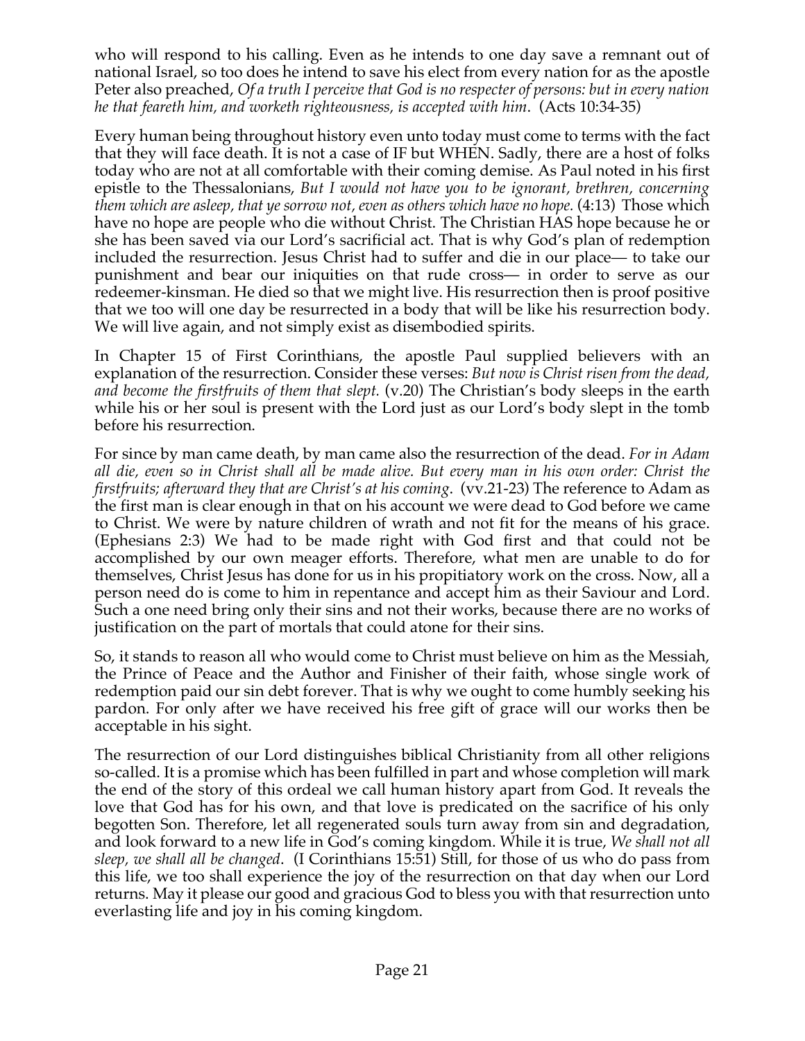who will respond to his calling. Even as he intends to one day save a remnant out of national Israel, so too does he intend to save his elect from every nation for as the apostle Peter also preached, *Of a truth I perceive that God is no respecter of persons: but in every nation he that feareth him, and worketh righteousness, is accepted with him*. (Acts 10:34-35)

Every human being throughout history even unto today must come to terms with the fact that they will face death. It is not a case of IF but WHEN. Sadly, there are a host of folks today who are not at all comfortable with their coming demise. As Paul noted in his first epistle to the Thessalonians, *But I would not have you to be ignorant, brethren, concerning them which are asleep, that ye sorrow not, even as others which have no hope.* (4:13) Those which have no hope are people who die without Christ. The Christian HAS hope because he or she has been saved via our Lord's sacrificial act. That is why God's plan of redemption included the resurrection. Jesus Christ had to suffer and die in our place— to take our punishment and bear our iniquities on that rude cross— in order to serve as our redeemer-kinsman. He died so that we might live. His resurrection then is proof positive that we too will one day be resurrected in a body that will be like his resurrection body. We will live again, and not simply exist as disembodied spirits.

In Chapter 15 of First Corinthians, the apostle Paul supplied believers with an explanation of the resurrection. Consider these verses: *But now is Christ risen from the dead, and become the firstfruits of them that slept.* (v.20) The Christian's body sleeps in the earth while his or her soul is present with the Lord just as our Lord's body slept in the tomb before his resurrection.

For since by man came death, by man came also the resurrection of the dead. *For in Adam all die, even so in Christ shall all be made alive. But every man in his own order: Christ the firstfruits; afterward they that are Christ's at his coming*. (vv.21-23) The reference to Adam as the first man is clear enough in that on his account we were dead to God before we came to Christ. We were by nature children of wrath and not fit for the means of his grace. (Ephesians 2:3) We had to be made right with God first and that could not be accomplished by our own meager efforts. Therefore, what men are unable to do for themselves, Christ Jesus has done for us in his propitiatory work on the cross. Now, all a person need do is come to him in repentance and accept him as their Saviour and Lord. Such a one need bring only their sins and not their works, because there are no works of justification on the part of mortals that could atone for their sins.

So, it stands to reason all who would come to Christ must believe on him as the Messiah, the Prince of Peace and the Author and Finisher of their faith, whose single work of redemption paid our sin debt forever. That is why we ought to come humbly seeking his pardon. For only after we have received his free gift of grace will our works then be acceptable in his sight.

The resurrection of our Lord distinguishes biblical Christianity from all other religions so-called. It is a promise which has been fulfilled in part and whose completion will mark the end of the story of this ordeal we call human history apart from God. It reveals the love that God has for his own, and that love is predicated on the sacrifice of his only begotten Son. Therefore, let all regenerated souls turn away from sin and degradation, and look forward to a new life in God's coming kingdom. While it is true, *We shall not all sleep, we shall all be changed*. (I Corinthians 15:51) Still, for those of us who do pass from this life, we too shall experience the joy of the resurrection on that day when our Lord returns. May it please our good and gracious God to bless you with that resurrection unto everlasting life and joy in his coming kingdom.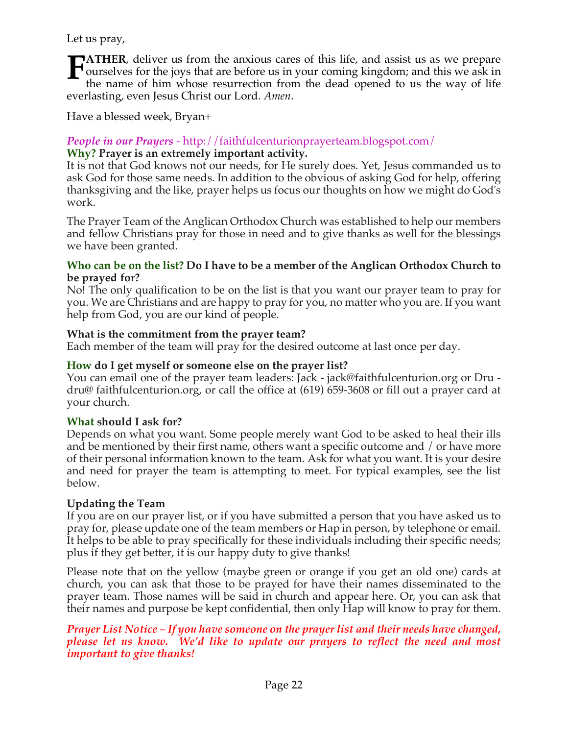Let us pray,

**FATHER**, deliver us from the anxious cares of this life, and assist us as we prepare ourselves for the joys that are before us in your coming kingdom; and this we ask in the name of him whose resurrection from the dead opened to us the way of life everlasting, even Jesus Christ our Lord. *Amen*.

Have a blessed week, Bryan+

***People in our Prayers*** - http://faithfulcenturionprayerteam.blogspot.com/

**Why? Prayer is an extremely important activity.**

It is not that God knows not our needs, for He surely does. Yet, Jesus commanded us to ask God for those same needs. In addition to the obvious of asking God for help, offering thanksgiving and the like, prayer helps us focus our thoughts on how we might do God's work.

The Prayer Team of the Anglican Orthodox Church was established to help our members and fellow Christians pray for those in need and to give thanks as well for the blessings we have been granted.

**Who can be on the list? Do I have to be a member of the Anglican Orthodox Church to be prayed for?**

No! The only qualification to be on the list is that you want our prayer team to pray for you. We are Christians and are happy to pray for you, no matter who you are. If you want help from God, you are our kind of people.

**What is the commitment from the prayer team?**

Each member of the team will pray for the desired outcome at last once per day.

**How do I get myself or someone else on the prayer list?**

You can email one of the prayer team leaders: Jack - jack@faithfulcenturion.org or Dru - dru@ faithfulcenturion.org, or call the office at (619) 659-3608 or fill out a prayer card at your church.

**What should I ask for?**

Depends on what you want. Some people merely want God to be asked to heal their ills and be mentioned by their first name, others want a specific outcome and / or have more of their personal information known to the team. Ask for what you want. It is your desire and need for prayer the team is attempting to meet. For typical examples, see the list below.

**Updating the Team**

If you are on our prayer list, or if you have submitted a person that you have asked us to pray for, please update one of the team members or Hap in person, by telephone or email. It helps to be able to pray specifically for these individuals including their specific needs; plus if they get better, it is our happy duty to give thanks!

Please note that on the yellow (maybe green or orange if you get an old one) cards at church, you can ask that those to be prayed for have their names disseminated to the prayer team. Those names will be said in church and appear here. Or, you can ask that their names and purpose be kept confidential, then only Hap will know to pray for them.

***Prayer List Notice – If you have someone on the prayer list and their needs have changed, please let us know. We'd like to update our prayers to reflect the need and most important to give thanks!***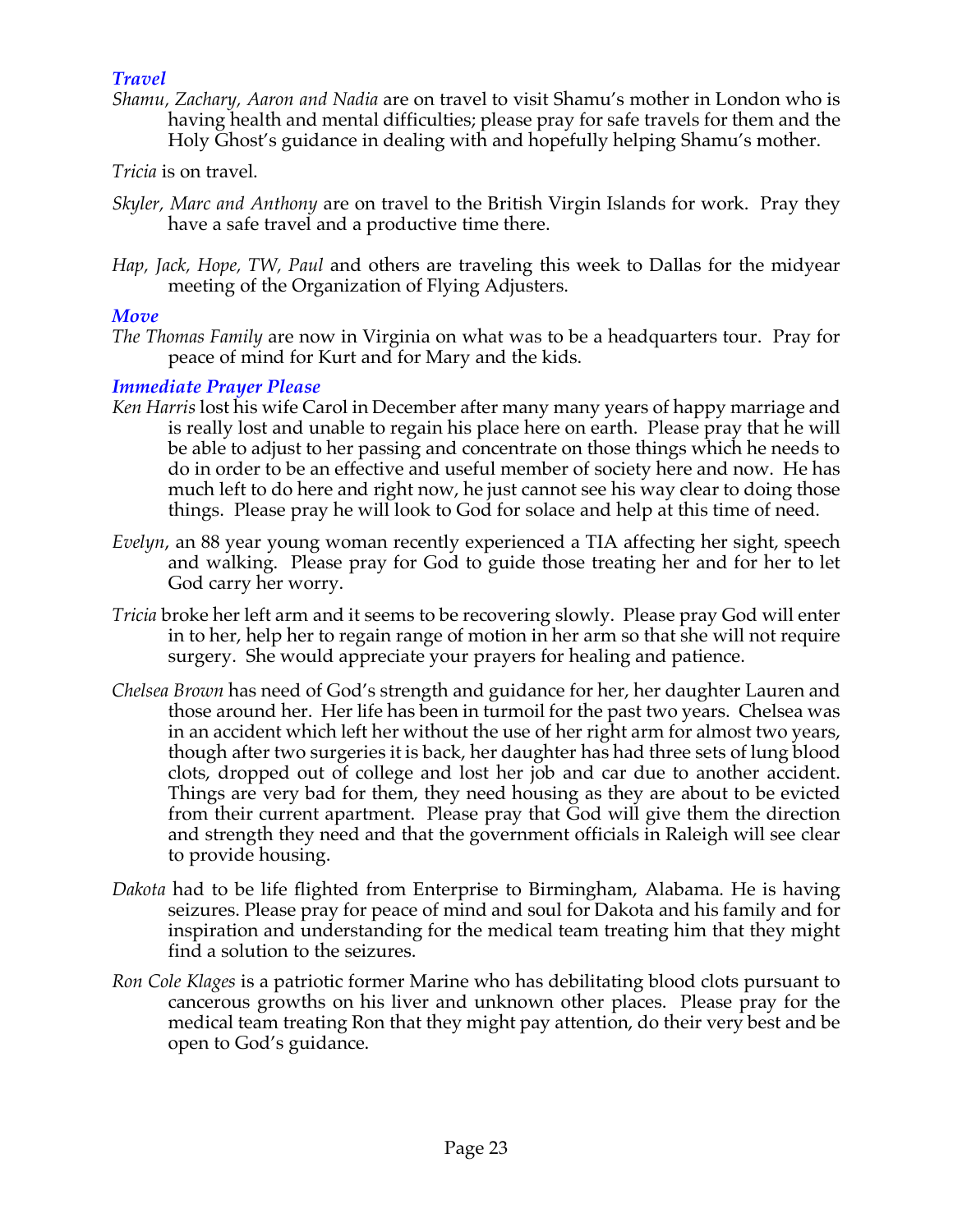### *Travel*

*Shamu, Zachary, Aaron and Nadia* are on travel to visit Shamu's mother in London who is having health and mental difficulties; please pray for safe travels for them and the Holy Ghost's guidance in dealing with and hopefully helping Shamu's mother.

*Tricia* is on travel.

*Skyler, Marc and Anthony* are on travel to the British Virgin Islands for work. Pray they have a safe travel and a productive time there.

*Hap, Jack, Hope, TW, Paul* and others are traveling this week to Dallas for the midyear meeting of the Organization of Flying Adjusters.

### *Move*

*The Thomas Family* are now in Virginia on what was to be a headquarters tour. Pray for peace of mind for Kurt and for Mary and the kids.

### *Immediate Prayer Please*

*Ken Harris* lost his wife Carol in December after many many years of happy marriage and is really lost and unable to regain his place here on earth. Please pray that he will be able to adjust to her passing and concentrate on those things which he needs to do in order to be an effective and useful member of society here and now. He has much left to do here and right now, he just cannot see his way clear to doing those things. Please pray he will look to God for solace and help at this time of need.

*Evelyn*, an 88 year young woman recently experienced a TIA affecting her sight, speech and walking. Please pray for God to guide those treating her and for her to let God carry her worry.

*Tricia* broke her left arm and it seems to be recovering slowly. Please pray God will enter in to her, help her to regain range of motion in her arm so that she will not require surgery. She would appreciate your prayers for healing and patience.

*Chelsea Brown* has need of God's strength and guidance for her, her daughter Lauren and those around her. Her life has been in turmoil for the past two years. Chelsea was in an accident which left her without the use of her right arm for almost two years, though after two surgeries it is back, her daughter has had three sets of lung blood clots, dropped out of college and lost her job and car due to another accident. Things are very bad for them, they need housing as they are about to be evicted from their current apartment. Please pray that God will give them the direction and strength they need and that the government officials in Raleigh will see clear to provide housing.

*Dakota* had to be life flighted from Enterprise to Birmingham, Alabama. He is having seizures. Please pray for peace of mind and soul for Dakota and his family and for inspiration and understanding for the medical team treating him that they might find a solution to the seizures.

*Ron Cole Klages* is a patriotic former Marine who has debilitating blood clots pursuant to cancerous growths on his liver and unknown other places. Please pray for the medical team treating Ron that they might pay attention, do their very best and be open to God's guidance.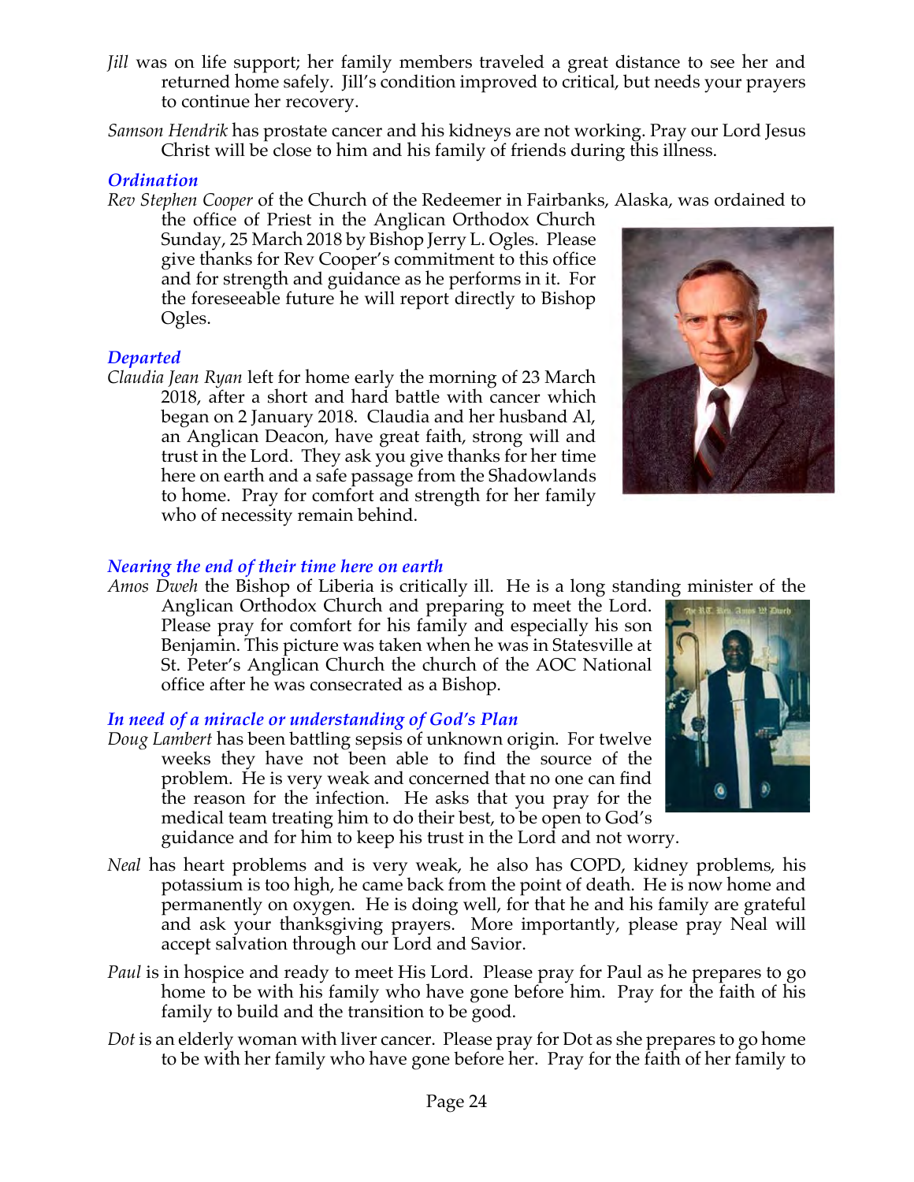*Jill* was on life support; her family members traveled a great distance to see her and returned home safely. Jill's condition improved to critical, but needs your prayers to continue her recovery.

*Samson Hendrik* has prostate cancer and his kidneys are not working. Pray our Lord Jesus Christ will be close to him and his family of friends during this illness.

### *Ordination*

*Rev Stephen Cooper* of the Church of the Redeemer in Fairbanks, Alaska, was ordained to the office of Priest in the Anglican Orthodox Church Sunday, 25 March 2018 by Bishop Jerry L. Ogles. Please give thanks for Rev Cooper's commitment to this office and for strength and guidance as he performs in it. For the foreseeable future he will report directly to Bishop Ogles.

### *Departed*

*Claudia Jean Ryan* left for home early the morning of 23 March 2018, after a short and hard battle with cancer which began on 2 January 2018. Claudia and her husband Al, an Anglican Deacon, have great faith, strong will and trust in the Lord. They ask you give thanks for her time here on earth and a safe passage from the Shadowlands to home. Pray for comfort and strength for her family who of necessity remain behind.

### *Nearing the end of their time here on earth*

*Amos Dweh* the Bishop of Liberia is critically ill. He is a long standing minister of the Anglican Orthodox Church and preparing to meet the Lord. Please pray for comfort for his family and especially his son Benjamin. This picture was taken when he was in Statesville at St. Peter's Anglican Church the church of the AOC National office after he was consecrated as a Bishop.

### *In need of a miracle or understanding of God's Plan*

*Doug Lambert* has been battling sepsis of unknown origin. For twelve weeks they have not been able to find the source of the problem. He is very weak and concerned that no one can find the reason for the infection. He asks that you pray for the medical team treating him to do their best, to be open to God's guidance and for him to keep his trust in the Lord and not worry.

*Neal* has heart problems and is very weak, he also has COPD, kidney problems, his potassium is too high, he came back from the point of death. He is now home and permanently on oxygen. He is doing well, for that he and his family are grateful and ask your thanksgiving prayers. More importantly, please pray Neal will accept salvation through our Lord and Savior.

*Paul* is in hospice and ready to meet His Lord. Please pray for Paul as he prepares to go home to be with his family who have gone before him. Pray for the faith of his family to build and the transition to be good.

*Dot* is an elderly woman with liver cancer. Please pray for Dot as she prepares to go home to be with her family who have gone before her. Pray for the faith of her family to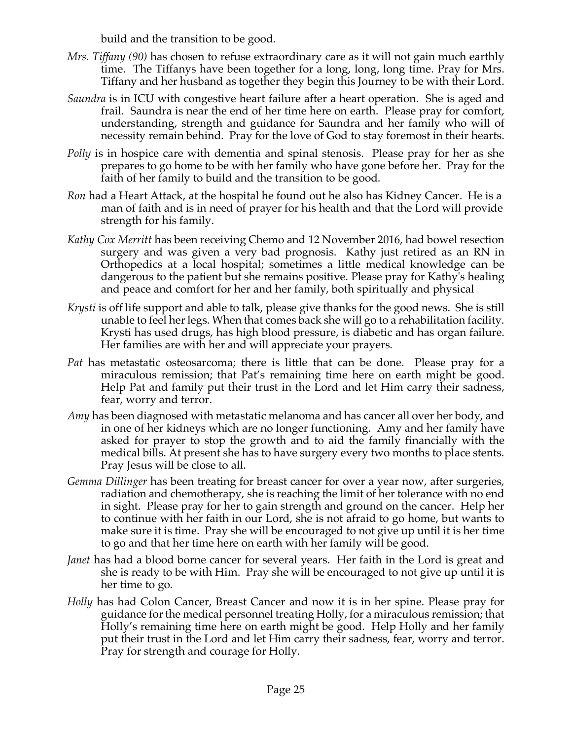build and the transition to be good.

*Mrs. Tiffany (90)* has chosen to refuse extraordinary care as it will not gain much earthly time. The Tiffanys have been together for a long, long, long time. Pray for Mrs. Tiffany and her husband as together they begin this Journey to be with their Lord.

*Saundra* is in ICU with congestive heart failure after a heart operation. She is aged and frail. Saundra is near the end of her time here on earth. Please pray for comfort, understanding, strength and guidance for Saundra and her family who will of necessity remain behind. Pray for the love of God to stay foremost in their hearts.

*Polly* is in hospice care with dementia and spinal stenosis. Please pray for her as she prepares to go home to be with her family who have gone before her. Pray for the faith of her family to build and the transition to be good.

*Ron* had a Heart Attack, at the hospital he found out he also has Kidney Cancer. He is a man of faith and is in need of prayer for his health and that the Lord will provide strength for his family.

*Kathy Cox Merritt* has been receiving Chemo and 12 November 2016, had bowel resection surgery and was given a very bad prognosis. Kathy just retired as an RN in Orthopedics at a local hospital; sometimes a little medical knowledge can be dangerous to the patient but she remains positive. Please pray for Kathy's healing and peace and comfort for her and her family, both spiritually and physical

*Krysti* is off life support and able to talk, please give thanks for the good news. She is still unable to feel her legs. When that comes back she will go to a rehabilitation facility. Krysti has used drugs, has high blood pressure, is diabetic and has organ failure. Her families are with her and will appreciate your prayers.

*Pat* has metastatic osteosarcoma; there is little that can be done. Please pray for a miraculous remission; that Pat's remaining time here on earth might be good. Help Pat and family put their trust in the Lord and let Him carry their sadness, fear, worry and terror.

*Amy* has been diagnosed with metastatic melanoma and has cancer all over her body, and in one of her kidneys which are no longer functioning. Amy and her family have asked for prayer to stop the growth and to aid the family financially with the medical bills. At present she has to have surgery every two months to place stents. Pray Jesus will be close to all.

*Gemma Dillinger* has been treating for breast cancer for over a year now, after surgeries, radiation and chemotherapy, she is reaching the limit of her tolerance with no end in sight. Please pray for her to gain strength and ground on the cancer. Help her to continue with her faith in our Lord, she is not afraid to go home, but wants to make sure it is time. Pray she will be encouraged to not give up until it is her time to go and that her time here on earth with her family will be good.

*Janet* has had a blood borne cancer for several years. Her faith in the Lord is great and she is ready to be with Him. Pray she will be encouraged to not give up until it is her time to go.

*Holly* has had Colon Cancer, Breast Cancer and now it is in her spine. Please pray for guidance for the medical personnel treating Holly, for a miraculous remission; that Holly's remaining time here on earth might be good. Help Holly and her family put their trust in the Lord and let Him carry their sadness, fear, worry and terror. Pray for strength and courage for Holly.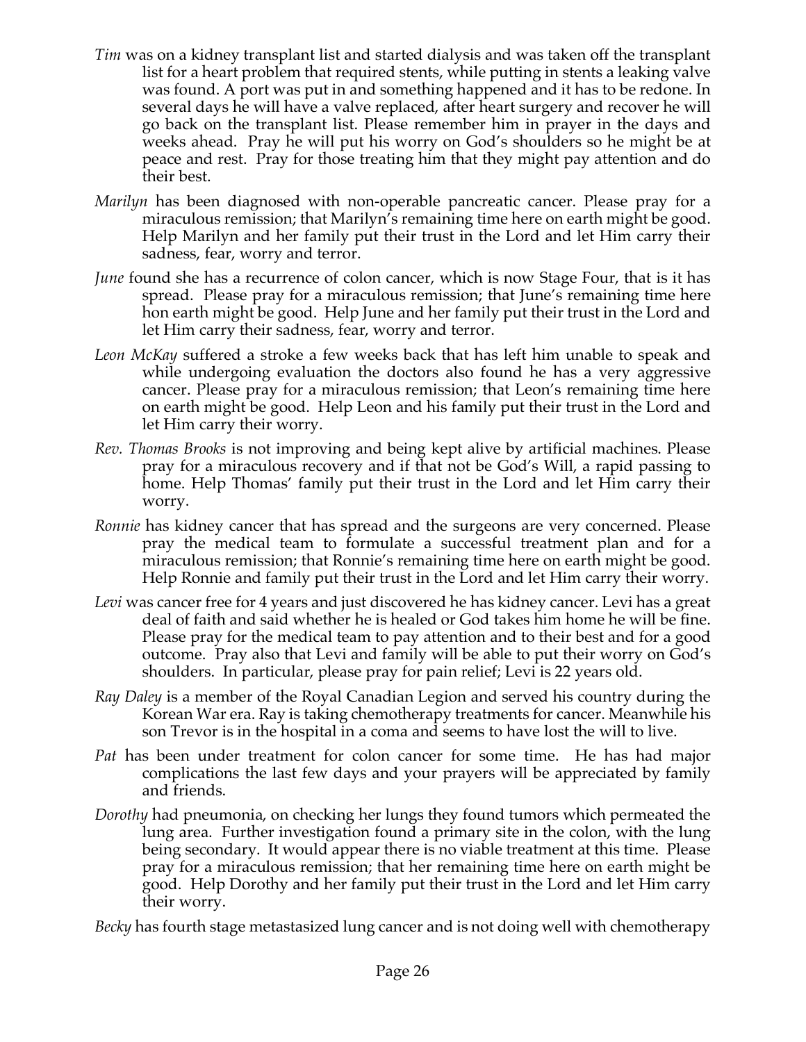*Tim* was on a kidney transplant list and started dialysis and was taken off the transplant list for a heart problem that required stents, while putting in stents a leaking valve was found. A port was put in and something happened and it has to be redone. In several days he will have a valve replaced, after heart surgery and recover he will go back on the transplant list. Please remember him in prayer in the days and weeks ahead. Pray he will put his worry on God's shoulders so he might be at peace and rest. Pray for those treating him that they might pay attention and do their best.

*Marilyn* has been diagnosed with non-operable pancreatic cancer. Please pray for a miraculous remission; that Marilyn's remaining time here on earth might be good. Help Marilyn and her family put their trust in the Lord and let Him carry their sadness, fear, worry and terror.

*June* found she has a recurrence of colon cancer, which is now Stage Four, that is it has spread. Please pray for a miraculous remission; that June's remaining time here hon earth might be good. Help June and her family put their trust in the Lord and let Him carry their sadness, fear, worry and terror.

*Leon McKay* suffered a stroke a few weeks back that has left him unable to speak and while undergoing evaluation the doctors also found he has a very aggressive cancer. Please pray for a miraculous remission; that Leon's remaining time here on earth might be good. Help Leon and his family put their trust in the Lord and let Him carry their worry.

*Rev. Thomas Brooks* is not improving and being kept alive by artificial machines. Please pray for a miraculous recovery and if that not be God's Will, a rapid passing to home. Help Thomas' family put their trust in the Lord and let Him carry their worry.

*Ronnie* has kidney cancer that has spread and the surgeons are very concerned. Please pray the medical team to formulate a successful treatment plan and for a miraculous remission; that Ronnie's remaining time here on earth might be good. Help Ronnie and family put their trust in the Lord and let Him carry their worry.

*Levi* was cancer free for 4 years and just discovered he has kidney cancer. Levi has a great deal of faith and said whether he is healed or God takes him home he will be fine. Please pray for the medical team to pay attention and to their best and for a good outcome. Pray also that Levi and family will be able to put their worry on God's shoulders. In particular, please pray for pain relief; Levi is 22 years old.

*Ray Daley* is a member of the Royal Canadian Legion and served his country during the Korean War era. Ray is taking chemotherapy treatments for cancer. Meanwhile his son Trevor is in the hospital in a coma and seems to have lost the will to live.

*Pat* has been under treatment for colon cancer for some time. He has had major complications the last few days and your prayers will be appreciated by family and friends.

*Dorothy* had pneumonia, on checking her lungs they found tumors which permeated the lung area. Further investigation found a primary site in the colon, with the lung being secondary. It would appear there is no viable treatment at this time. Please pray for a miraculous remission; that her remaining time here on earth might be good. Help Dorothy and her family put their trust in the Lord and let Him carry their worry.

*Becky* has fourth stage metastasized lung cancer and is not doing well with chemotherapy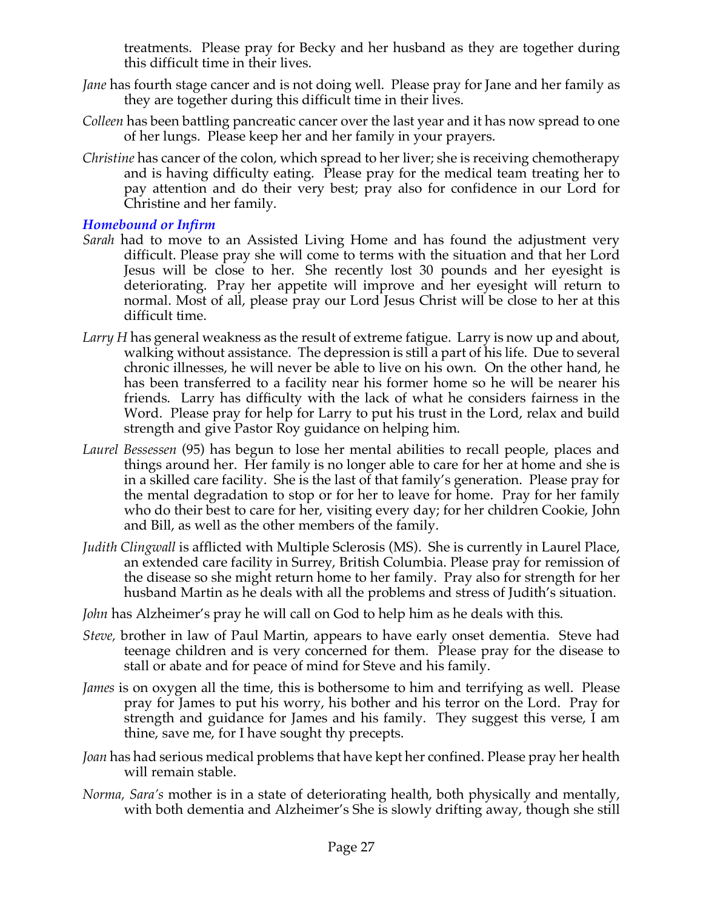treatments. Please pray for Becky and her husband as they are together during this difficult time in their lives.

*Jane* has fourth stage cancer and is not doing well. Please pray for Jane and her family as they are together during this difficult time in their lives.

*Colleen* has been battling pancreatic cancer over the last year and it has now spread to one of her lungs. Please keep her and her family in your prayers.

*Christine* has cancer of the colon, which spread to her liver; she is receiving chemotherapy and is having difficulty eating. Please pray for the medical team treating her to pay attention and do their very best; pray also for confidence in our Lord for Christine and her family.

### *Homebound or Infirm*

*Sarah* had to move to an Assisted Living Home and has found the adjustment very difficult. Please pray she will come to terms with the situation and that her Lord Jesus will be close to her. She recently lost 30 pounds and her eyesight is deteriorating. Pray her appetite will improve and her eyesight will return to normal. Most of all, please pray our Lord Jesus Christ will be close to her at this difficult time.

*Larry H* has general weakness as the result of extreme fatigue. Larry is now up and about, walking without assistance. The depression is still a part of his life. Due to several chronic illnesses, he will never be able to live on his own. On the other hand, he has been transferred to a facility near his former home so he will be nearer his friends. Larry has difficulty with the lack of what he considers fairness in the Word. Please pray for help for Larry to put his trust in the Lord, relax and build strength and give Pastor Roy guidance on helping him.

*Laurel Bessessen* (95) has begun to lose her mental abilities to recall people, places and things around her. Her family is no longer able to care for her at home and she is in a skilled care facility. She is the last of that family's generation. Please pray for the mental degradation to stop or for her to leave for home. Pray for her family who do their best to care for her, visiting every day; for her children Cookie, John and Bill, as well as the other members of the family.

*Judith Clingwall* is afflicted with Multiple Sclerosis (MS). She is currently in Laurel Place, an extended care facility in Surrey, British Columbia. Please pray for remission of the disease so she might return home to her family. Pray also for strength for her husband Martin as he deals with all the problems and stress of Judith's situation.

*John* has Alzheimer's pray he will call on God to help him as he deals with this.

*Steve,* brother in law of Paul Martin, appears to have early onset dementia. Steve had teenage children and is very concerned for them. Please pray for the disease to stall or abate and for peace of mind for Steve and his family.

*James* is on oxygen all the time, this is bothersome to him and terrifying as well. Please pray for James to put his worry, his bother and his terror on the Lord. Pray for strength and guidance for James and his family. They suggest this verse, I am thine, save me, for I have sought thy precepts.

*Joan* has had serious medical problems that have kept her confined. Please pray her health will remain stable.

*Norma, Sara's* mother is in a state of deteriorating health, both physically and mentally, with both dementia and Alzheimer's She is slowly drifting away, though she still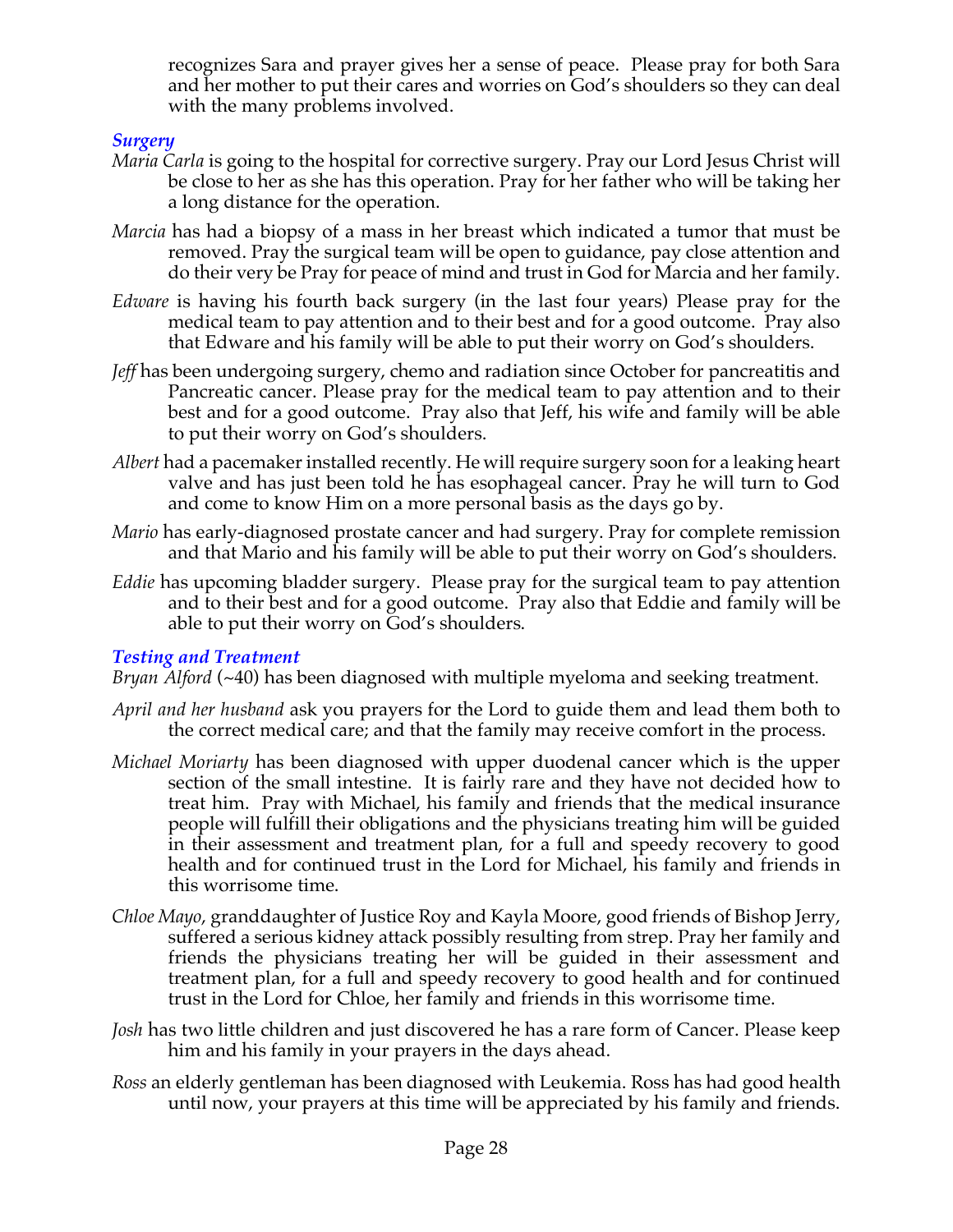recognizes Sara and prayer gives her a sense of peace. Please pray for both Sara and her mother to put their cares and worries on God's shoulders so they can deal with the many problems involved.

### *Surgery*

*Maria Carla* is going to the hospital for corrective surgery. Pray our Lord Jesus Christ will be close to her as she has this operation. Pray for her father who will be taking her a long distance for the operation.

*Marcia* has had a biopsy of a mass in her breast which indicated a tumor that must be removed. Pray the surgical team will be open to guidance, pay close attention and do their very be Pray for peace of mind and trust in God for Marcia and her family.

*Edware* is having his fourth back surgery (in the last four years) Please pray for the medical team to pay attention and to their best and for a good outcome. Pray also that Edware and his family will be able to put their worry on God's shoulders.

*Jeff* has been undergoing surgery, chemo and radiation since October for pancreatitis and Pancreatic cancer. Please pray for the medical team to pay attention and to their best and for a good outcome. Pray also that Jeff, his wife and family will be able to put their worry on God's shoulders.

*Albert* had a pacemaker installed recently. He will require surgery soon for a leaking heart valve and has just been told he has esophageal cancer. Pray he will turn to God and come to know Him on a more personal basis as the days go by.

*Mario* has early-diagnosed prostate cancer and had surgery. Pray for complete remission and that Mario and his family will be able to put their worry on God's shoulders.

*Eddie* has upcoming bladder surgery. Please pray for the surgical team to pay attention and to their best and for a good outcome. Pray also that Eddie and family will be able to put their worry on God's shoulders.

### *Testing and Treatment*

*Bryan Alford* (~40) has been diagnosed with multiple myeloma and seeking treatment.

*April and her husband* ask you prayers for the Lord to guide them and lead them both to the correct medical care; and that the family may receive comfort in the process.

*Michael Moriarty* has been diagnosed with upper duodenal cancer which is the upper section of the small intestine. It is fairly rare and they have not decided how to treat him. Pray with Michael, his family and friends that the medical insurance people will fulfill their obligations and the physicians treating him will be guided in their assessment and treatment plan, for a full and speedy recovery to good health and for continued trust in the Lord for Michael, his family and friends in this worrisome time.

*Chloe Mayo*, granddaughter of Justice Roy and Kayla Moore, good friends of Bishop Jerry, suffered a serious kidney attack possibly resulting from strep. Pray her family and friends the physicians treating her will be guided in their assessment and treatment plan, for a full and speedy recovery to good health and for continued trust in the Lord for Chloe, her family and friends in this worrisome time.

*Josh* has two little children and just discovered he has a rare form of Cancer. Please keep him and his family in your prayers in the days ahead.

*Ross* an elderly gentleman has been diagnosed with Leukemia. Ross has had good health until now, your prayers at this time will be appreciated by his family and friends.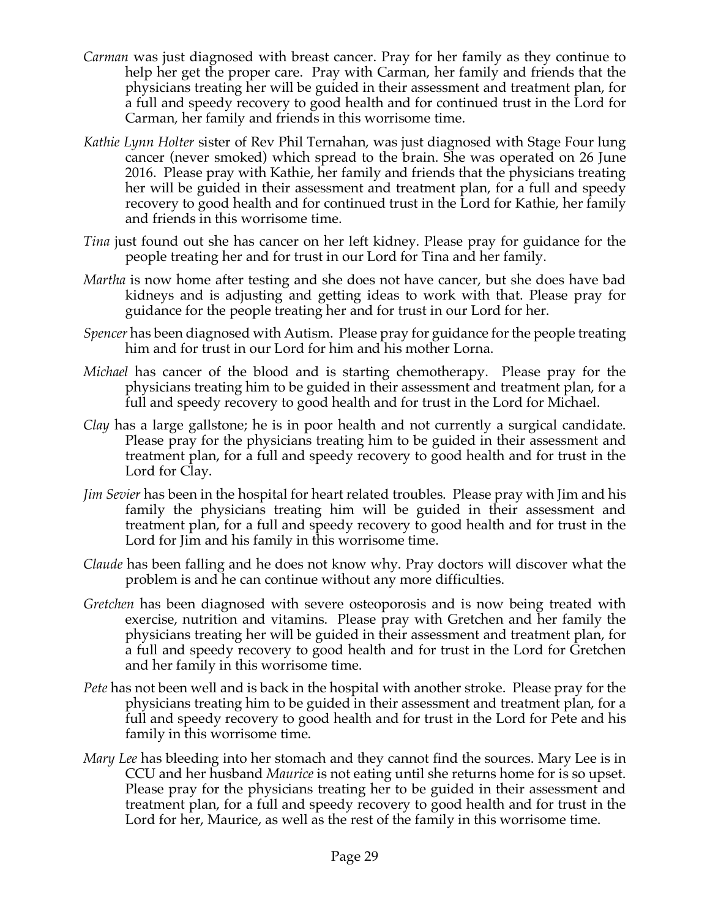*Carman* was just diagnosed with breast cancer. Pray for her family as they continue to help her get the proper care. Pray with Carman, her family and friends that the physicians treating her will be guided in their assessment and treatment plan, for a full and speedy recovery to good health and for continued trust in the Lord for Carman, her family and friends in this worrisome time.

*Kathie Lynn Holter* sister of Rev Phil Ternahan, was just diagnosed with Stage Four lung cancer (never smoked) which spread to the brain. She was operated on 26 June 2016. Please pray with Kathie, her family and friends that the physicians treating her will be guided in their assessment and treatment plan, for a full and speedy recovery to good health and for continued trust in the Lord for Kathie, her family and friends in this worrisome time.

*Tina* just found out she has cancer on her left kidney. Please pray for guidance for the people treating her and for trust in our Lord for Tina and her family.

*Martha* is now home after testing and she does not have cancer, but she does have bad kidneys and is adjusting and getting ideas to work with that. Please pray for guidance for the people treating her and for trust in our Lord for her.

*Spencer* has been diagnosed with Autism. Please pray for guidance for the people treating him and for trust in our Lord for him and his mother Lorna.

*Michael* has cancer of the blood and is starting chemotherapy. Please pray for the physicians treating him to be guided in their assessment and treatment plan, for a full and speedy recovery to good health and for trust in the Lord for Michael.

*Clay* has a large gallstone; he is in poor health and not currently a surgical candidate. Please pray for the physicians treating him to be guided in their assessment and treatment plan, for a full and speedy recovery to good health and for trust in the Lord for Clay.

*Jim Sevier* has been in the hospital for heart related troubles. Please pray with Jim and his family the physicians treating him will be guided in their assessment and treatment plan, for a full and speedy recovery to good health and for trust in the Lord for Jim and his family in this worrisome time.

*Claude* has been falling and he does not know why. Pray doctors will discover what the problem is and he can continue without any more difficulties.

*Gretchen* has been diagnosed with severe osteoporosis and is now being treated with exercise, nutrition and vitamins. Please pray with Gretchen and her family the physicians treating her will be guided in their assessment and treatment plan, for a full and speedy recovery to good health and for trust in the Lord for Gretchen and her family in this worrisome time.

*Pete* has not been well and is back in the hospital with another stroke. Please pray for the physicians treating him to be guided in their assessment and treatment plan, for a full and speedy recovery to good health and for trust in the Lord for Pete and his family in this worrisome time.

*Mary Lee* has bleeding into her stomach and they cannot find the sources. Mary Lee is in CCU and her husband *Maurice* is not eating until she returns home for is so upset. Please pray for the physicians treating her to be guided in their assessment and treatment plan, for a full and speedy recovery to good health and for trust in the Lord for her, Maurice, as well as the rest of the family in this worrisome time.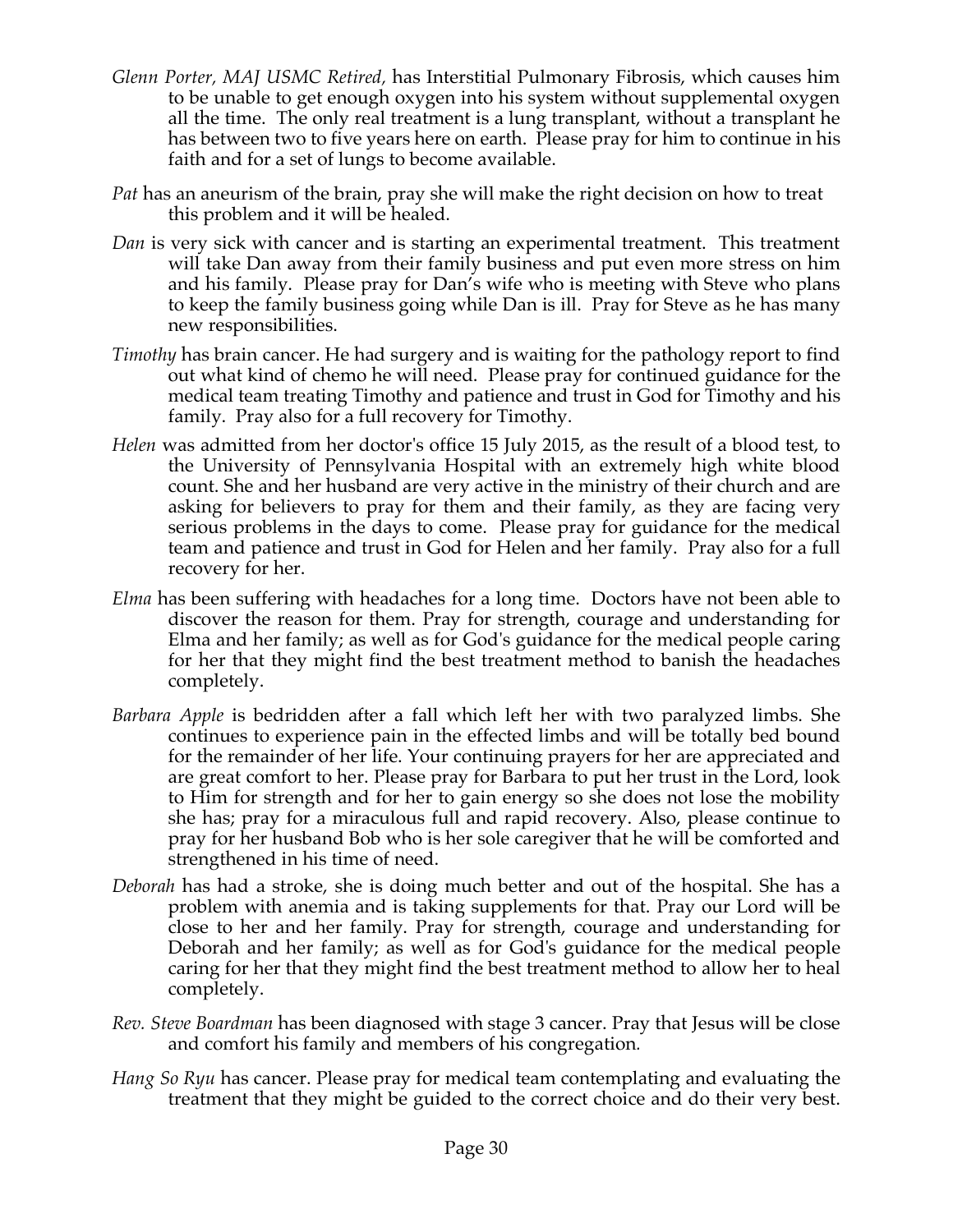*Glenn Porter, MAJ USMC Retired,* has Interstitial Pulmonary Fibrosis, which causes him to be unable to get enough oxygen into his system without supplemental oxygen all the time. The only real treatment is a lung transplant, without a transplant he has between two to five years here on earth. Please pray for him to continue in his faith and for a set of lungs to become available.

*Pat* has an aneurism of the brain, pray she will make the right decision on how to treat this problem and it will be healed.

*Dan* is very sick with cancer and is starting an experimental treatment. This treatment will take Dan away from their family business and put even more stress on him and his family. Please pray for Dan's wife who is meeting with Steve who plans to keep the family business going while Dan is ill. Pray for Steve as he has many new responsibilities.

*Timothy* has brain cancer. He had surgery and is waiting for the pathology report to find out what kind of chemo he will need. Please pray for continued guidance for the medical team treating Timothy and patience and trust in God for Timothy and his family. Pray also for a full recovery for Timothy.

*Helen* was admitted from her doctor's office 15 July 2015, as the result of a blood test, to the University of Pennsylvania Hospital with an extremely high white blood count. She and her husband are very active in the ministry of their church and are asking for believers to pray for them and their family, as they are facing very serious problems in the days to come. Please pray for guidance for the medical team and patience and trust in God for Helen and her family. Pray also for a full recovery for her.

*Elma* has been suffering with headaches for a long time. Doctors have not been able to discover the reason for them. Pray for strength, courage and understanding for Elma and her family; as well as for God's guidance for the medical people caring for her that they might find the best treatment method to banish the headaches completely.

*Barbara Apple* is bedridden after a fall which left her with two paralyzed limbs. She continues to experience pain in the effected limbs and will be totally bed bound for the remainder of her life. Your continuing prayers for her are appreciated and are great comfort to her. Please pray for Barbara to put her trust in the Lord, look to Him for strength and for her to gain energy so she does not lose the mobility she has; pray for a miraculous full and rapid recovery. Also, please continue to pray for her husband Bob who is her sole caregiver that he will be comforted and strengthened in his time of need.

*Deborah* has had a stroke, she is doing much better and out of the hospital. She has a problem with anemia and is taking supplements for that. Pray our Lord will be close to her and her family. Pray for strength, courage and understanding for Deborah and her family; as well as for God's guidance for the medical people caring for her that they might find the best treatment method to allow her to heal completely.

*Rev. Steve Boardman* has been diagnosed with stage 3 cancer. Pray that Jesus will be close and comfort his family and members of his congregation.

*Hang So Ryu* has cancer. Please pray for medical team contemplating and evaluating the treatment that they might be guided to the correct choice and do their very best.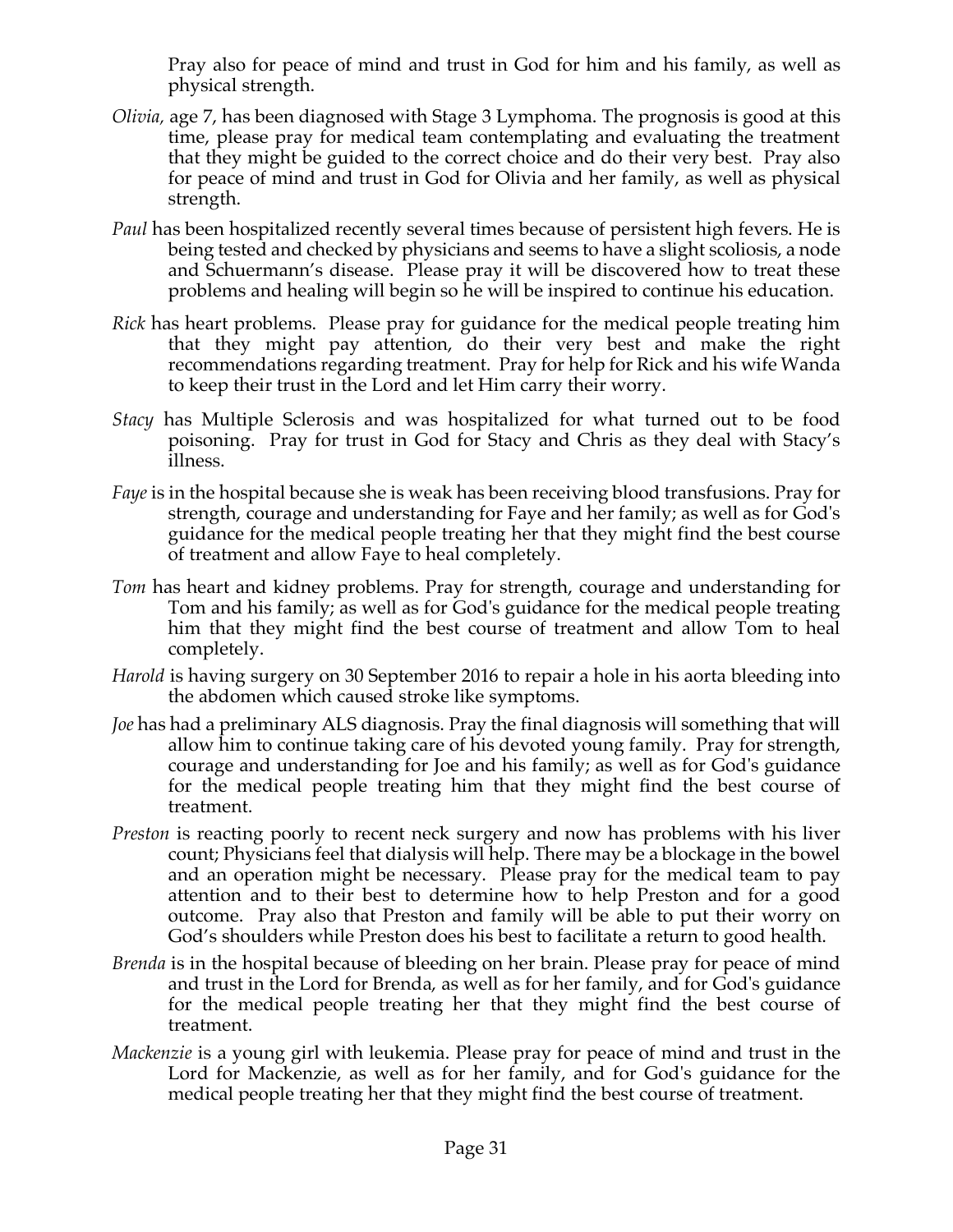Pray also for peace of mind and trust in God for him and his family, as well as physical strength.

*Olivia,* age 7, has been diagnosed with Stage 3 Lymphoma. The prognosis is good at this time, please pray for medical team contemplating and evaluating the treatment that they might be guided to the correct choice and do their very best. Pray also for peace of mind and trust in God for Olivia and her family, as well as physical strength.

*Paul* has been hospitalized recently several times because of persistent high fevers. He is being tested and checked by physicians and seems to have a slight scoliosis, a node and Schuermann's disease. Please pray it will be discovered how to treat these problems and healing will begin so he will be inspired to continue his education.

*Rick* has heart problems. Please pray for guidance for the medical people treating him that they might pay attention, do their very best and make the right recommendations regarding treatment. Pray for help for Rick and his wife Wanda to keep their trust in the Lord and let Him carry their worry.

*Stacy* has Multiple Sclerosis and was hospitalized for what turned out to be food poisoning. Pray for trust in God for Stacy and Chris as they deal with Stacy's illness.

*Faye* is in the hospital because she is weak has been receiving blood transfusions. Pray for strength, courage and understanding for Faye and her family; as well as for God's guidance for the medical people treating her that they might find the best course of treatment and allow Faye to heal completely.

*Tom* has heart and kidney problems. Pray for strength, courage and understanding for Tom and his family; as well as for God's guidance for the medical people treating him that they might find the best course of treatment and allow Tom to heal completely.

*Harold* is having surgery on 30 September 2016 to repair a hole in his aorta bleeding into the abdomen which caused stroke like symptoms.

*Joe* has had a preliminary ALS diagnosis. Pray the final diagnosis will something that will allow him to continue taking care of his devoted young family. Pray for strength, courage and understanding for Joe and his family; as well as for God's guidance for the medical people treating him that they might find the best course of treatment.

*Preston* is reacting poorly to recent neck surgery and now has problems with his liver count; Physicians feel that dialysis will help. There may be a blockage in the bowel and an operation might be necessary. Please pray for the medical team to pay attention and to their best to determine how to help Preston and for a good outcome. Pray also that Preston and family will be able to put their worry on God's shoulders while Preston does his best to facilitate a return to good health.

*Brenda* is in the hospital because of bleeding on her brain. Please pray for peace of mind and trust in the Lord for Brenda, as well as for her family, and for God's guidance for the medical people treating her that they might find the best course of treatment.

*Mackenzie* is a young girl with leukemia. Please pray for peace of mind and trust in the Lord for Mackenzie, as well as for her family, and for God's guidance for the medical people treating her that they might find the best course of treatment.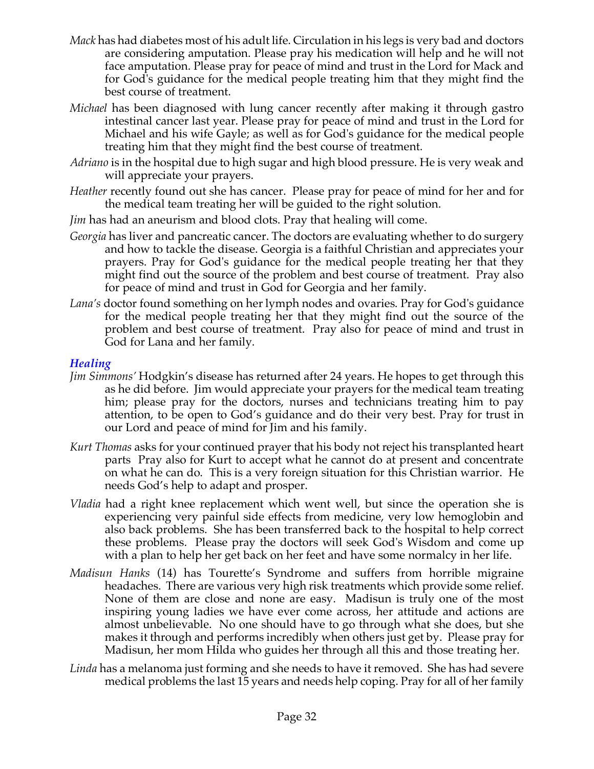*Mack* has had diabetes most of his adult life. Circulation in his legs is very bad and doctors are considering amputation. Please pray his medication will help and he will not face amputation. Please pray for peace of mind and trust in the Lord for Mack and for God's guidance for the medical people treating him that they might find the best course of treatment.

*Michael* has been diagnosed with lung cancer recently after making it through gastro intestinal cancer last year. Please pray for peace of mind and trust in the Lord for Michael and his wife Gayle; as well as for God's guidance for the medical people treating him that they might find the best course of treatment.

*Adriano* is in the hospital due to high sugar and high blood pressure. He is very weak and will appreciate your prayers.

*Heather* recently found out she has cancer. Please pray for peace of mind for her and for the medical team treating her will be guided to the right solution.

*Jim* has had an aneurism and blood clots. Pray that healing will come.

*Georgia* has liver and pancreatic cancer. The doctors are evaluating whether to do surgery and how to tackle the disease. Georgia is a faithful Christian and appreciates your prayers. Pray for God's guidance for the medical people treating her that they might find out the source of the problem and best course of treatment. Pray also for peace of mind and trust in God for Georgia and her family.

*Lana's* doctor found something on her lymph nodes and ovaries. Pray for God's guidance for the medical people treating her that they might find out the source of the problem and best course of treatment. Pray also for peace of mind and trust in God for Lana and her family.

### *Healing*

*Jim Simmons'* Hodgkin's disease has returned after 24 years. He hopes to get through this as he did before. Jim would appreciate your prayers for the medical team treating him; please pray for the doctors, nurses and technicians treating him to pay attention, to be open to God's guidance and do their very best. Pray for trust in our Lord and peace of mind for Jim and his family.

*Kurt Thomas* asks for your continued prayer that his body not reject his transplanted heart parts Pray also for Kurt to accept what he cannot do at present and concentrate on what he can do. This is a very foreign situation for this Christian warrior. He needs God's help to adapt and prosper.

*Vladia* had a right knee replacement which went well, but since the operation she is experiencing very painful side effects from medicine, very low hemoglobin and also back problems. She has been transferred back to the hospital to help correct these problems. Please pray the doctors will seek God's Wisdom and come up with a plan to help her get back on her feet and have some normalcy in her life.

*Madisun Hanks* (14) has Tourette's Syndrome and suffers from horrible migraine headaches. There are various very high risk treatments which provide some relief. None of them are close and none are easy. Madisun is truly one of the most inspiring young ladies we have ever come across, her attitude and actions are almost unbelievable. No one should have to go through what she does, but she makes it through and performs incredibly when others just get by. Please pray for Madisun, her mom Hilda who guides her through all this and those treating her.

*Linda* has a melanoma just forming and she needs to have it removed. She has had severe medical problems the last 15 years and needs help coping. Pray for all of her family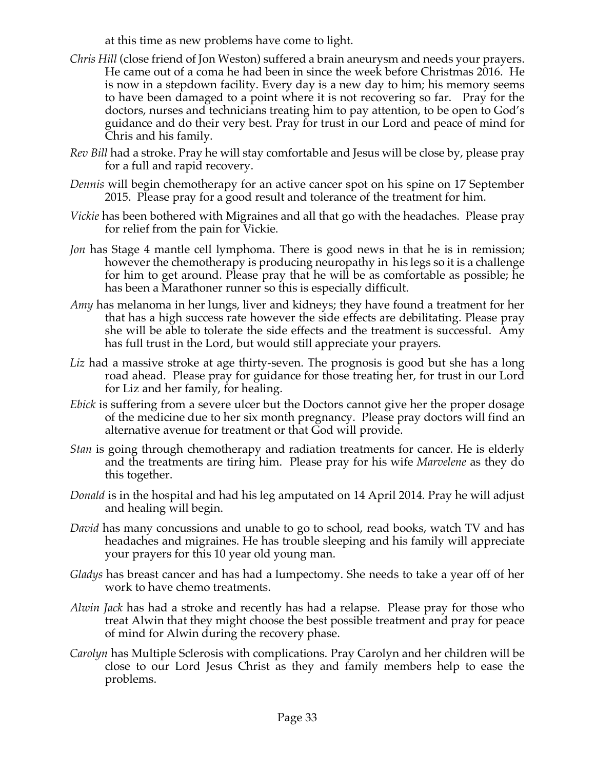at this time as new problems have come to light.

*Chris Hill* (close friend of Jon Weston) suffered a brain aneurysm and needs your prayers. He came out of a coma he had been in since the week before Christmas 2016. He is now in a stepdown facility. Every day is a new day to him; his memory seems to have been damaged to a point where it is not recovering so far. Pray for the doctors, nurses and technicians treating him to pay attention, to be open to God's guidance and do their very best. Pray for trust in our Lord and peace of mind for Chris and his family.

*Rev Bill* had a stroke. Pray he will stay comfortable and Jesus will be close by, please pray for a full and rapid recovery.

*Dennis* will begin chemotherapy for an active cancer spot on his spine on 17 September 2015. Please pray for a good result and tolerance of the treatment for him.

*Vickie* has been bothered with Migraines and all that go with the headaches. Please pray for relief from the pain for Vickie.

*Jon* has Stage 4 mantle cell lymphoma. There is good news in that he is in remission; however the chemotherapy is producing neuropathy in his legs so it is a challenge for him to get around. Please pray that he will be as comfortable as possible; he has been a Marathoner runner so this is especially difficult.

*Amy* has melanoma in her lungs, liver and kidneys; they have found a treatment for her that has a high success rate however the side effects are debilitating. Please pray she will be able to tolerate the side effects and the treatment is successful. Amy has full trust in the Lord, but would still appreciate your prayers.

*Liz* had a massive stroke at age thirty-seven. The prognosis is good but she has a long road ahead. Please pray for guidance for those treating her, for trust in our Lord for Liz and her family, for healing.

*Ebick* is suffering from a severe ulcer but the Doctors cannot give her the proper dosage of the medicine due to her six month pregnancy. Please pray doctors will find an alternative avenue for treatment or that God will provide.

*Stan* is going through chemotherapy and radiation treatments for cancer. He is elderly and the treatments are tiring him. Please pray for his wife *Marvelene* as they do this together.

*Donald* is in the hospital and had his leg amputated on 14 April 2014. Pray he will adjust and healing will begin.

*David* has many concussions and unable to go to school, read books, watch TV and has headaches and migraines. He has trouble sleeping and his family will appreciate your prayers for this 10 year old young man.

*Gladys* has breast cancer and has had a lumpectomy. She needs to take a year off of her work to have chemo treatments.

*Alwin Jack* has had a stroke and recently has had a relapse. Please pray for those who treat Alwin that they might choose the best possible treatment and pray for peace of mind for Alwin during the recovery phase.

*Carolyn* has Multiple Sclerosis with complications. Pray Carolyn and her children will be close to our Lord Jesus Christ as they and family members help to ease the problems.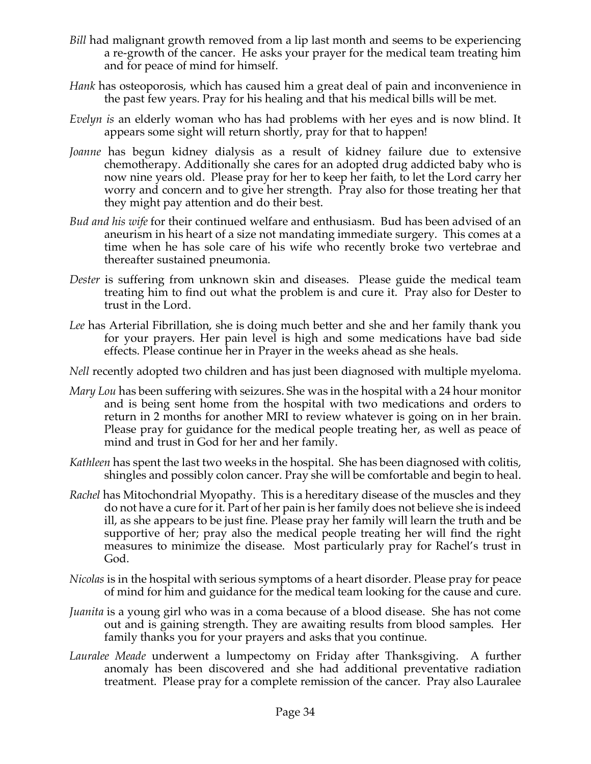*Bill* had malignant growth removed from a lip last month and seems to be experiencing a re-growth of the cancer. He asks your prayer for the medical team treating him and for peace of mind for himself.

*Hank* has osteoporosis, which has caused him a great deal of pain and inconvenience in the past few years. Pray for his healing and that his medical bills will be met.

*Evelyn is* an elderly woman who has had problems with her eyes and is now blind. It appears some sight will return shortly, pray for that to happen!

*Joanne* has begun kidney dialysis as a result of kidney failure due to extensive chemotherapy. Additionally she cares for an adopted drug addicted baby who is now nine years old. Please pray for her to keep her faith, to let the Lord carry her worry and concern and to give her strength. Pray also for those treating her that they might pay attention and do their best.

*Bud and his wife* for their continued welfare and enthusiasm. Bud has been advised of an aneurism in his heart of a size not mandating immediate surgery. This comes at a time when he has sole care of his wife who recently broke two vertebrae and thereafter sustained pneumonia.

*Dester* is suffering from unknown skin and diseases. Please guide the medical team treating him to find out what the problem is and cure it. Pray also for Dester to trust in the Lord.

*Lee* has Arterial Fibrillation, she is doing much better and she and her family thank you for your prayers. Her pain level is high and some medications have bad side effects. Please continue her in Prayer in the weeks ahead as she heals.

*Nell* recently adopted two children and has just been diagnosed with multiple myeloma.

*Mary Lou* has been suffering with seizures. She was in the hospital with a 24 hour monitor and is being sent home from the hospital with two medications and orders to return in 2 months for another MRI to review whatever is going on in her brain. Please pray for guidance for the medical people treating her, as well as peace of mind and trust in God for her and her family.

*Kathleen* has spent the last two weeks in the hospital. She has been diagnosed with colitis, shingles and possibly colon cancer. Pray she will be comfortable and begin to heal.

*Rachel* has Mitochondrial Myopathy. This is a hereditary disease of the muscles and they do not have a cure for it. Part of her pain is her family does not believe she is indeed ill, as she appears to be just fine. Please pray her family will learn the truth and be supportive of her; pray also the medical people treating her will find the right measures to minimize the disease. Most particularly pray for Rachel's trust in God.

*Nicolas* is in the hospital with serious symptoms of a heart disorder. Please pray for peace of mind for him and guidance for the medical team looking for the cause and cure.

*Juanita* is a young girl who was in a coma because of a blood disease. She has not come out and is gaining strength. They are awaiting results from blood samples. Her family thanks you for your prayers and asks that you continue.

*Lauralee Meade* underwent a lumpectomy on Friday after Thanksgiving. A further anomaly has been discovered and she had additional preventative radiation treatment. Please pray for a complete remission of the cancer. Pray also Lauralee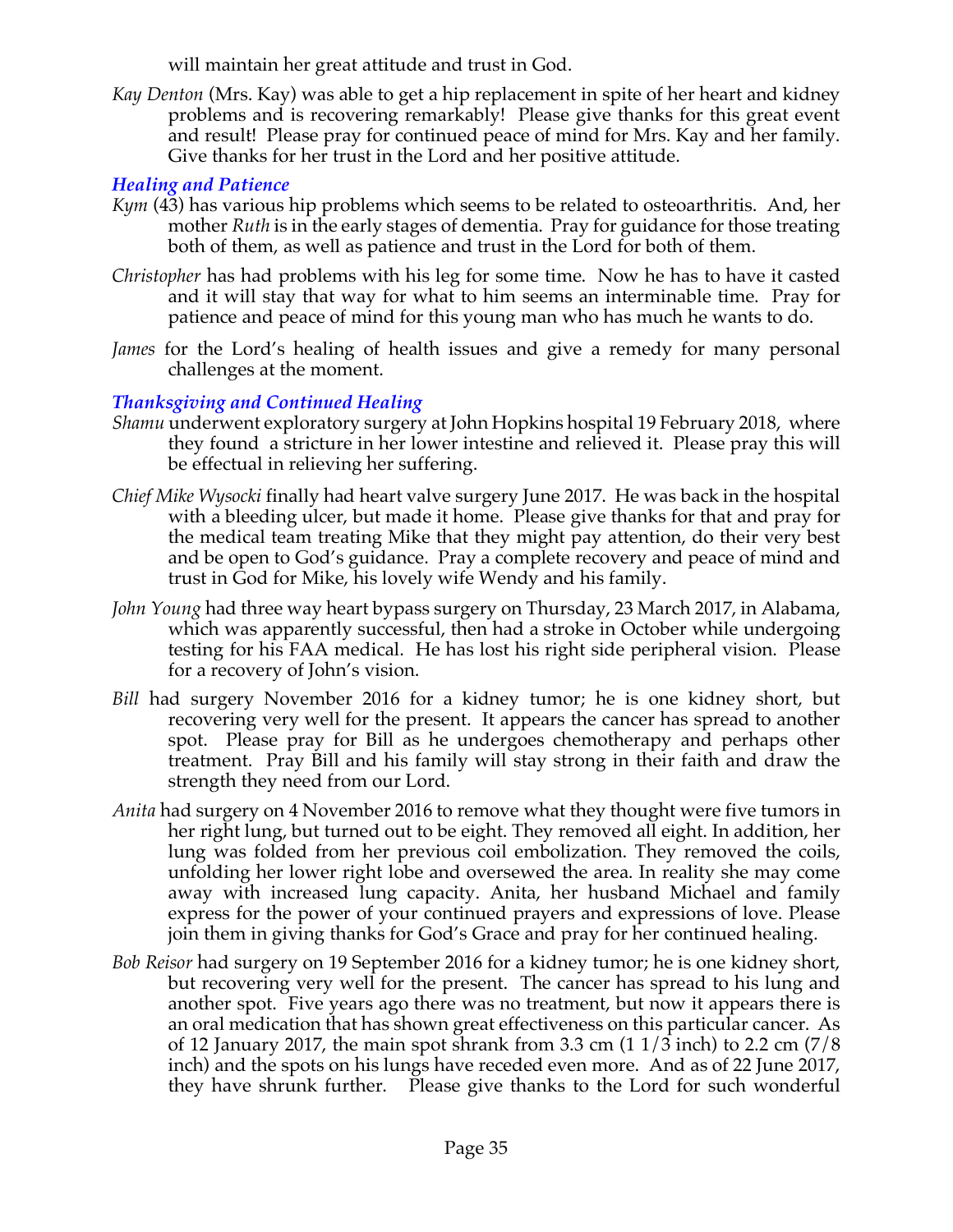will maintain her great attitude and trust in God.

*Kay Denton* (Mrs. Kay) was able to get a hip replacement in spite of her heart and kidney problems and is recovering remarkably! Please give thanks for this great event and result! Please pray for continued peace of mind for Mrs. Kay and her family. Give thanks for her trust in the Lord and her positive attitude.

### *Healing and Patience*

*Kym* (43) has various hip problems which seems to be related to osteoarthritis. And, her mother *Ruth* is in the early stages of dementia. Pray for guidance for those treating both of them, as well as patience and trust in the Lord for both of them.

*Christopher* has had problems with his leg for some time. Now he has to have it casted and it will stay that way for what to him seems an interminable time. Pray for patience and peace of mind for this young man who has much he wants to do.

*James* for the Lord's healing of health issues and give a remedy for many personal challenges at the moment.

### *Thanksgiving and Continued Healing*

*Shamu* underwent exploratory surgery at John Hopkins hospital 19 February 2018, where they found a stricture in her lower intestine and relieved it. Please pray this will be effectual in relieving her suffering.

*Chief Mike Wysocki* finally had heart valve surgery June 2017. He was back in the hospital with a bleeding ulcer, but made it home. Please give thanks for that and pray for the medical team treating Mike that they might pay attention, do their very best and be open to God's guidance. Pray a complete recovery and peace of mind and trust in God for Mike, his lovely wife Wendy and his family.

*John Young* had three way heart bypass surgery on Thursday, 23 March 2017, in Alabama, which was apparently successful, then had a stroke in October while undergoing testing for his FAA medical. He has lost his right side peripheral vision. Please for a recovery of John's vision.

*Bill* had surgery November 2016 for a kidney tumor; he is one kidney short, but recovering very well for the present. It appears the cancer has spread to another spot. Please pray for Bill as he undergoes chemotherapy and perhaps other treatment. Pray Bill and his family will stay strong in their faith and draw the strength they need from our Lord.

*Anita* had surgery on 4 November 2016 to remove what they thought were five tumors in her right lung, but turned out to be eight. They removed all eight. In addition, her lung was folded from her previous coil embolization. They removed the coils, unfolding her lower right lobe and oversewed the area. In reality she may come away with increased lung capacity. Anita, her husband Michael and family express for the power of your continued prayers and expressions of love. Please join them in giving thanks for God's Grace and pray for her continued healing.

*Bob Reisor* had surgery on 19 September 2016 for a kidney tumor; he is one kidney short, but recovering very well for the present. The cancer has spread to his lung and another spot. Five years ago there was no treatment, but now it appears there is an oral medication that has shown great effectiveness on this particular cancer. As of 12 January 2017, the main spot shrank from 3.3 cm (1 1/3 inch) to 2.2 cm (7/8 inch) and the spots on his lungs have receded even more. And as of 22 June 2017, they have shrunk further. Please give thanks to the Lord for such wonderful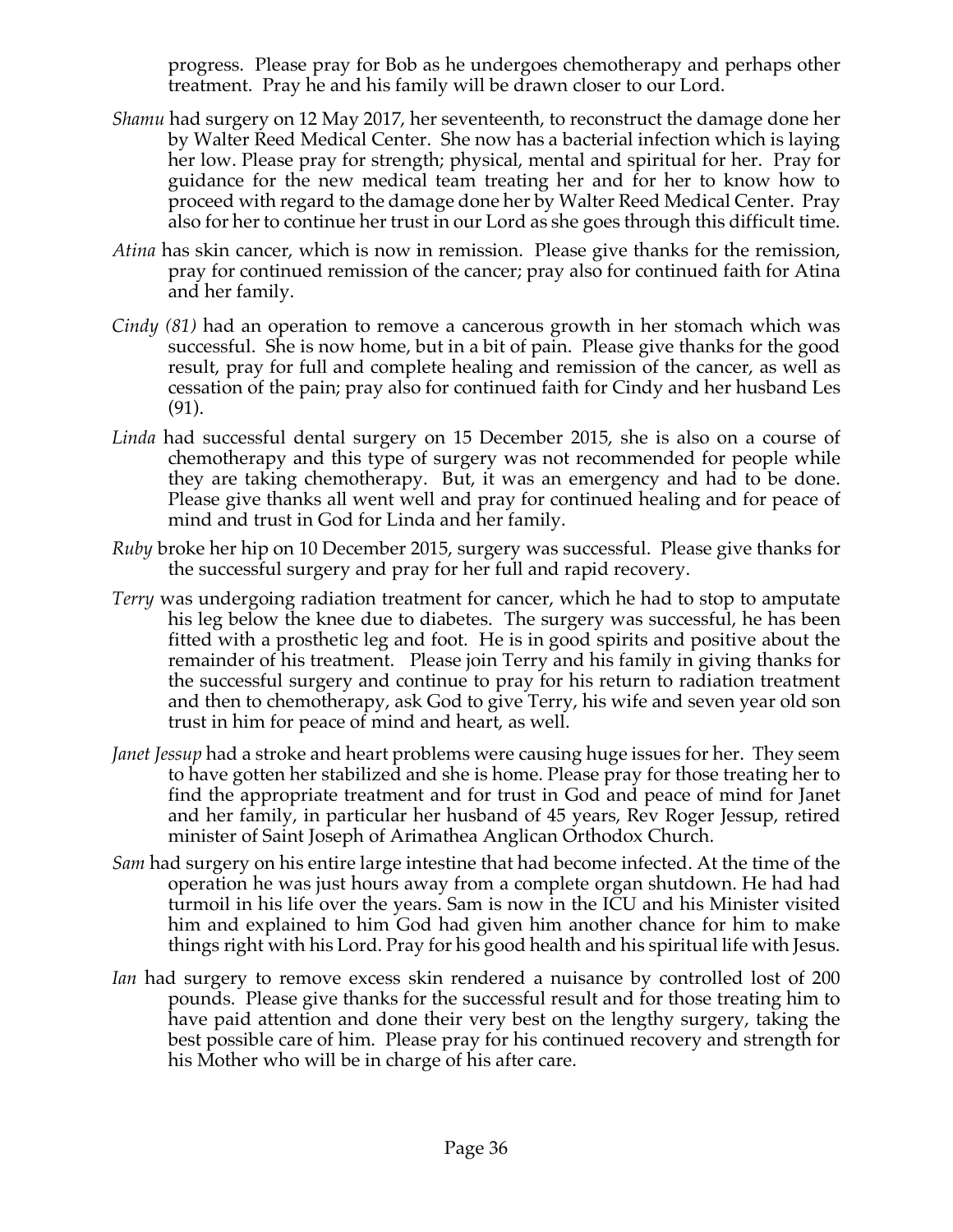progress. Please pray for Bob as he undergoes chemotherapy and perhaps other treatment. Pray he and his family will be drawn closer to our Lord.

*Shamu* had surgery on 12 May 2017, her seventeenth, to reconstruct the damage done her by Walter Reed Medical Center. She now has a bacterial infection which is laying her low. Please pray for strength; physical, mental and spiritual for her. Pray for guidance for the new medical team treating her and for her to know how to proceed with regard to the damage done her by Walter Reed Medical Center. Pray also for her to continue her trust in our Lord as she goes through this difficult time.

*Atina* has skin cancer, which is now in remission. Please give thanks for the remission, pray for continued remission of the cancer; pray also for continued faith for Atina and her family.

*Cindy (81)* had an operation to remove a cancerous growth in her stomach which was successful. She is now home, but in a bit of pain. Please give thanks for the good result, pray for full and complete healing and remission of the cancer, as well as cessation of the pain; pray also for continued faith for Cindy and her husband Les (91).

*Linda* had successful dental surgery on 15 December 2015, she is also on a course of chemotherapy and this type of surgery was not recommended for people while they are taking chemotherapy. But, it was an emergency and had to be done. Please give thanks all went well and pray for continued healing and for peace of mind and trust in God for Linda and her family.

*Ruby* broke her hip on 10 December 2015, surgery was successful. Please give thanks for the successful surgery and pray for her full and rapid recovery.

*Terry* was undergoing radiation treatment for cancer, which he had to stop to amputate his leg below the knee due to diabetes. The surgery was successful, he has been fitted with a prosthetic leg and foot. He is in good spirits and positive about the remainder of his treatment. Please join Terry and his family in giving thanks for the successful surgery and continue to pray for his return to radiation treatment and then to chemotherapy, ask God to give Terry, his wife and seven year old son trust in him for peace of mind and heart, as well.

*Janet Jessup* had a stroke and heart problems were causing huge issues for her. They seem to have gotten her stabilized and she is home. Please pray for those treating her to find the appropriate treatment and for trust in God and peace of mind for Janet and her family, in particular her husband of 45 years, Rev Roger Jessup, retired minister of Saint Joseph of Arimathea Anglican Orthodox Church.

*Sam* had surgery on his entire large intestine that had become infected. At the time of the operation he was just hours away from a complete organ shutdown. He had had turmoil in his life over the years. Sam is now in the ICU and his Minister visited him and explained to him God had given him another chance for him to make things right with his Lord. Pray for his good health and his spiritual life with Jesus.

*Ian* had surgery to remove excess skin rendered a nuisance by controlled lost of 200 pounds. Please give thanks for the successful result and for those treating him to have paid attention and done their very best on the lengthy surgery, taking the best possible care of him. Please pray for his continued recovery and strength for his Mother who will be in charge of his after care.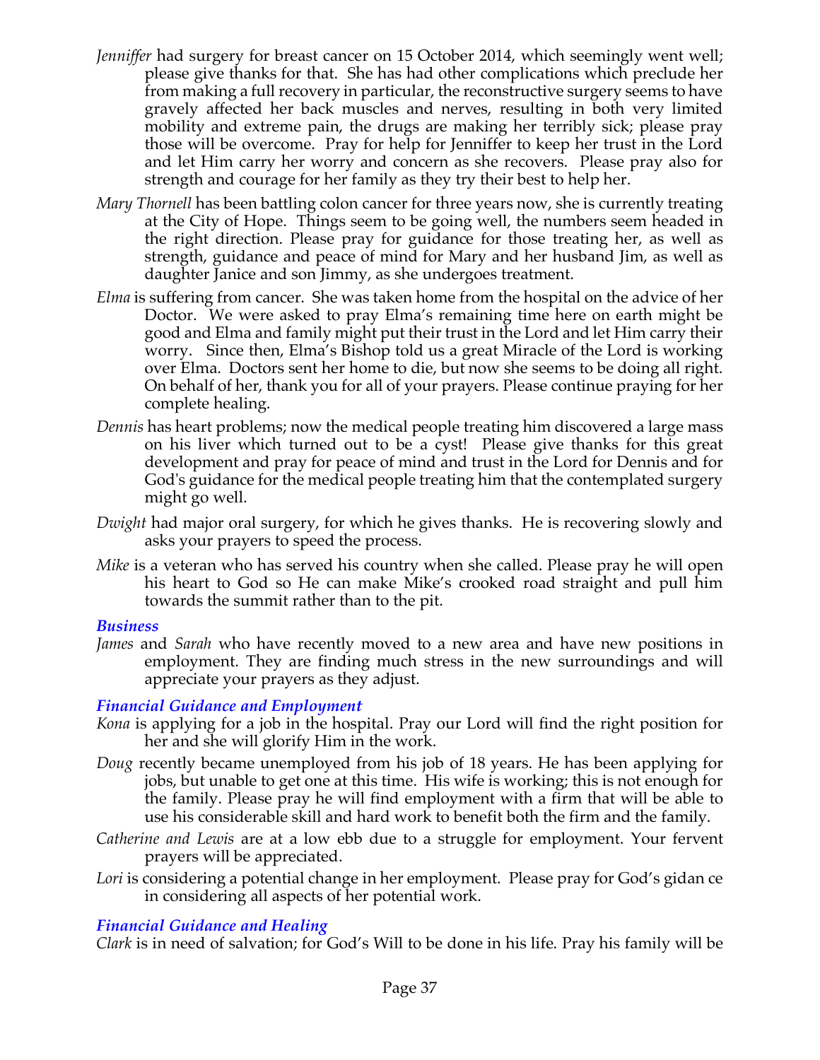*Jenniffer* had surgery for breast cancer on 15 October 2014, which seemingly went well; please give thanks for that. She has had other complications which preclude her from making a full recovery in particular, the reconstructive surgery seems to have gravely affected her back muscles and nerves, resulting in both very limited mobility and extreme pain, the drugs are making her terribly sick; please pray those will be overcome. Pray for help for Jenniffer to keep her trust in the Lord and let Him carry her worry and concern as she recovers. Please pray also for strength and courage for her family as they try their best to help her.

*Mary Thornell* has been battling colon cancer for three years now, she is currently treating at the City of Hope. Things seem to be going well, the numbers seem headed in the right direction. Please pray for guidance for those treating her, as well as strength, guidance and peace of mind for Mary and her husband Jim, as well as daughter Janice and son Jimmy, as she undergoes treatment.

*Elma* is suffering from cancer. She was taken home from the hospital on the advice of her Doctor. We were asked to pray Elma's remaining time here on earth might be good and Elma and family might put their trust in the Lord and let Him carry their worry. Since then, Elma's Bishop told us a great Miracle of the Lord is working over Elma. Doctors sent her home to die, but now she seems to be doing all right. On behalf of her, thank you for all of your prayers. Please continue praying for her complete healing.

*Dennis* has heart problems; now the medical people treating him discovered a large mass on his liver which turned out to be a cyst! Please give thanks for this great development and pray for peace of mind and trust in the Lord for Dennis and for God's guidance for the medical people treating him that the contemplated surgery might go well.

*Dwight* had major oral surgery, for which he gives thanks. He is recovering slowly and asks your prayers to speed the process.

*Mike* is a veteran who has served his country when she called. Please pray he will open his heart to God so He can make Mike's crooked road straight and pull him towards the summit rather than to the pit.

### *Business*

*James* and *Sarah* who have recently moved to a new area and have new positions in employment. They are finding much stress in the new surroundings and will appreciate your prayers as they adjust.

### *Financial Guidance and Employment*

*Kona* is applying for a job in the hospital. Pray our Lord will find the right position for her and she will glorify Him in the work.

*Doug* recently became unemployed from his job of 18 years. He has been applying for jobs, but unable to get one at this time. His wife is working; this is not enough for the family. Please pray he will find employment with a firm that will be able to use his considerable skill and hard work to benefit both the firm and the family.

*Catherine and Lewis* are at a low ebb due to a struggle for employment. Your fervent prayers will be appreciated.

*Lori* is considering a potential change in her employment. Please pray for God's gidan ce in considering all aspects of her potential work.

### *Financial Guidance and Healing*

*Clark* is in need of salvation; for God's Will to be done in his life. Pray his family will be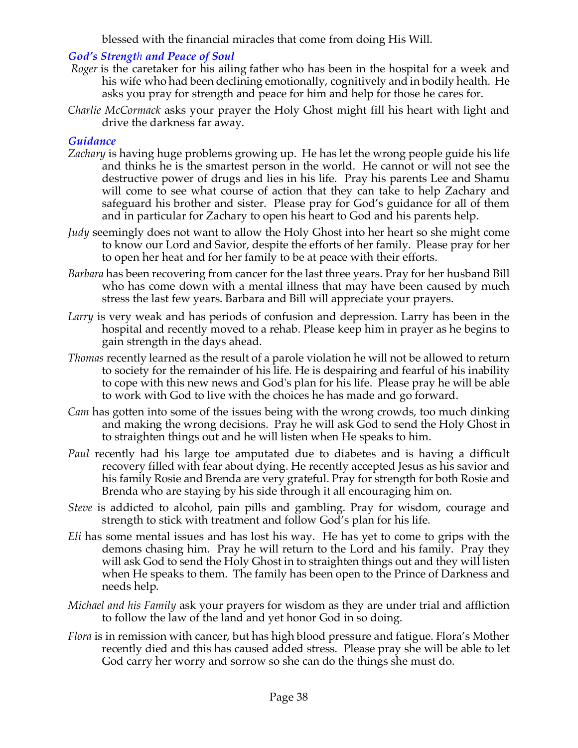blessed with the financial miracles that come from doing His Will.

### *God's Strength and Peace of Soul*

*Roger* is the caretaker for his ailing father who has been in the hospital for a week and his wife who had been declining emotionally, cognitively and in bodily health. He asks you pray for strength and peace for him and help for those he cares for.

*Charlie McCormack* asks your prayer the Holy Ghost might fill his heart with light and drive the darkness far away.

### *Guidance*

*Zachary* is having huge problems growing up. He has let the wrong people guide his life and thinks he is the smartest person in the world. He cannot or will not see the destructive power of drugs and lies in his life. Pray his parents Lee and Shamu will come to see what course of action that they can take to help Zachary and safeguard his brother and sister. Please pray for God's guidance for all of them and in particular for Zachary to open his heart to God and his parents help.

*Judy* seemingly does not want to allow the Holy Ghost into her heart so she might come to know our Lord and Savior, despite the efforts of her family. Please pray for her to open her heat and for her family to be at peace with their efforts.

*Barbara* has been recovering from cancer for the last three years. Pray for her husband Bill who has come down with a mental illness that may have been caused by much stress the last few years. Barbara and Bill will appreciate your prayers.

*Larry* is very weak and has periods of confusion and depression. Larry has been in the hospital and recently moved to a rehab. Please keep him in prayer as he begins to gain strength in the days ahead.

*Thomas* recently learned as the result of a parole violation he will not be allowed to return to society for the remainder of his life. He is despairing and fearful of his inability to cope with this new news and God's plan for his life. Please pray he will be able to work with God to live with the choices he has made and go forward.

*Cam* has gotten into some of the issues being with the wrong crowds, too much dinking and making the wrong decisions. Pray he will ask God to send the Holy Ghost in to straighten things out and he will listen when He speaks to him.

*Paul* recently had his large toe amputated due to diabetes and is having a difficult recovery filled with fear about dying. He recently accepted Jesus as his savior and his family Rosie and Brenda are very grateful. Pray for strength for both Rosie and Brenda who are staying by his side through it all encouraging him on.

*Steve* is addicted to alcohol, pain pills and gambling. Pray for wisdom, courage and strength to stick with treatment and follow God's plan for his life.

*Eli* has some mental issues and has lost his way. He has yet to come to grips with the demons chasing him. Pray he will return to the Lord and his family. Pray they will ask God to send the Holy Ghost in to straighten things out and they will listen when He speaks to them. The family has been open to the Prince of Darkness and needs help.

*Michael and his Family* ask your prayers for wisdom as they are under trial and affliction to follow the law of the land and yet honor God in so doing.

*Flora* is in remission with cancer, but has high blood pressure and fatigue. Flora's Mother recently died and this has caused added stress. Please pray she will be able to let God carry her worry and sorrow so she can do the things she must do.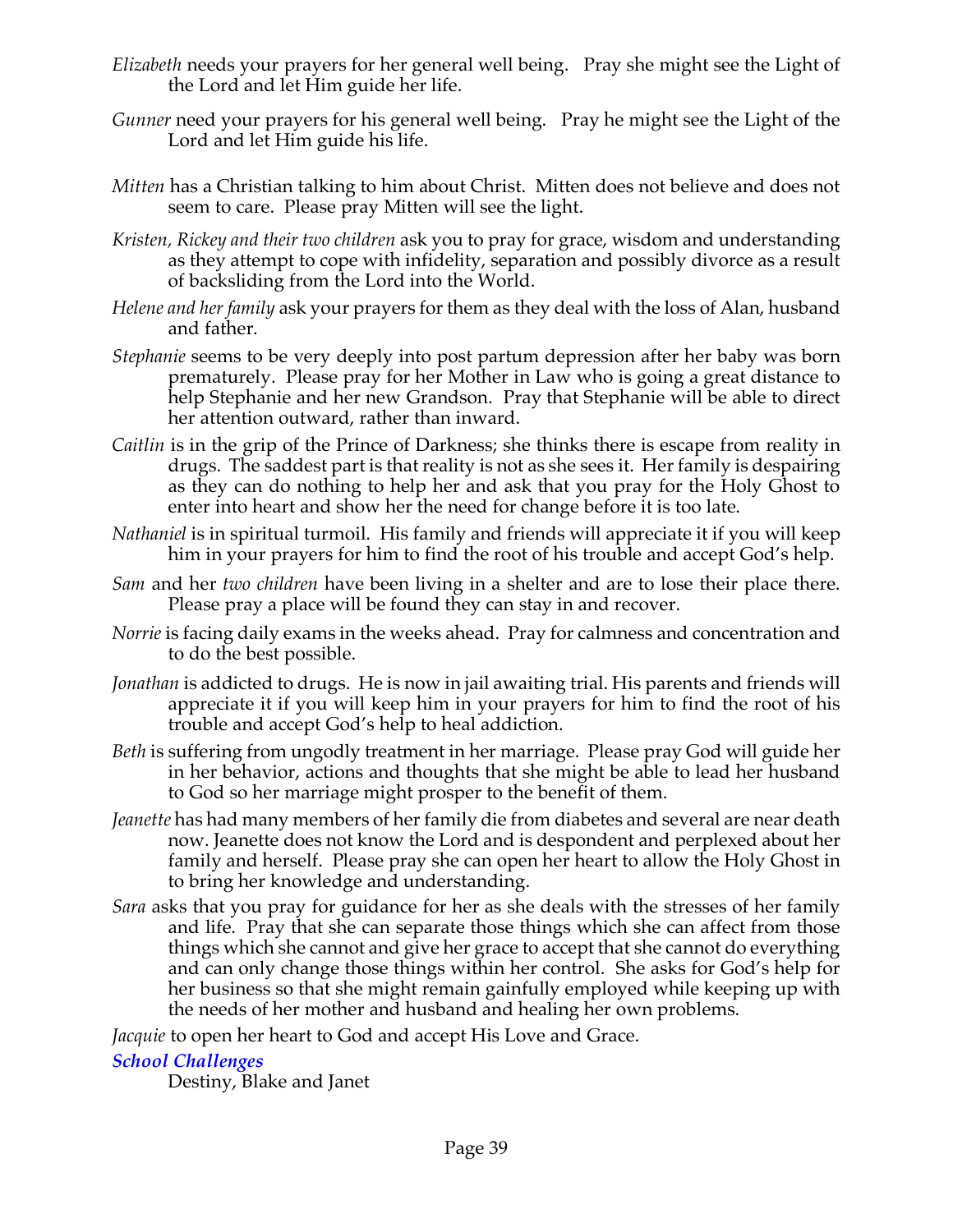*Elizabeth* needs your prayers for her general well being. Pray she might see the Light of the Lord and let Him guide her life.

*Gunner* need your prayers for his general well being. Pray he might see the Light of the Lord and let Him guide his life.

*Mitten* has a Christian talking to him about Christ. Mitten does not believe and does not seem to care. Please pray Mitten will see the light.

*Kristen, Rickey and their two children* ask you to pray for grace, wisdom and understanding as they attempt to cope with infidelity, separation and possibly divorce as a result of backsliding from the Lord into the World.

*Helene and her family* ask your prayers for them as they deal with the loss of Alan, husband and father.

*Stephanie* seems to be very deeply into post partum depression after her baby was born prematurely. Please pray for her Mother in Law who is going a great distance to help Stephanie and her new Grandson. Pray that Stephanie will be able to direct her attention outward, rather than inward.

*Caitlin* is in the grip of the Prince of Darkness; she thinks there is escape from reality in drugs. The saddest part is that reality is not as she sees it. Her family is despairing as they can do nothing to help her and ask that you pray for the Holy Ghost to enter into heart and show her the need for change before it is too late.

*Nathaniel* is in spiritual turmoil. His family and friends will appreciate it if you will keep him in your prayers for him to find the root of his trouble and accept God's help.

*Sam* and her *two children* have been living in a shelter and are to lose their place there. Please pray a place will be found they can stay in and recover.

*Norrie* is facing daily exams in the weeks ahead. Pray for calmness and concentration and to do the best possible.

*Jonathan* is addicted to drugs. He is now in jail awaiting trial. His parents and friends will appreciate it if you will keep him in your prayers for him to find the root of his trouble and accept God's help to heal addiction.

*Beth* is suffering from ungodly treatment in her marriage. Please pray God will guide her in her behavior, actions and thoughts that she might be able to lead her husband to God so her marriage might prosper to the benefit of them.

*Jeanette* has had many members of her family die from diabetes and several are near death now. Jeanette does not know the Lord and is despondent and perplexed about her family and herself. Please pray she can open her heart to allow the Holy Ghost in to bring her knowledge and understanding.

*Sara* asks that you pray for guidance for her as she deals with the stresses of her family and life. Pray that she can separate those things which she can affect from those things which she cannot and give her grace to accept that she cannot do everything and can only change those things within her control. She asks for God's help for her business so that she might remain gainfully employed while keeping up with the needs of her mother and husband and healing her own problems.

*Jacquie* to open her heart to God and accept His Love and Grace.

***School Challenges***

Destiny, Blake and Janet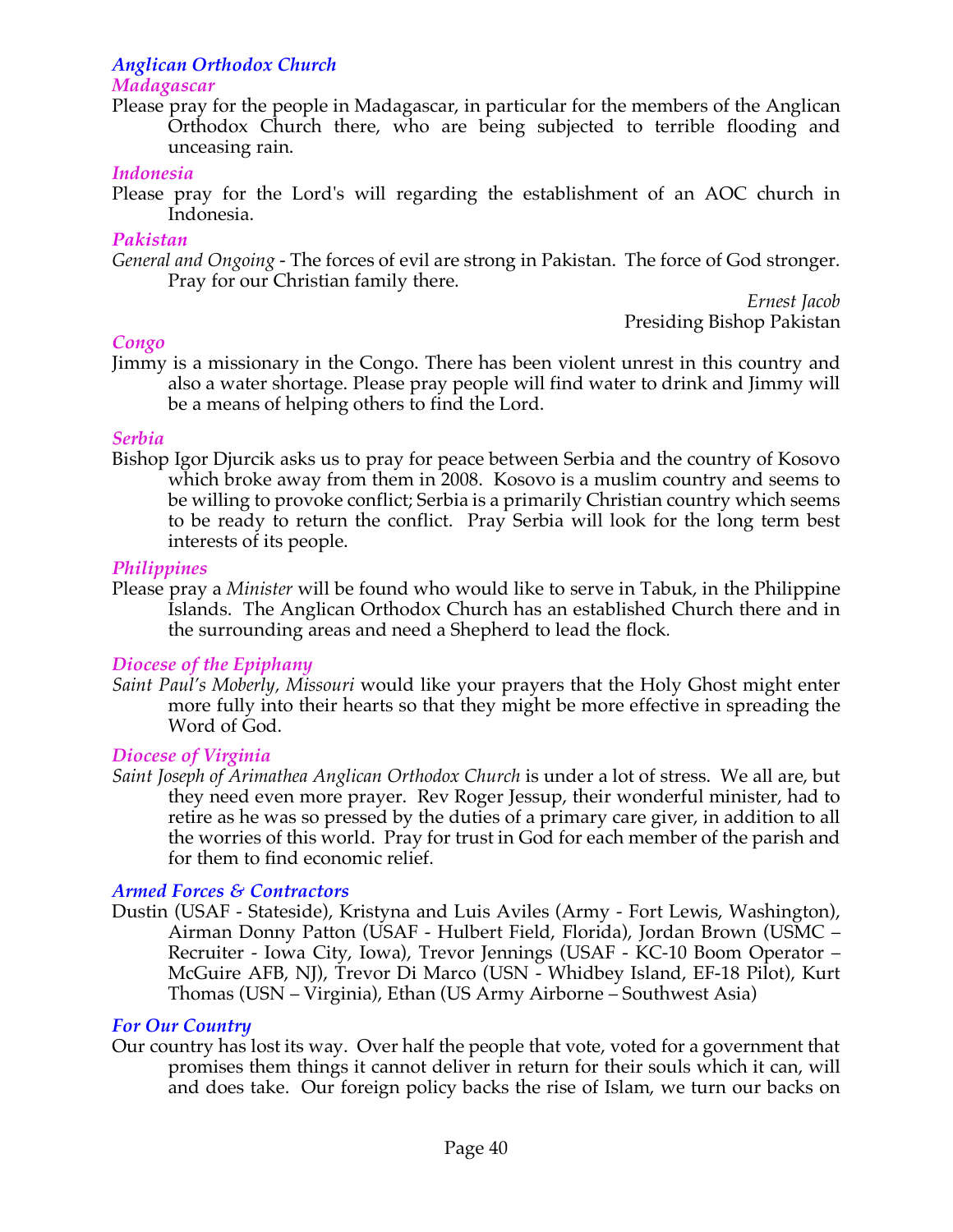### *Anglican Orthodox Church*

#### *Madagascar*

Please pray for the people in Madagascar, in particular for the members of the Anglican Orthodox Church there, who are being subjected to terrible flooding and unceasing rain.

#### *Indonesia*

Please pray for the Lord's will regarding the establishment of an AOC church in Indonesia.

#### *Pakistan*

*General and Ongoing* - The forces of evil are strong in Pakistan. The force of God stronger. Pray for our Christian family there.

*Ernest Jacob*
Presiding Bishop Pakistan

#### *Congo*

Jimmy is a missionary in the Congo. There has been violent unrest in this country and also a water shortage. Please pray people will find water to drink and Jimmy will be a means of helping others to find the Lord.

#### *Serbia*

Bishop Igor Djurcik asks us to pray for peace between Serbia and the country of Kosovo which broke away from them in 2008. Kosovo is a muslim country and seems to be willing to provoke conflict; Serbia is a primarily Christian country which seems to be ready to return the conflict. Pray Serbia will look for the long term best interests of its people.

#### *Philippines*

Please pray a *Minister* will be found who would like to serve in Tabuk, in the Philippine Islands. The Anglican Orthodox Church has an established Church there and in the surrounding areas and need a Shepherd to lead the flock.

#### *Diocese of the Epiphany*

*Saint Paul's Moberly, Missouri* would like your prayers that the Holy Ghost might enter more fully into their hearts so that they might be more effective in spreading the Word of God.

#### *Diocese of Virginia*

*Saint Joseph of Arimathea Anglican Orthodox Church* is under a lot of stress. We all are, but they need even more prayer. Rev Roger Jessup, their wonderful minister, had to retire as he was so pressed by the duties of a primary care giver, in addition to all the worries of this world. Pray for trust in God for each member of the parish and for them to find economic relief.

### *Armed Forces & Contractors*

Dustin (USAF - Stateside), Kristyna and Luis Aviles (Army - Fort Lewis, Washington), Airman Donny Patton (USAF - Hulbert Field, Florida), Jordan Brown (USMC – Recruiter - Iowa City, Iowa), Trevor Jennings (USAF - KC-10 Boom Operator – McGuire AFB, NJ), Trevor Di Marco (USN - Whidbey Island, EF-18 Pilot), Kurt Thomas (USN – Virginia), Ethan (US Army Airborne – Southwest Asia)

### *For Our Country*

Our country has lost its way. Over half the people that vote, voted for a government that promises them things it cannot deliver in return for their souls which it can, will and does take. Our foreign policy backs the rise of Islam, we turn our backs on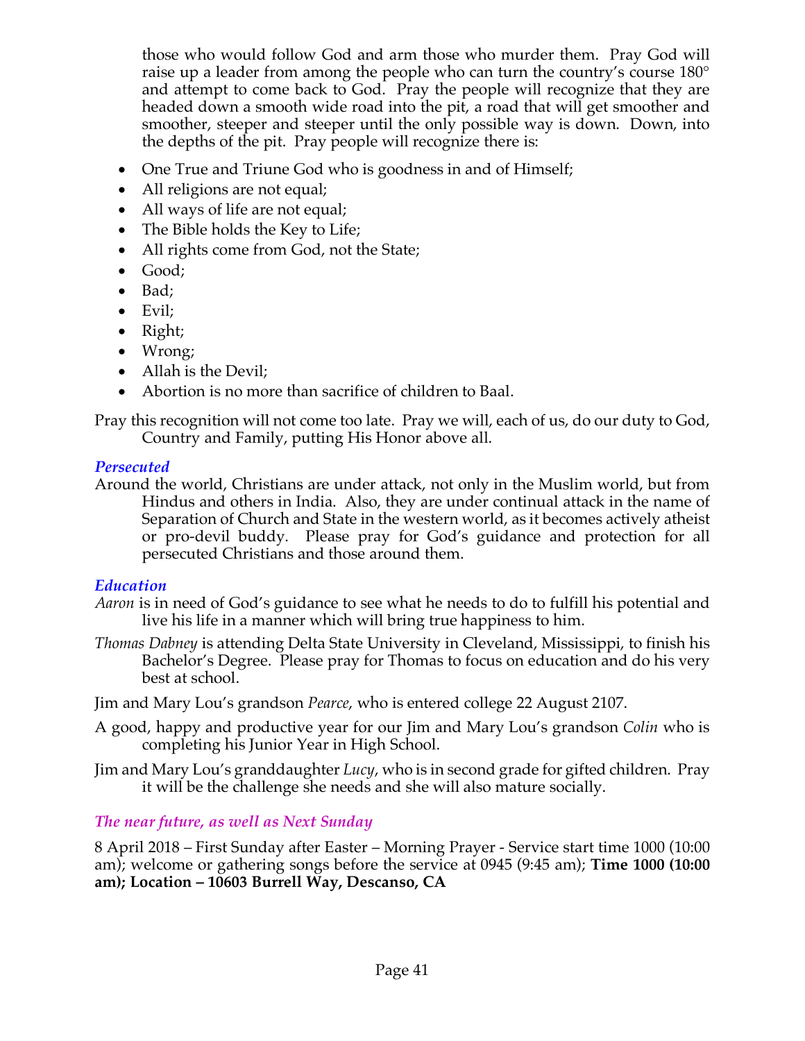those who would follow God and arm those who murder them. Pray God will raise up a leader from among the people who can turn the country's course 180° and attempt to come back to God. Pray the people will recognize that they are headed down a smooth wide road into the pit, a road that will get smoother and smoother, steeper and steeper until the only possible way is down. Down, into the depths of the pit. Pray people will recognize there is:

- One True and Triune God who is goodness in and of Himself;
- All religions are not equal;
- All ways of life are not equal;
- The Bible holds the Key to Life;
- All rights come from God, not the State;
- Good;
- Bad;
- Evil;
- Right;
- Wrong;
- Allah is the Devil;
- Abortion is no more than sacrifice of children to Baal.

Pray this recognition will not come too late. Pray we will, each of us, do our duty to God, Country and Family, putting His Honor above all.

### *Persecuted*

Around the world, Christians are under attack, not only in the Muslim world, but from Hindus and others in India. Also, they are under continual attack in the name of Separation of Church and State in the western world, as it becomes actively atheist or pro-devil buddy. Please pray for God's guidance and protection for all persecuted Christians and those around them.

### *Education*

*Aaron* is in need of God's guidance to see what he needs to do to fulfill his potential and live his life in a manner which will bring true happiness to him.

*Thomas Dabney* is attending Delta State University in Cleveland, Mississippi, to finish his Bachelor's Degree. Please pray for Thomas to focus on education and do his very best at school.

Jim and Mary Lou's grandson *Pearce*, who is entered college 22 August 2107.

A good, happy and productive year for our Jim and Mary Lou's grandson *Colin* who is completing his Junior Year in High School.

Jim and Mary Lou's granddaughter *Lucy*, who is in second grade for gifted children. Pray it will be the challenge she needs and she will also mature socially.

### *The near future, as well as Next Sunday*

8 April 2018 – First Sunday after Easter – Morning Prayer - Service start time 1000 (10:00 am); welcome or gathering songs before the service at 0945 (9:45 am); **Time 1000 (10:00 am); Location – 10603 Burrell Way, Descanso, CA**